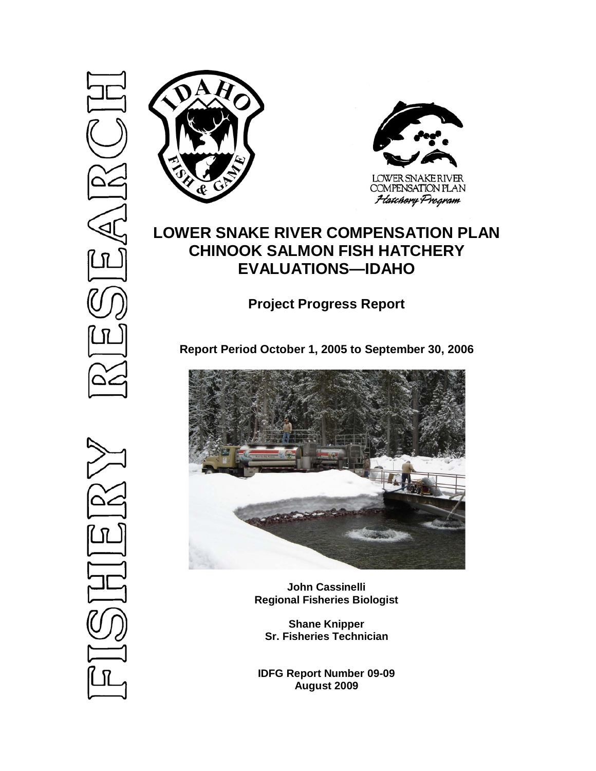FISHERY RESEARCH

LOWER SNAKE RIVER COMPENSATION PLAN

Hatchery Program

# LOWER SNAKE RIVER COMPENSATION PLAN CHINOOK SALMON FISH HATCHERY EVALUATIONS—IDAHO

## Project Progress Report

**Report Period October 1, 2005 to September 30, 2006**

**John Cassinelli**
**Regional Fisheries Biologist**

**Shane Knipper**
**Sr. Fisheries Technician**

**IDFG Report Number 09-09**
**August 2009**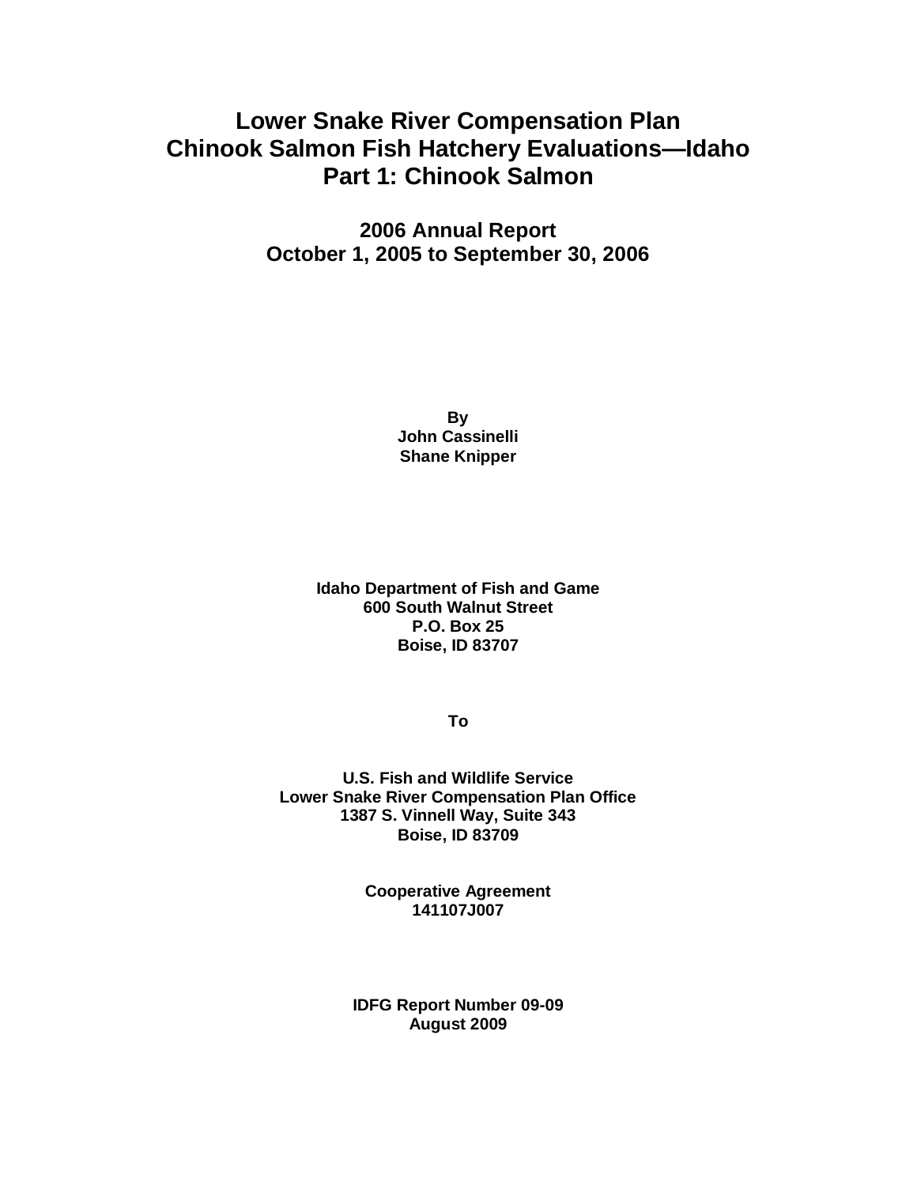# Lower Snake River Compensation Plan
# Chinook Salmon Fish Hatchery Evaluations—Idaho
# Part 1: Chinook Salmon

## 2006 Annual Report
## October 1, 2005 to September 30, 2006

**By**
**John Cassinelli**
**Shane Knipper**

**Idaho Department of Fish and Game**
**600 South Walnut Street**
**P.O. Box 25**
**Boise, ID 83707**

**To**

**U.S. Fish and Wildlife Service**
**Lower Snake River Compensation Plan Office**
**1387 S. Vinnell Way, Suite 343**
**Boise, ID 83709**

**Cooperative Agreement**
**141107J007**

**IDFG Report Number 09-09**
**August 2009**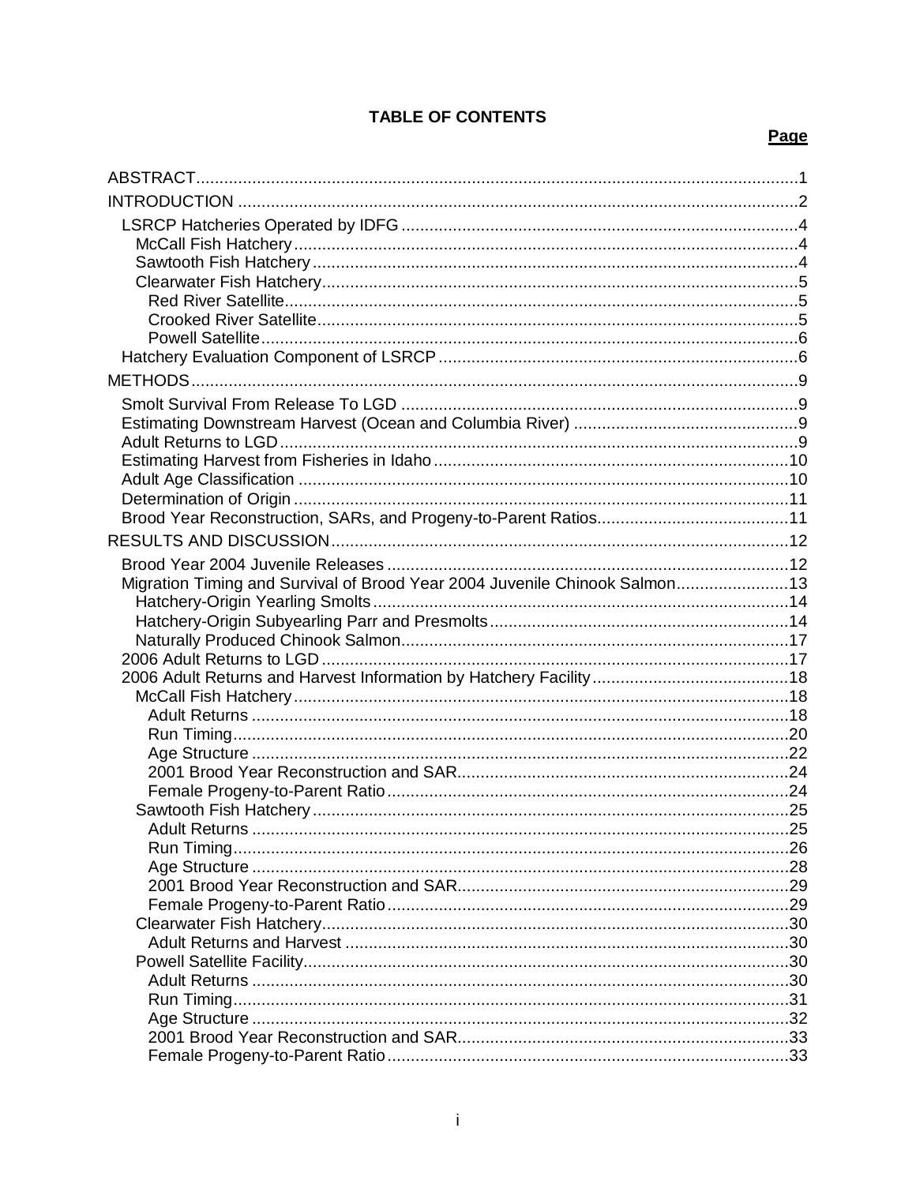## TABLE OF CONTENTS

| | Page |
|---|---|
| ABSTRACT | 1 |
| INTRODUCTION | 2 |
| LSRCP Hatcheries Operated by IDFG | 4 |
| McCall Fish Hatchery | 4 |
| Sawtooth Fish Hatchery | 4 |
| Clearwater Fish Hatchery | 5 |
| Red River Satellite | 5 |
| Crooked River Satellite | 5 |
| Powell Satellite | 6 |
| Hatchery Evaluation Component of LSRCP | 6 |
| METHODS | 9 |
| Smolt Survival From Release To LGD | 9 |
| Estimating Downstream Harvest (Ocean and Columbia River) | 9 |
| Adult Returns to LGD | 9 |
| Estimating Harvest from Fisheries in Idaho | 10 |
| Adult Age Classification | 10 |
| Determination of Origin | 11 |
| Brood Year Reconstruction, SARs, and Progeny-to-Parent Ratios | 11 |
| RESULTS AND DISCUSSION | 12 |
| Brood Year 2004 Juvenile Releases | 12 |
| Migration Timing and Survival of Brood Year 2004 Juvenile Chinook Salmon | 13 |
| Hatchery-Origin Yearling Smolts | 14 |
| Hatchery-Origin Subyearling Parr and Presmolts | 14 |
| Naturally Produced Chinook Salmon | 17 |
| 2006 Adult Returns to LGD | 17 |
| 2006 Adult Returns and Harvest Information by Hatchery Facility | 18 |
| McCall Fish Hatchery | 18 |
| Adult Returns | 18 |
| Run Timing | 20 |
| Age Structure | 22 |
| 2001 Brood Year Reconstruction and SAR | 24 |
| Female Progeny-to-Parent Ratio | 24 |
| Sawtooth Fish Hatchery | 25 |
| Adult Returns | 25 |
| Run Timing | 26 |
| Age Structure | 28 |
| 2001 Brood Year Reconstruction and SAR | 29 |
| Female Progeny-to-Parent Ratio | 29 |
| Clearwater Fish Hatchery | 30 |
| Adult Returns and Harvest | 30 |
| Powell Satellite Facility | 30 |
| Adult Returns | 30 |
| Run Timing | 31 |
| Age Structure | 32 |
| 2001 Brood Year Reconstruction and SAR | 33 |
| Female Progeny-to-Parent Ratio | 33 |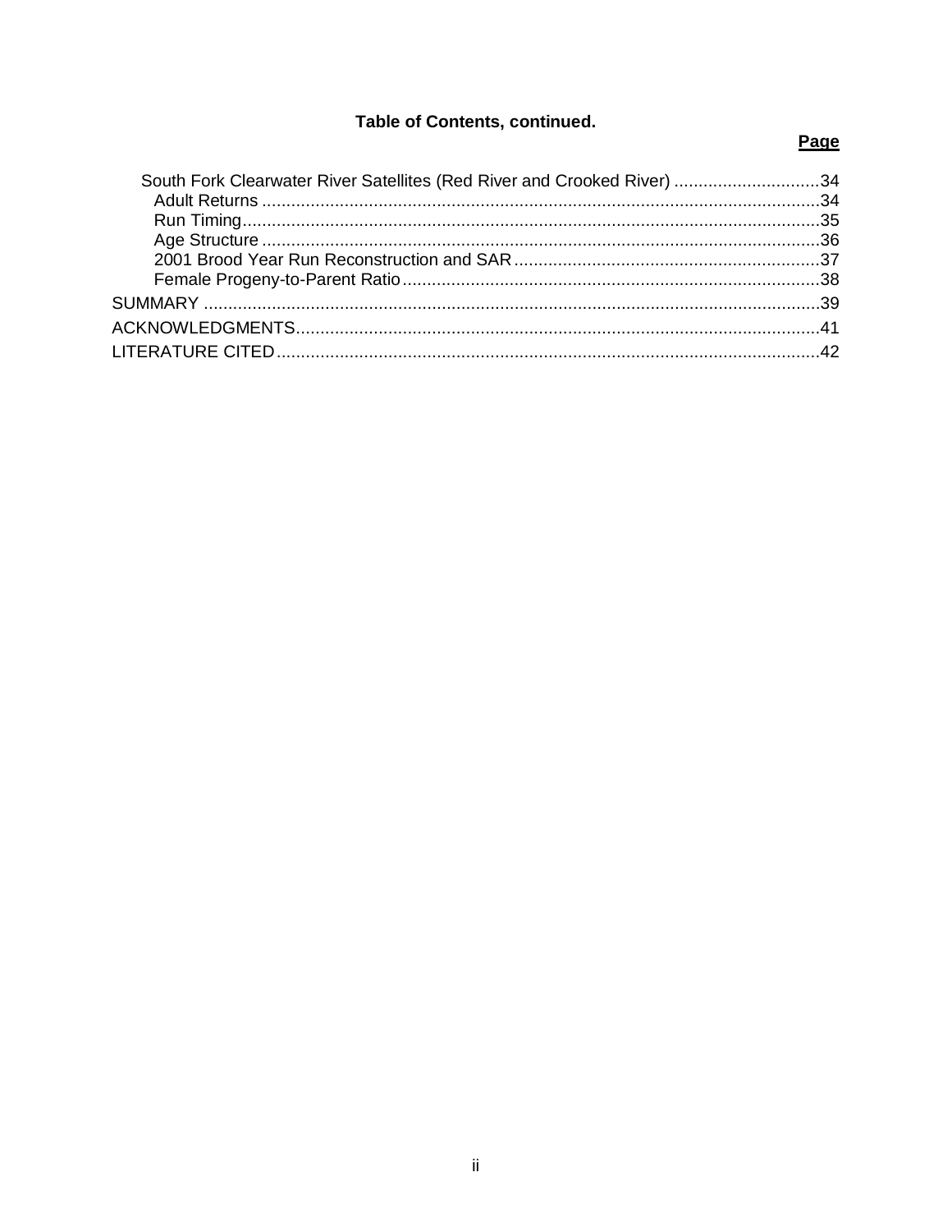**Table of Contents, continued.**

**Page**

- South Fork Clearwater River Satellites (Red River and Crooked River) .....34
  - Adult Returns .....34
  - Run Timing .....35
  - Age Structure .....36
  - 2001 Brood Year Run Reconstruction and SAR .....37
  - Female Progeny-to-Parent Ratio .....38

SUMMARY .....39

ACKNOWLEDGMENTS .....41

LITERATURE CITED .....42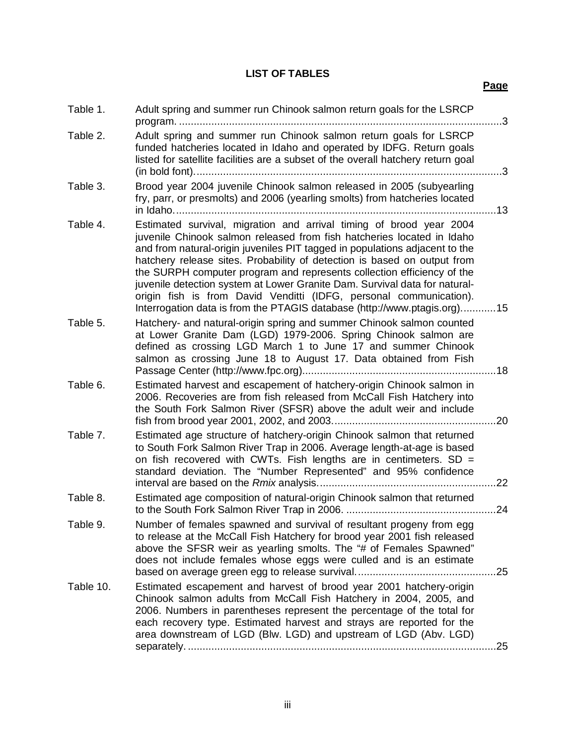# LIST OF TABLES

| | | **Page** |
|---|---|---|
| Table 1. | Adult spring and summer run Chinook salmon return goals for the LSRCP program. | 3 |
| Table 2. | Adult spring and summer run Chinook salmon return goals for LSRCP funded hatcheries located in Idaho and operated by IDFG. Return goals listed for satellite facilities are a subset of the overall hatchery return goal (in bold font). | 3 |
| Table 3. | Brood year 2004 juvenile Chinook salmon released in 2005 (subyearling fry, parr, or presmolts) and 2006 (yearling smolts) from hatcheries located in Idaho. | 13 |
| Table 4. | Estimated survival, migration and arrival timing of brood year 2004 juvenile Chinook salmon released from fish hatcheries located in Idaho and from natural-origin juveniles PIT tagged in populations adjacent to the hatchery release sites. Probability of detection is based on output from the SURPH computer program and represents collection efficiency of the juvenile detection system at Lower Granite Dam. Survival data for natural-origin fish is from David Venditti (IDFG, personal communication). Interrogation data is from the PTAGIS database (http://www.ptagis.org). | 15 |
| Table 5. | Hatchery- and natural-origin spring and summer Chinook salmon counted at Lower Granite Dam (LGD) 1979-2006. Spring Chinook salmon are defined as crossing LGD March 1 to June 17 and summer Chinook salmon as crossing June 18 to August 17. Data obtained from Fish Passage Center (http://www.fpc.org). | 18 |
| Table 6. | Estimated harvest and escapement of hatchery-origin Chinook salmon in 2006. Recoveries are from fish released from McCall Fish Hatchery into the South Fork Salmon River (SFSR) above the adult weir and include fish from brood year 2001, 2002, and 2003. | 20 |
| Table 7. | Estimated age structure of hatchery-origin Chinook salmon that returned to South Fork Salmon River Trap in 2006. Average length-at-age is based on fish recovered with CWTs. Fish lengths are in centimeters. SD = standard deviation. The "Number Represented" and 95% confidence interval are based on the *Rmix* analysis. | 22 |
| Table 8. | Estimated age composition of natural-origin Chinook salmon that returned to the South Fork Salmon River Trap in 2006. | 24 |
| Table 9. | Number of females spawned and survival of resultant progeny from egg to release at the McCall Fish Hatchery for brood year 2001 fish released above the SFSR weir as yearling smolts. The "# of Females Spawned" does not include females whose eggs were culled and is an estimate based on average green egg to release survival. | 25 |
| Table 10. | Estimated escapement and harvest of brood year 2001 hatchery-origin Chinook salmon adults from McCall Fish Hatchery in 2004, 2005, and 2006. Numbers in parentheses represent the percentage of the total for each recovery type. Estimated harvest and strays are reported for the area downstream of LGD (Blw. LGD) and upstream of LGD (Abv. LGD) separately. | 25 |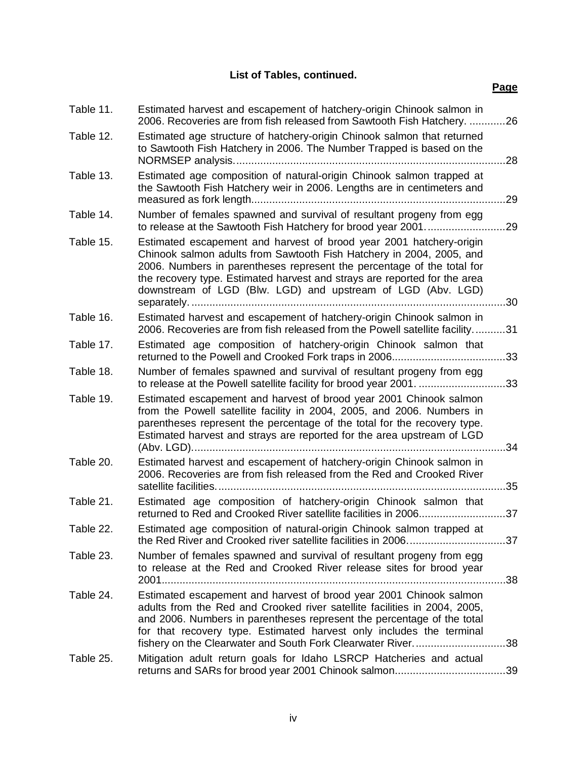**List of Tables, continued.**

| | | **Page** |
|---|---|---|
| Table 11. | Estimated harvest and escapement of hatchery-origin Chinook salmon in 2006. Recoveries are from fish released from Sawtooth Fish Hatchery. | 26 |
| Table 12. | Estimated age structure of hatchery-origin Chinook salmon that returned to Sawtooth Fish Hatchery in 2006. The Number Trapped is based on the NORMSEP analysis. | 28 |
| Table 13. | Estimated age composition of natural-origin Chinook salmon trapped at the Sawtooth Fish Hatchery weir in 2006. Lengths are in centimeters and measured as fork length. | 29 |
| Table 14. | Number of females spawned and survival of resultant progeny from egg to release at the Sawtooth Fish Hatchery for brood year 2001. | 29 |
| Table 15. | Estimated escapement and harvest of brood year 2001 hatchery-origin Chinook salmon adults from Sawtooth Fish Hatchery in 2004, 2005, and 2006. Numbers in parentheses represent the percentage of the total for the recovery type. Estimated harvest and strays are reported for the area downstream of LGD (Blw. LGD) and upstream of LGD (Abv. LGD) separately. | 30 |
| Table 16. | Estimated harvest and escapement of hatchery-origin Chinook salmon in 2006. Recoveries are from fish released from the Powell satellite facility. | 31 |
| Table 17. | Estimated age composition of hatchery-origin Chinook salmon that returned to the Powell and Crooked Fork traps in 2006. | 33 |
| Table 18. | Number of females spawned and survival of resultant progeny from egg to release at the Powell satellite facility for brood year 2001. | 33 |
| Table 19. | Estimated escapement and harvest of brood year 2001 Chinook salmon from the Powell satellite facility in 2004, 2005, and 2006. Numbers in parentheses represent the percentage of the total for the recovery type. Estimated harvest and strays are reported for the area upstream of LGD (Abv. LGD). | 34 |
| Table 20. | Estimated harvest and escapement of hatchery-origin Chinook salmon in 2006. Recoveries are from fish released from the Red and Crooked River satellite facilities. | 35 |
| Table 21. | Estimated age composition of hatchery-origin Chinook salmon that returned to Red and Crooked River satellite facilities in 2006. | 37 |
| Table 22. | Estimated age composition of natural-origin Chinook salmon trapped at the Red River and Crooked river satellite facilities in 2006. | 37 |
| Table 23. | Number of females spawned and survival of resultant progeny from egg to release at the Red and Crooked River release sites for brood year 2001. | 38 |
| Table 24. | Estimated escapement and harvest of brood year 2001 Chinook salmon adults from the Red and Crooked river satellite facilities in 2004, 2005, and 2006. Numbers in parentheses represent the percentage of the total for that recovery type. Estimated harvest only includes the terminal fishery on the Clearwater and South Fork Clearwater River. | 38 |
| Table 25. | Mitigation adult return goals for Idaho LSRCP Hatcheries and actual returns and SARs for brood year 2001 Chinook salmon. | 39 |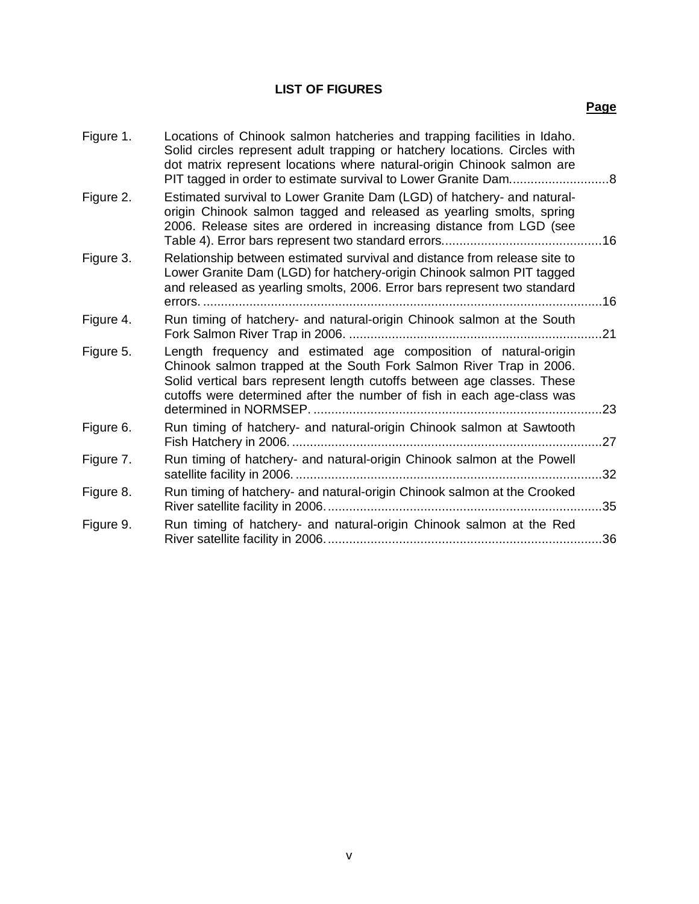# LIST OF FIGURES

| | | Page |
|---|---|---|
| Figure 1. | Locations of Chinook salmon hatcheries and trapping facilities in Idaho. Solid circles represent adult trapping or hatchery locations. Circles with dot matrix represent locations where natural-origin Chinook salmon are PIT tagged in order to estimate survival to Lower Granite Dam. | 8 |
| Figure 2. | Estimated survival to Lower Granite Dam (LGD) of hatchery- and natural-origin Chinook salmon tagged and released as yearling smolts, spring 2006. Release sites are ordered in increasing distance from LGD (see Table 4). Error bars represent two standard errors. | 16 |
| Figure 3. | Relationship between estimated survival and distance from release site to Lower Granite Dam (LGD) for hatchery-origin Chinook salmon PIT tagged and released as yearling smolts, 2006. Error bars represent two standard errors. | 16 |
| Figure 4. | Run timing of hatchery- and natural-origin Chinook salmon at the South Fork Salmon River Trap in 2006. | 21 |
| Figure 5. | Length frequency and estimated age composition of natural-origin Chinook salmon trapped at the South Fork Salmon River Trap in 2006. Solid vertical bars represent length cutoffs between age classes. These cutoffs were determined after the number of fish in each age-class was determined in NORMSEP. | 23 |
| Figure 6. | Run timing of hatchery- and natural-origin Chinook salmon at Sawtooth Fish Hatchery in 2006. | 27 |
| Figure 7. | Run timing of hatchery- and natural-origin Chinook salmon at the Powell satellite facility in 2006. | 32 |
| Figure 8. | Run timing of hatchery- and natural-origin Chinook salmon at the Crooked River satellite facility in 2006. | 35 |
| Figure 9. | Run timing of hatchery- and natural-origin Chinook salmon at the Red River satellite facility in 2006. | 36 |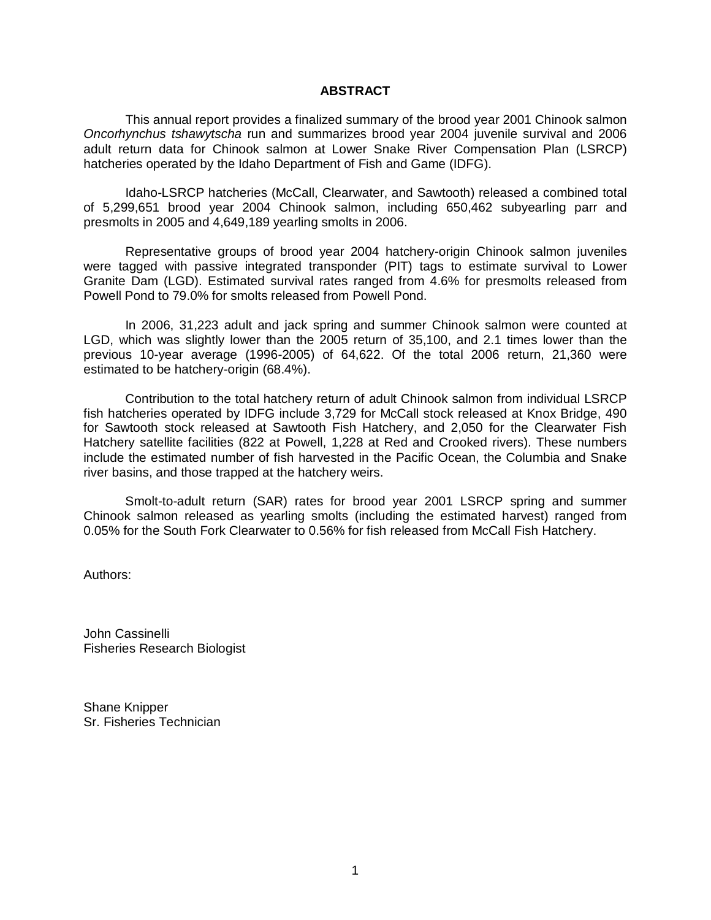# ABSTRACT

This annual report provides a finalized summary of the brood year 2001 Chinook salmon *Oncorhynchus tshawytscha* run and summarizes brood year 2004 juvenile survival and 2006 adult return data for Chinook salmon at Lower Snake River Compensation Plan (LSRCP) hatcheries operated by the Idaho Department of Fish and Game (IDFG).

Idaho-LSRCP hatcheries (McCall, Clearwater, and Sawtooth) released a combined total of 5,299,651 brood year 2004 Chinook salmon, including 650,462 subyearling parr and presmolts in 2005 and 4,649,189 yearling smolts in 2006.

Representative groups of brood year 2004 hatchery-origin Chinook salmon juveniles were tagged with passive integrated transponder (PIT) tags to estimate survival to Lower Granite Dam (LGD). Estimated survival rates ranged from 4.6% for presmolts released from Powell Pond to 79.0% for smolts released from Powell Pond.

In 2006, 31,223 adult and jack spring and summer Chinook salmon were counted at LGD, which was slightly lower than the 2005 return of 35,100, and 2.1 times lower than the previous 10-year average (1996-2005) of 64,622. Of the total 2006 return, 21,360 were estimated to be hatchery-origin (68.4%).

Contribution to the total hatchery return of adult Chinook salmon from individual LSRCP fish hatcheries operated by IDFG include 3,729 for McCall stock released at Knox Bridge, 490 for Sawtooth stock released at Sawtooth Fish Hatchery, and 2,050 for the Clearwater Fish Hatchery satellite facilities (822 at Powell, 1,228 at Red and Crooked rivers). These numbers include the estimated number of fish harvested in the Pacific Ocean, the Columbia and Snake river basins, and those trapped at the hatchery weirs.

Smolt-to-adult return (SAR) rates for brood year 2001 LSRCP spring and summer Chinook salmon released as yearling smolts (including the estimated harvest) ranged from 0.05% for the South Fork Clearwater to 0.56% for fish released from McCall Fish Hatchery.

Authors:

John Cassinelli
Fisheries Research Biologist

Shane Knipper
Sr. Fisheries Technician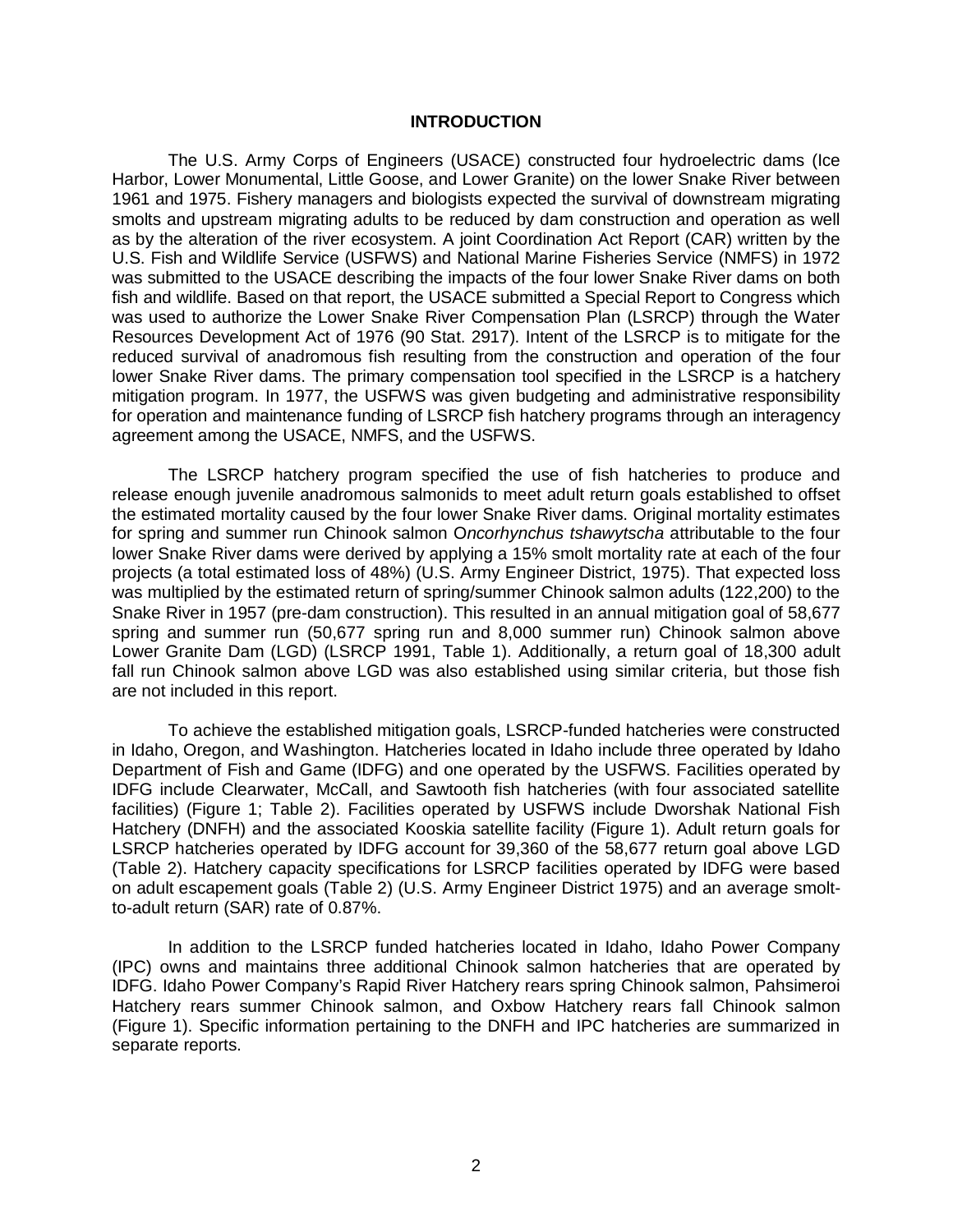# INTRODUCTION

The U.S. Army Corps of Engineers (USACE) constructed four hydroelectric dams (Ice Harbor, Lower Monumental, Little Goose, and Lower Granite) on the lower Snake River between 1961 and 1975. Fishery managers and biologists expected the survival of downstream migrating smolts and upstream migrating adults to be reduced by dam construction and operation as well as by the alteration of the river ecosystem. A joint Coordination Act Report (CAR) written by the U.S. Fish and Wildlife Service (USFWS) and National Marine Fisheries Service (NMFS) in 1972 was submitted to the USACE describing the impacts of the four lower Snake River dams on both fish and wildlife. Based on that report, the USACE submitted a Special Report to Congress which was used to authorize the Lower Snake River Compensation Plan (LSRCP) through the Water Resources Development Act of 1976 (90 Stat. 2917). Intent of the LSRCP is to mitigate for the reduced survival of anadromous fish resulting from the construction and operation of the four lower Snake River dams. The primary compensation tool specified in the LSRCP is a hatchery mitigation program. In 1977, the USFWS was given budgeting and administrative responsibility for operation and maintenance funding of LSRCP fish hatchery programs through an interagency agreement among the USACE, NMFS, and the USFWS.

The LSRCP hatchery program specified the use of fish hatcheries to produce and release enough juvenile anadromous salmonids to meet adult return goals established to offset the estimated mortality caused by the four lower Snake River dams. Original mortality estimates for spring and summer run Chinook salmon O*ncorhynchus tshawytscha* attributable to the four lower Snake River dams were derived by applying a 15% smolt mortality rate at each of the four projects (a total estimated loss of 48%) (U.S. Army Engineer District, 1975). That expected loss was multiplied by the estimated return of spring/summer Chinook salmon adults (122,200) to the Snake River in 1957 (pre-dam construction). This resulted in an annual mitigation goal of 58,677 spring and summer run (50,677 spring run and 8,000 summer run) Chinook salmon above Lower Granite Dam (LGD) (LSRCP 1991, Table 1). Additionally, a return goal of 18,300 adult fall run Chinook salmon above LGD was also established using similar criteria, but those fish are not included in this report.

To achieve the established mitigation goals, LSRCP-funded hatcheries were constructed in Idaho, Oregon, and Washington. Hatcheries located in Idaho include three operated by Idaho Department of Fish and Game (IDFG) and one operated by the USFWS. Facilities operated by IDFG include Clearwater, McCall, and Sawtooth fish hatcheries (with four associated satellite facilities) (Figure 1; Table 2). Facilities operated by USFWS include Dworshak National Fish Hatchery (DNFH) and the associated Kooskia satellite facility (Figure 1). Adult return goals for LSRCP hatcheries operated by IDFG account for 39,360 of the 58,677 return goal above LGD (Table 2). Hatchery capacity specifications for LSRCP facilities operated by IDFG were based on adult escapement goals (Table 2) (U.S. Army Engineer District 1975) and an average smolt-to-adult return (SAR) rate of 0.87%.

In addition to the LSRCP funded hatcheries located in Idaho, Idaho Power Company (IPC) owns and maintains three additional Chinook salmon hatcheries that are operated by IDFG. Idaho Power Company's Rapid River Hatchery rears spring Chinook salmon, Pahsimeroi Hatchery rears summer Chinook salmon, and Oxbow Hatchery rears fall Chinook salmon (Figure 1). Specific information pertaining to the DNFH and IPC hatcheries are summarized in separate reports.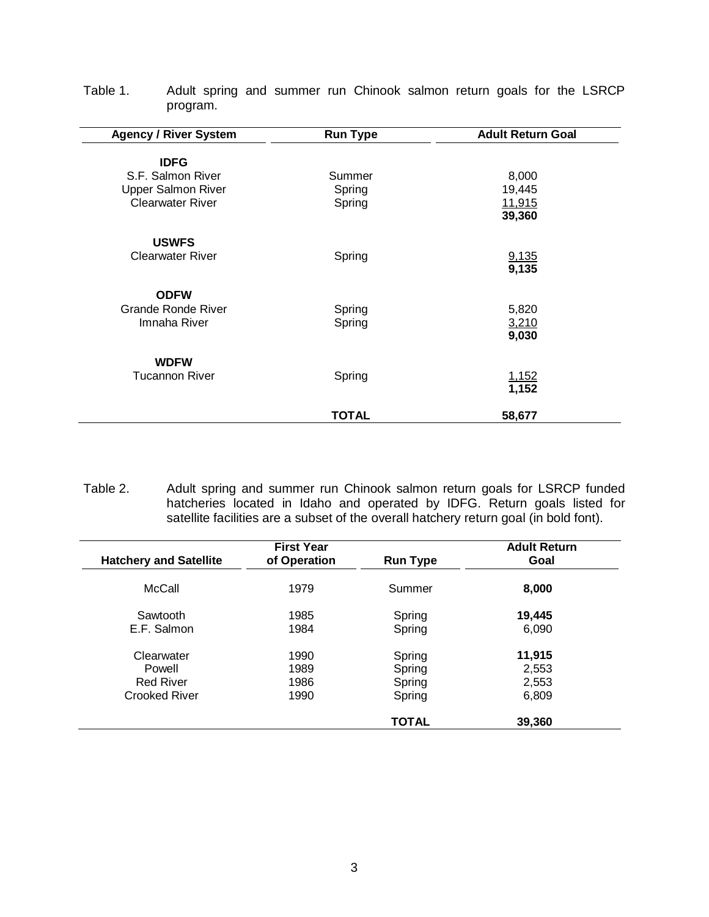Table 1. Adult spring and summer run Chinook salmon return goals for the LSRCP program.

| Agency / River System | Run Type | Adult Return Goal |
|---|---|---|
| **IDFG** | | |
| S.F. Salmon River | Summer | 8,000 |
| Upper Salmon River | Spring | 19,445 |
| Clearwater River | Spring | 11,915 |
| | | **39,360** |
| **USWFS** | | |
| Clearwater River | Spring | 9,135 |
| | | **9,135** |
| **ODFW** | | |
| Grande Ronde River | Spring | 5,820 |
| Imnaha River | Spring | 3,210 |
| | | **9,030** |
| **WDFW** | | |
| Tucannon River | Spring | 1,152 |
| | | **1,152** |
| | **TOTAL** | **58,677** |

Table 2. Adult spring and summer run Chinook salmon return goals for LSRCP funded hatcheries located in Idaho and operated by IDFG. Return goals listed for satellite facilities are a subset of the overall hatchery return goal (in bold font).

| Hatchery and Satellite | First Year of Operation | Run Type | Adult Return Goal |
|---|---|---|---|
| McCall | 1979 | Summer | **8,000** |
| Sawtooth | 1985 | Spring | **19,445** |
| E.F. Salmon | 1984 | Spring | 6,090 |
| Clearwater | 1990 | Spring | **11,915** |
| Powell | 1989 | Spring | 2,553 |
| Red River | 1986 | Spring | 2,553 |
| Crooked River | 1990 | Spring | 6,809 |
| | | **TOTAL** | **39,360** |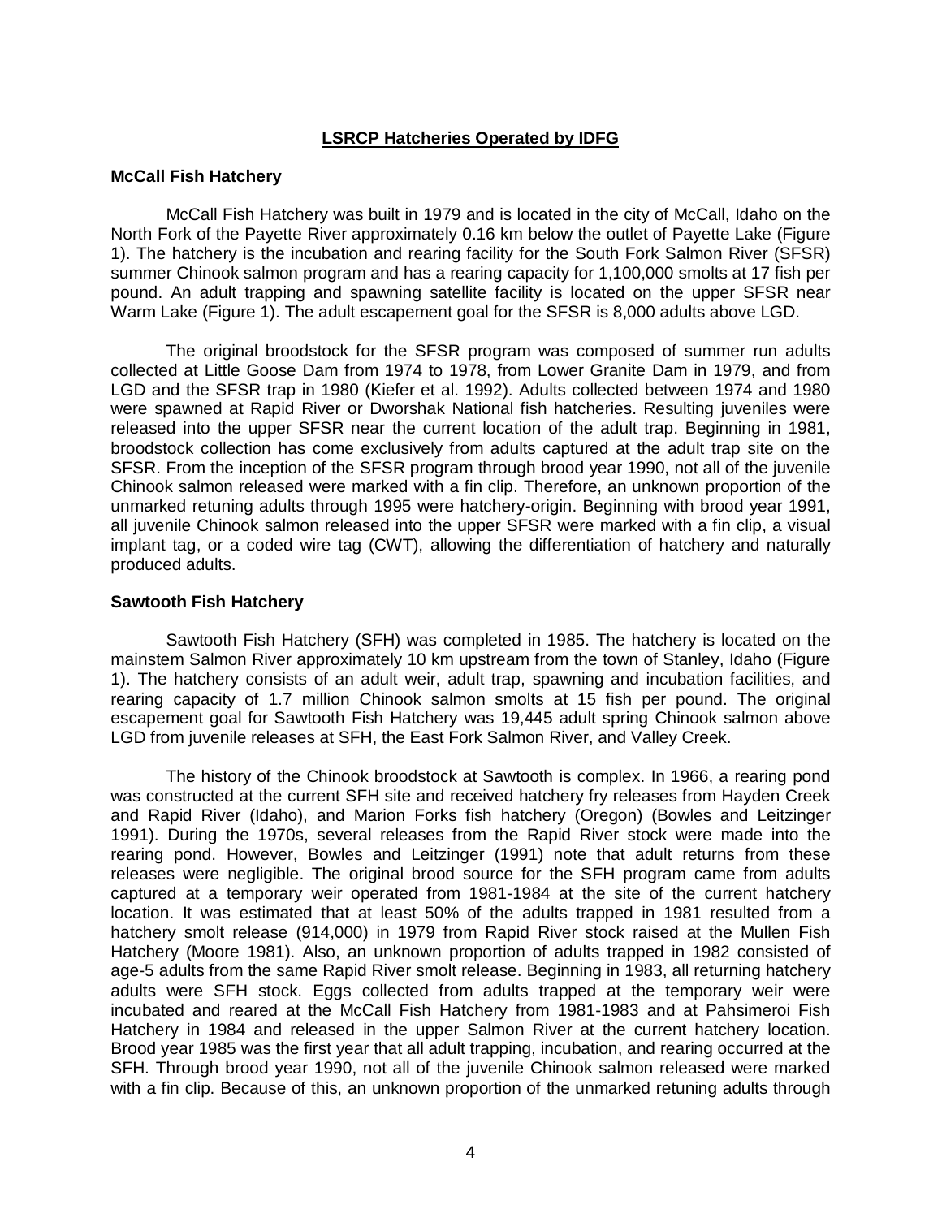## LSRCP Hatcheries Operated by IDFG

### McCall Fish Hatchery

McCall Fish Hatchery was built in 1979 and is located in the city of McCall, Idaho on the North Fork of the Payette River approximately 0.16 km below the outlet of Payette Lake (Figure 1). The hatchery is the incubation and rearing facility for the South Fork Salmon River (SFSR) summer Chinook salmon program and has a rearing capacity for 1,100,000 smolts at 17 fish per pound. An adult trapping and spawning satellite facility is located on the upper SFSR near Warm Lake (Figure 1). The adult escapement goal for the SFSR is 8,000 adults above LGD.

The original broodstock for the SFSR program was composed of summer run adults collected at Little Goose Dam from 1974 to 1978, from Lower Granite Dam in 1979, and from LGD and the SFSR trap in 1980 (Kiefer et al. 1992). Adults collected between 1974 and 1980 were spawned at Rapid River or Dworshak National fish hatcheries. Resulting juveniles were released into the upper SFSR near the current location of the adult trap. Beginning in 1981, broodstock collection has come exclusively from adults captured at the adult trap site on the SFSR. From the inception of the SFSR program through brood year 1990, not all of the juvenile Chinook salmon released were marked with a fin clip. Therefore, an unknown proportion of the unmarked retuning adults through 1995 were hatchery-origin. Beginning with brood year 1991, all juvenile Chinook salmon released into the upper SFSR were marked with a fin clip, a visual implant tag, or a coded wire tag (CWT), allowing the differentiation of hatchery and naturally produced adults.

### Sawtooth Fish Hatchery

Sawtooth Fish Hatchery (SFH) was completed in 1985. The hatchery is located on the mainstem Salmon River approximately 10 km upstream from the town of Stanley, Idaho (Figure 1). The hatchery consists of an adult weir, adult trap, spawning and incubation facilities, and rearing capacity of 1.7 million Chinook salmon smolts at 15 fish per pound. The original escapement goal for Sawtooth Fish Hatchery was 19,445 adult spring Chinook salmon above LGD from juvenile releases at SFH, the East Fork Salmon River, and Valley Creek.

The history of the Chinook broodstock at Sawtooth is complex. In 1966, a rearing pond was constructed at the current SFH site and received hatchery fry releases from Hayden Creek and Rapid River (Idaho), and Marion Forks fish hatchery (Oregon) (Bowles and Leitzinger 1991). During the 1970s, several releases from the Rapid River stock were made into the rearing pond. However, Bowles and Leitzinger (1991) note that adult returns from these releases were negligible. The original brood source for the SFH program came from adults captured at a temporary weir operated from 1981-1984 at the site of the current hatchery location. It was estimated that at least 50% of the adults trapped in 1981 resulted from a hatchery smolt release (914,000) in 1979 from Rapid River stock raised at the Mullen Fish Hatchery (Moore 1981). Also, an unknown proportion of adults trapped in 1982 consisted of age-5 adults from the same Rapid River smolt release. Beginning in 1983, all returning hatchery adults were SFH stock. Eggs collected from adults trapped at the temporary weir were incubated and reared at the McCall Fish Hatchery from 1981-1983 and at Pahsimeroi Fish Hatchery in 1984 and released in the upper Salmon River at the current hatchery location. Brood year 1985 was the first year that all adult trapping, incubation, and rearing occurred at the SFH. Through brood year 1990, not all of the juvenile Chinook salmon released were marked with a fin clip. Because of this, an unknown proportion of the unmarked retuning adults through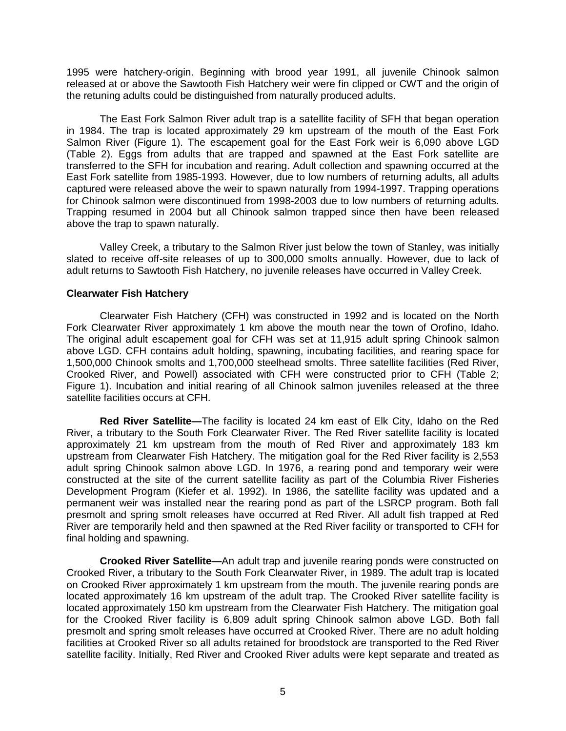1995 were hatchery-origin. Beginning with brood year 1991, all juvenile Chinook salmon released at or above the Sawtooth Fish Hatchery weir were fin clipped or CWT and the origin of the retuning adults could be distinguished from naturally produced adults.

The East Fork Salmon River adult trap is a satellite facility of SFH that began operation in 1984. The trap is located approximately 29 km upstream of the mouth of the East Fork Salmon River (Figure 1). The escapement goal for the East Fork weir is 6,090 above LGD (Table 2). Eggs from adults that are trapped and spawned at the East Fork satellite are transferred to the SFH for incubation and rearing. Adult collection and spawning occurred at the East Fork satellite from 1985-1993. However, due to low numbers of returning adults, all adults captured were released above the weir to spawn naturally from 1994-1997. Trapping operations for Chinook salmon were discontinued from 1998-2003 due to low numbers of returning adults. Trapping resumed in 2004 but all Chinook salmon trapped since then have been released above the trap to spawn naturally.

Valley Creek, a tributary to the Salmon River just below the town of Stanley, was initially slated to receive off-site releases of up to 300,000 smolts annually. However, due to lack of adult returns to Sawtooth Fish Hatchery, no juvenile releases have occurred in Valley Creek.

**Clearwater Fish Hatchery**

Clearwater Fish Hatchery (CFH) was constructed in 1992 and is located on the North Fork Clearwater River approximately 1 km above the mouth near the town of Orofino, Idaho. The original adult escapement goal for CFH was set at 11,915 adult spring Chinook salmon above LGD. CFH contains adult holding, spawning, incubating facilities, and rearing space for 1,500,000 Chinook smolts and 1,700,000 steelhead smolts. Three satellite facilities (Red River, Crooked River, and Powell) associated with CFH were constructed prior to CFH (Table 2; Figure 1). Incubation and initial rearing of all Chinook salmon juveniles released at the three satellite facilities occurs at CFH.

**Red River Satellite—**The facility is located 24 km east of Elk City, Idaho on the Red River, a tributary to the South Fork Clearwater River. The Red River satellite facility is located approximately 21 km upstream from the mouth of Red River and approximately 183 km upstream from Clearwater Fish Hatchery. The mitigation goal for the Red River facility is 2,553 adult spring Chinook salmon above LGD. In 1976, a rearing pond and temporary weir were constructed at the site of the current satellite facility as part of the Columbia River Fisheries Development Program (Kiefer et al. 1992). In 1986, the satellite facility was updated and a permanent weir was installed near the rearing pond as part of the LSRCP program. Both fall presmolt and spring smolt releases have occurred at Red River. All adult fish trapped at Red River are temporarily held and then spawned at the Red River facility or transported to CFH for final holding and spawning.

**Crooked River Satellite—**An adult trap and juvenile rearing ponds were constructed on Crooked River, a tributary to the South Fork Clearwater River, in 1989. The adult trap is located on Crooked River approximately 1 km upstream from the mouth. The juvenile rearing ponds are located approximately 16 km upstream of the adult trap. The Crooked River satellite facility is located approximately 150 km upstream from the Clearwater Fish Hatchery. The mitigation goal for the Crooked River facility is 6,809 adult spring Chinook salmon above LGD. Both fall presmolt and spring smolt releases have occurred at Crooked River. There are no adult holding facilities at Crooked River so all adults retained for broodstock are transported to the Red River satellite facility. Initially, Red River and Crooked River adults were kept separate and treated as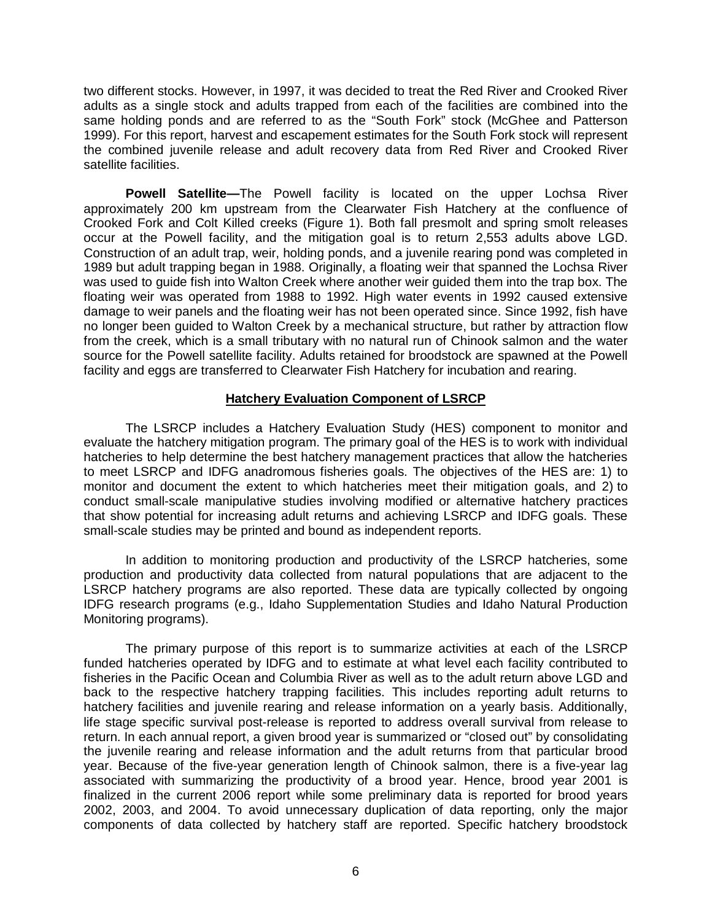two different stocks. However, in 1997, it was decided to treat the Red River and Crooked River adults as a single stock and adults trapped from each of the facilities are combined into the same holding ponds and are referred to as the "South Fork" stock (McGhee and Patterson 1999). For this report, harvest and escapement estimates for the South Fork stock will represent the combined juvenile release and adult recovery data from Red River and Crooked River satellite facilities.

**Powell Satellite—**The Powell facility is located on the upper Lochsa River approximately 200 km upstream from the Clearwater Fish Hatchery at the confluence of Crooked Fork and Colt Killed creeks (Figure 1). Both fall presmolt and spring smolt releases occur at the Powell facility, and the mitigation goal is to return 2,553 adults above LGD. Construction of an adult trap, weir, holding ponds, and a juvenile rearing pond was completed in 1989 but adult trapping began in 1988. Originally, a floating weir that spanned the Lochsa River was used to guide fish into Walton Creek where another weir guided them into the trap box. The floating weir was operated from 1988 to 1992. High water events in 1992 caused extensive damage to weir panels and the floating weir has not been operated since. Since 1992, fish have no longer been guided to Walton Creek by a mechanical structure, but rather by attraction flow from the creek, which is a small tributary with no natural run of Chinook salmon and the water source for the Powell satellite facility. Adults retained for broodstock are spawned at the Powell facility and eggs are transferred to Clearwater Fish Hatchery for incubation and rearing.

## Hatchery Evaluation Component of LSRCP

The LSRCP includes a Hatchery Evaluation Study (HES) component to monitor and evaluate the hatchery mitigation program. The primary goal of the HES is to work with individual hatcheries to help determine the best hatchery management practices that allow the hatcheries to meet LSRCP and IDFG anadromous fisheries goals. The objectives of the HES are: 1) to monitor and document the extent to which hatcheries meet their mitigation goals, and 2) to conduct small-scale manipulative studies involving modified or alternative hatchery practices that show potential for increasing adult returns and achieving LSRCP and IDFG goals. These small-scale studies may be printed and bound as independent reports.

In addition to monitoring production and productivity of the LSRCP hatcheries, some production and productivity data collected from natural populations that are adjacent to the LSRCP hatchery programs are also reported. These data are typically collected by ongoing IDFG research programs (e.g., Idaho Supplementation Studies and Idaho Natural Production Monitoring programs).

The primary purpose of this report is to summarize activities at each of the LSRCP funded hatcheries operated by IDFG and to estimate at what level each facility contributed to fisheries in the Pacific Ocean and Columbia River as well as to the adult return above LGD and back to the respective hatchery trapping facilities. This includes reporting adult returns to hatchery facilities and juvenile rearing and release information on a yearly basis. Additionally, life stage specific survival post-release is reported to address overall survival from release to return. In each annual report, a given brood year is summarized or "closed out" by consolidating the juvenile rearing and release information and the adult returns from that particular brood year. Because of the five-year generation length of Chinook salmon, there is a five-year lag associated with summarizing the productivity of a brood year. Hence, brood year 2001 is finalized in the current 2006 report while some preliminary data is reported for brood years 2002, 2003, and 2004. To avoid unnecessary duplication of data reporting, only the major components of data collected by hatchery staff are reported. Specific hatchery broodstock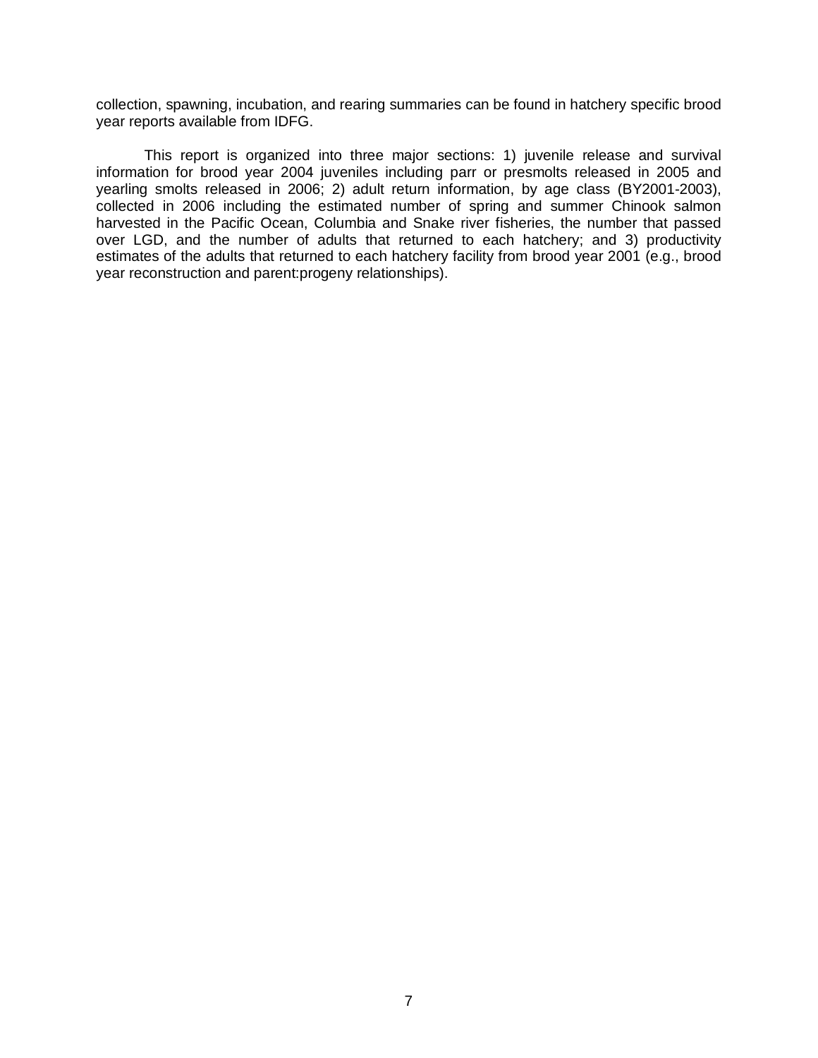collection, spawning, incubation, and rearing summaries can be found in hatchery specific brood year reports available from IDFG.

This report is organized into three major sections: 1) juvenile release and survival information for brood year 2004 juveniles including parr or presmolts released in 2005 and yearling smolts released in 2006; 2) adult return information, by age class (BY2001-2003), collected in 2006 including the estimated number of spring and summer Chinook salmon harvested in the Pacific Ocean, Columbia and Snake river fisheries, the number that passed over LGD, and the number of adults that returned to each hatchery; and 3) productivity estimates of the adults that returned to each hatchery facility from brood year 2001 (e.g., brood year reconstruction and parent:progeny relationships).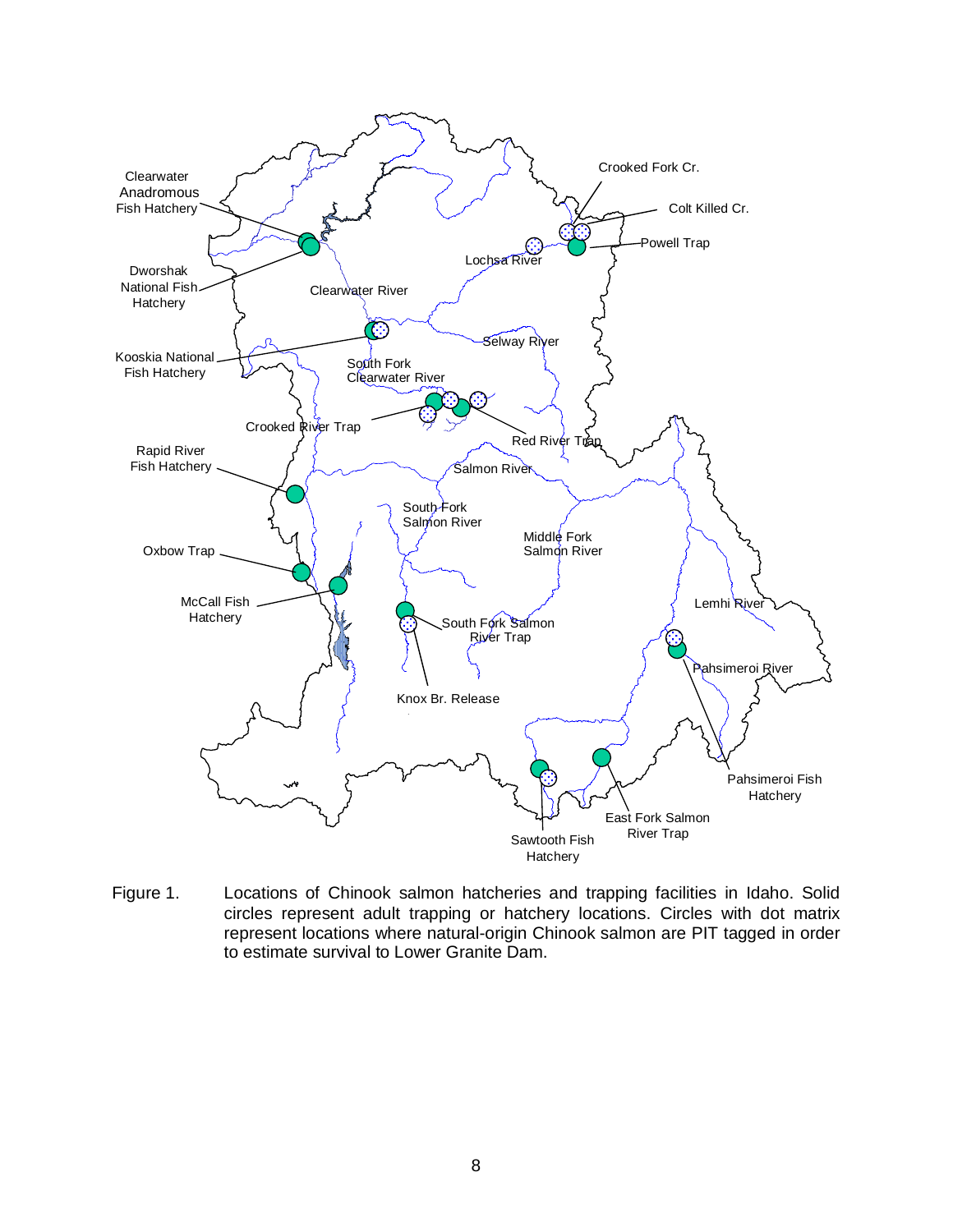Figure 1. Locations of Chinook salmon hatcheries and trapping facilities in Idaho. Solid circles represent adult trapping or hatchery locations. Circles with dot matrix represent locations where natural-origin Chinook salmon are PIT tagged in order to estimate survival to Lower Granite Dam.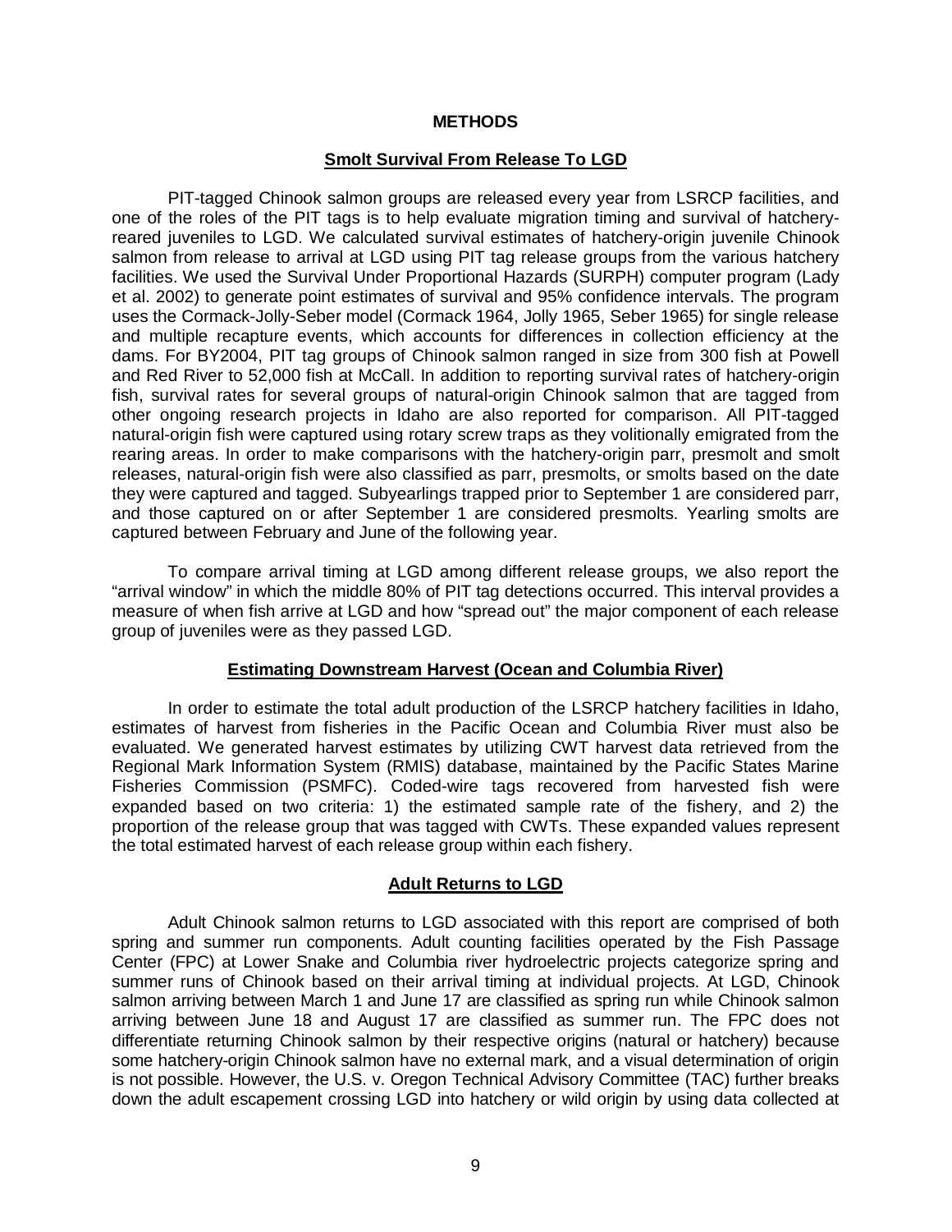# METHODS

## Smolt Survival From Release To LGD

PIT-tagged Chinook salmon groups are released every year from LSRCP facilities, and one of the roles of the PIT tags is to help evaluate migration timing and survival of hatchery-reared juveniles to LGD. We calculated survival estimates of hatchery-origin juvenile Chinook salmon from release to arrival at LGD using PIT tag release groups from the various hatchery facilities. We used the Survival Under Proportional Hazards (SURPH) computer program (Lady et al. 2002) to generate point estimates of survival and 95% confidence intervals. The program uses the Cormack-Jolly-Seber model (Cormack 1964, Jolly 1965, Seber 1965) for single release and multiple recapture events, which accounts for differences in collection efficiency at the dams. For BY2004, PIT tag groups of Chinook salmon ranged in size from 300 fish at Powell and Red River to 52,000 fish at McCall. In addition to reporting survival rates of hatchery-origin fish, survival rates for several groups of natural-origin Chinook salmon that are tagged from other ongoing research projects in Idaho are also reported for comparison. All PIT-tagged natural-origin fish were captured using rotary screw traps as they volitionally emigrated from the rearing areas. In order to make comparisons with the hatchery-origin parr, presmolt and smolt releases, natural-origin fish were also classified as parr, presmolts, or smolts based on the date they were captured and tagged. Subyearlings trapped prior to September 1 are considered parr, and those captured on or after September 1 are considered presmolts. Yearling smolts are captured between February and June of the following year.

To compare arrival timing at LGD among different release groups, we also report the "arrival window" in which the middle 80% of PIT tag detections occurred. This interval provides a measure of when fish arrive at LGD and how "spread out" the major component of each release group of juveniles were as they passed LGD.

## Estimating Downstream Harvest (Ocean and Columbia River)

In order to estimate the total adult production of the LSRCP hatchery facilities in Idaho, estimates of harvest from fisheries in the Pacific Ocean and Columbia River must also be evaluated. We generated harvest estimates by utilizing CWT harvest data retrieved from the Regional Mark Information System (RMIS) database, maintained by the Pacific States Marine Fisheries Commission (PSMFC). Coded-wire tags recovered from harvested fish were expanded based on two criteria: 1) the estimated sample rate of the fishery, and 2) the proportion of the release group that was tagged with CWTs. These expanded values represent the total estimated harvest of each release group within each fishery.

## Adult Returns to LGD

Adult Chinook salmon returns to LGD associated with this report are comprised of both spring and summer run components. Adult counting facilities operated by the Fish Passage Center (FPC) at Lower Snake and Columbia river hydroelectric projects categorize spring and summer runs of Chinook based on their arrival timing at individual projects. At LGD, Chinook salmon arriving between March 1 and June 17 are classified as spring run while Chinook salmon arriving between June 18 and August 17 are classified as summer run. The FPC does not differentiate returning Chinook salmon by their respective origins (natural or hatchery) because some hatchery-origin Chinook salmon have no external mark, and a visual determination of origin is not possible. However, the U.S. v. Oregon Technical Advisory Committee (TAC) further breaks down the adult escapement crossing LGD into hatchery or wild origin by using data collected at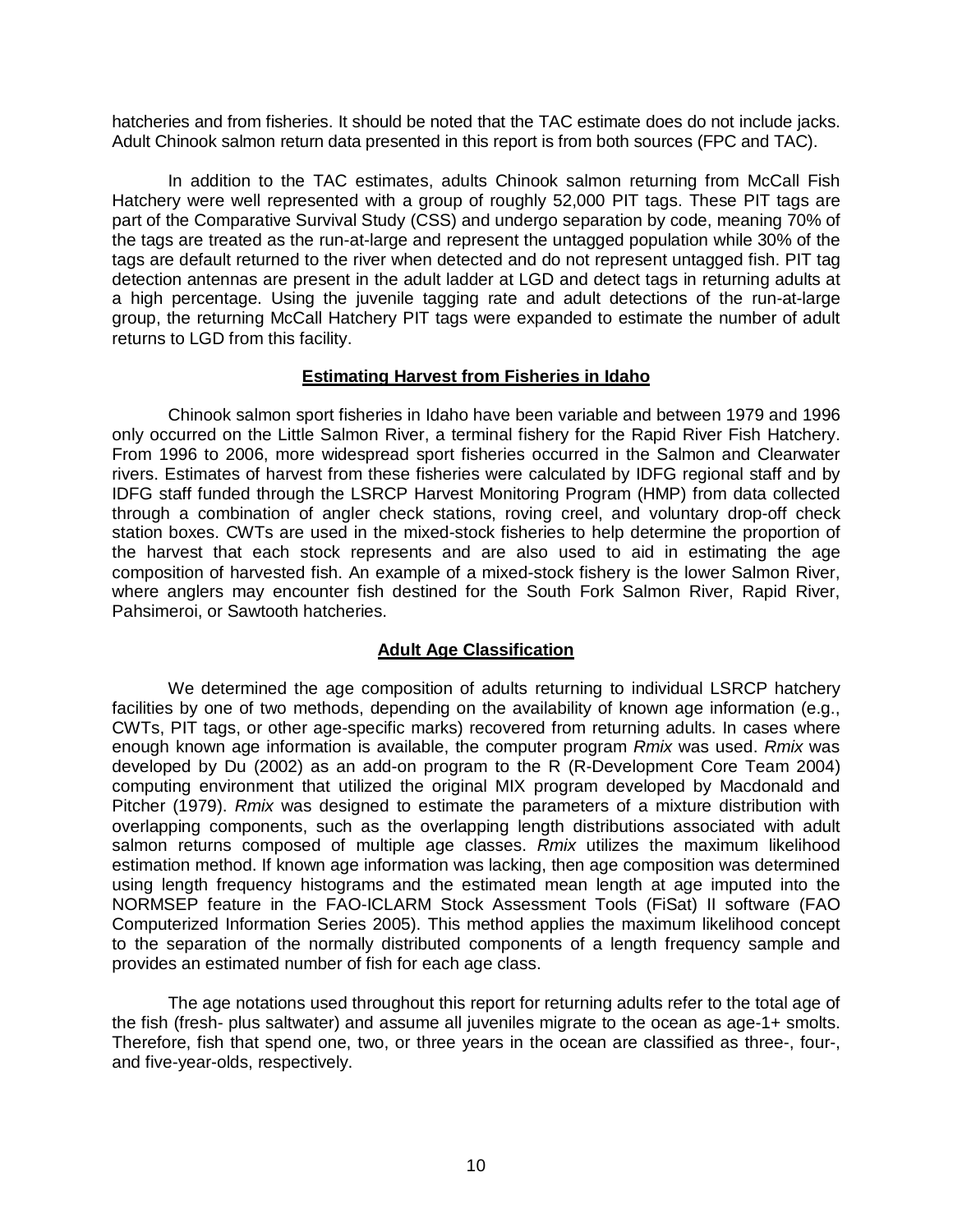hatcheries and from fisheries. It should be noted that the TAC estimate does do not include jacks. Adult Chinook salmon return data presented in this report is from both sources (FPC and TAC).

In addition to the TAC estimates, adults Chinook salmon returning from McCall Fish Hatchery were well represented with a group of roughly 52,000 PIT tags. These PIT tags are part of the Comparative Survival Study (CSS) and undergo separation by code, meaning 70% of the tags are treated as the run-at-large and represent the untagged population while 30% of the tags are default returned to the river when detected and do not represent untagged fish. PIT tag detection antennas are present in the adult ladder at LGD and detect tags in returning adults at a high percentage. Using the juvenile tagging rate and adult detections of the run-at-large group, the returning McCall Hatchery PIT tags were expanded to estimate the number of adult returns to LGD from this facility.

## Estimating Harvest from Fisheries in Idaho

Chinook salmon sport fisheries in Idaho have been variable and between 1979 and 1996 only occurred on the Little Salmon River, a terminal fishery for the Rapid River Fish Hatchery. From 1996 to 2006, more widespread sport fisheries occurred in the Salmon and Clearwater rivers. Estimates of harvest from these fisheries were calculated by IDFG regional staff and by IDFG staff funded through the LSRCP Harvest Monitoring Program (HMP) from data collected through a combination of angler check stations, roving creel, and voluntary drop-off check station boxes. CWTs are used in the mixed-stock fisheries to help determine the proportion of the harvest that each stock represents and are also used to aid in estimating the age composition of harvested fish. An example of a mixed-stock fishery is the lower Salmon River, where anglers may encounter fish destined for the South Fork Salmon River, Rapid River, Pahsimeroi, or Sawtooth hatcheries.

## Adult Age Classification

We determined the age composition of adults returning to individual LSRCP hatchery facilities by one of two methods, depending on the availability of known age information (e.g., CWTs, PIT tags, or other age-specific marks) recovered from returning adults. In cases where enough known age information is available, the computer program *Rmix* was used. *Rmix* was developed by Du (2002) as an add-on program to the R (R-Development Core Team 2004) computing environment that utilized the original MIX program developed by Macdonald and Pitcher (1979). *Rmix* was designed to estimate the parameters of a mixture distribution with overlapping components, such as the overlapping length distributions associated with adult salmon returns composed of multiple age classes. *Rmix* utilizes the maximum likelihood estimation method. If known age information was lacking, then age composition was determined using length frequency histograms and the estimated mean length at age imputed into the NORMSEP feature in the FAO-ICLARM Stock Assessment Tools (FiSat) II software (FAO Computerized Information Series 2005). This method applies the maximum likelihood concept to the separation of the normally distributed components of a length frequency sample and provides an estimated number of fish for each age class.

The age notations used throughout this report for returning adults refer to the total age of the fish (fresh- plus saltwater) and assume all juveniles migrate to the ocean as age-1+ smolts. Therefore, fish that spend one, two, or three years in the ocean are classified as three-, four-, and five-year-olds, respectively.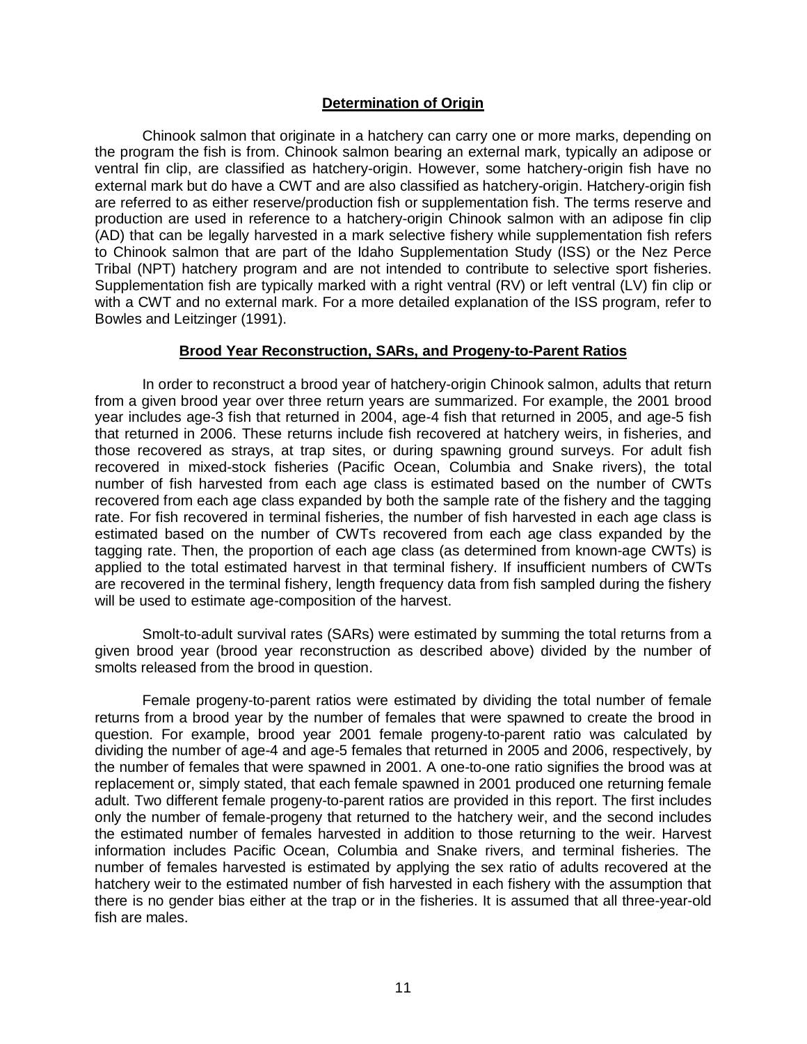## Determination of Origin

Chinook salmon that originate in a hatchery can carry one or more marks, depending on the program the fish is from. Chinook salmon bearing an external mark, typically an adipose or ventral fin clip, are classified as hatchery-origin. However, some hatchery-origin fish have no external mark but do have a CWT and are also classified as hatchery-origin. Hatchery-origin fish are referred to as either reserve/production fish or supplementation fish. The terms reserve and production are used in reference to a hatchery-origin Chinook salmon with an adipose fin clip (AD) that can be legally harvested in a mark selective fishery while supplementation fish refers to Chinook salmon that are part of the Idaho Supplementation Study (ISS) or the Nez Perce Tribal (NPT) hatchery program and are not intended to contribute to selective sport fisheries. Supplementation fish are typically marked with a right ventral (RV) or left ventral (LV) fin clip or with a CWT and no external mark. For a more detailed explanation of the ISS program, refer to Bowles and Leitzinger (1991).

## Brood Year Reconstruction, SARs, and Progeny-to-Parent Ratios

In order to reconstruct a brood year of hatchery-origin Chinook salmon, adults that return from a given brood year over three return years are summarized. For example, the 2001 brood year includes age-3 fish that returned in 2004, age-4 fish that returned in 2005, and age-5 fish that returned in 2006. These returns include fish recovered at hatchery weirs, in fisheries, and those recovered as strays, at trap sites, or during spawning ground surveys. For adult fish recovered in mixed-stock fisheries (Pacific Ocean, Columbia and Snake rivers), the total number of fish harvested from each age class is estimated based on the number of CWTs recovered from each age class expanded by both the sample rate of the fishery and the tagging rate. For fish recovered in terminal fisheries, the number of fish harvested in each age class is estimated based on the number of CWTs recovered from each age class expanded by the tagging rate. Then, the proportion of each age class (as determined from known-age CWTs) is applied to the total estimated harvest in that terminal fishery. If insufficient numbers of CWTs are recovered in the terminal fishery, length frequency data from fish sampled during the fishery will be used to estimate age-composition of the harvest.

Smolt-to-adult survival rates (SARs) were estimated by summing the total returns from a given brood year (brood year reconstruction as described above) divided by the number of smolts released from the brood in question.

Female progeny-to-parent ratios were estimated by dividing the total number of female returns from a brood year by the number of females that were spawned to create the brood in question. For example, brood year 2001 female progeny-to-parent ratio was calculated by dividing the number of age-4 and age-5 females that returned in 2005 and 2006, respectively, by the number of females that were spawned in 2001. A one-to-one ratio signifies the brood was at replacement or, simply stated, that each female spawned in 2001 produced one returning female adult. Two different female progeny-to-parent ratios are provided in this report. The first includes only the number of female-progeny that returned to the hatchery weir, and the second includes the estimated number of females harvested in addition to those returning to the weir. Harvest information includes Pacific Ocean, Columbia and Snake rivers, and terminal fisheries. The number of females harvested is estimated by applying the sex ratio of adults recovered at the hatchery weir to the estimated number of fish harvested in each fishery with the assumption that there is no gender bias either at the trap or in the fisheries. It is assumed that all three-year-old fish are males.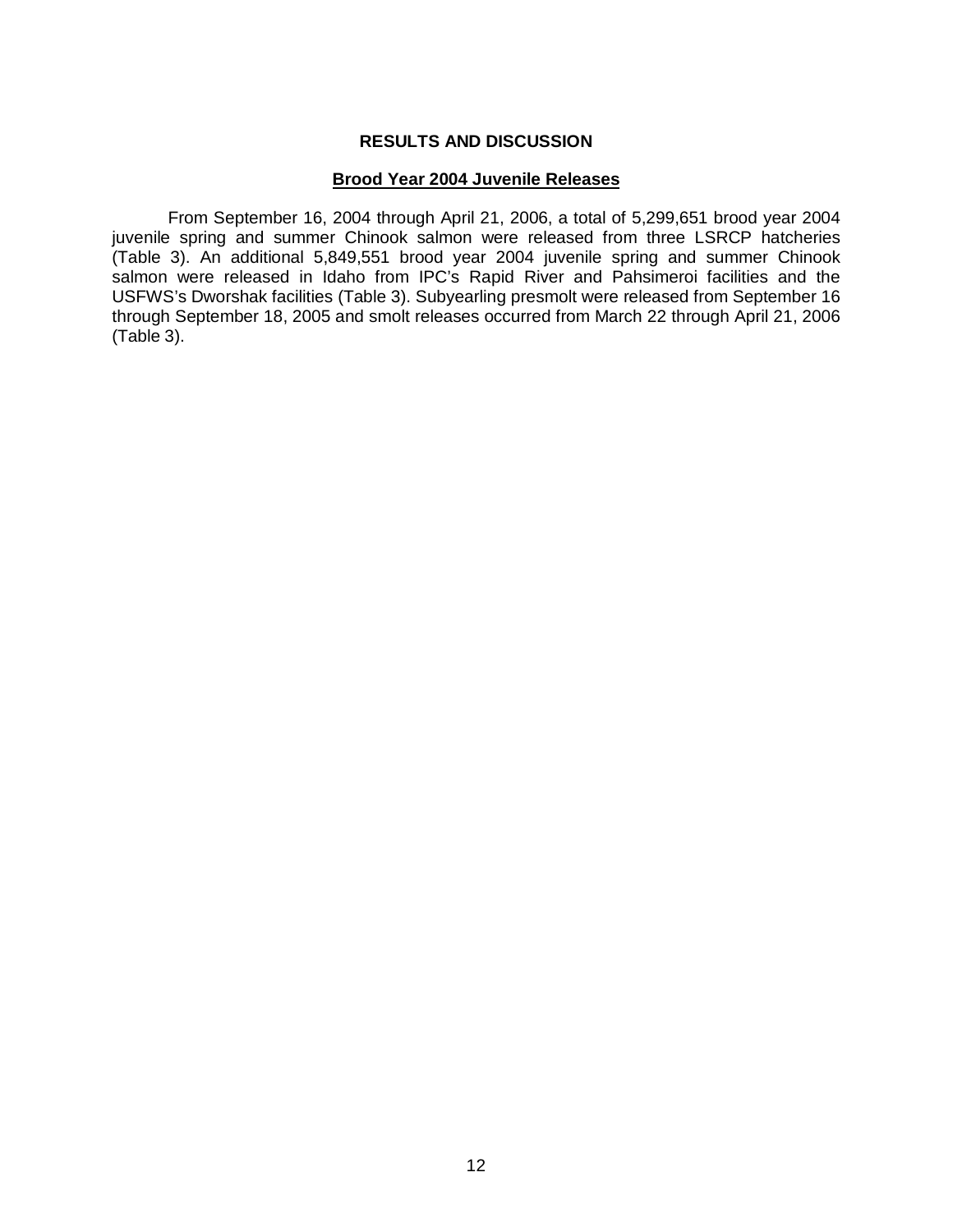# RESULTS AND DISCUSSION

## Brood Year 2004 Juvenile Releases

From September 16, 2004 through April 21, 2006, a total of 5,299,651 brood year 2004 juvenile spring and summer Chinook salmon were released from three LSRCP hatcheries (Table 3). An additional 5,849,551 brood year 2004 juvenile spring and summer Chinook salmon were released in Idaho from IPC's Rapid River and Pahsimeroi facilities and the USFWS's Dworshak facilities (Table 3). Subyearling presmolt were released from September 16 through September 18, 2005 and smolt releases occurred from March 22 through April 21, 2006 (Table 3).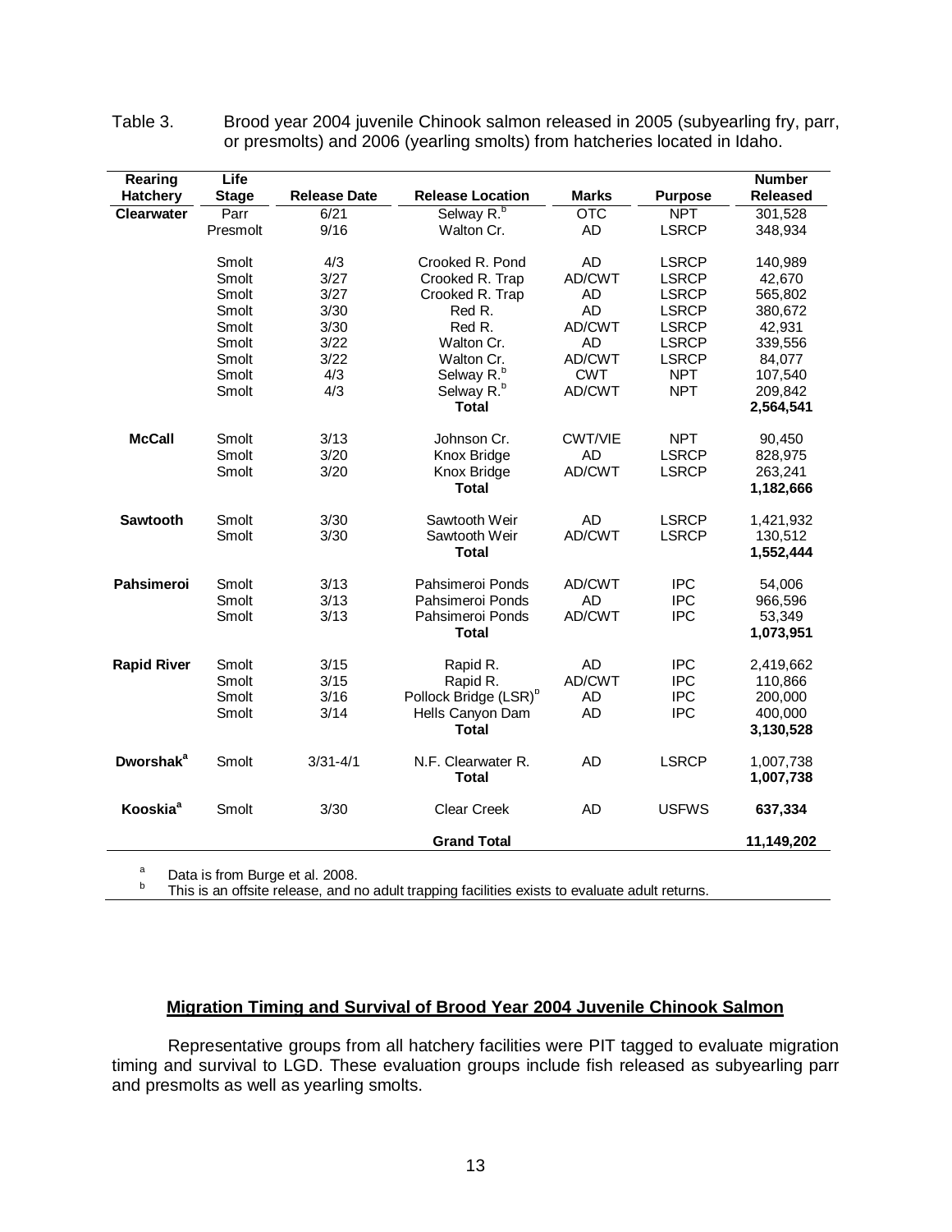Table 3. Brood year 2004 juvenile Chinook salmon released in 2005 (subyearling fry, parr, or presmolts) and 2006 (yearling smolts) from hatcheries located in Idaho.

| Rearing Hatchery | Life Stage | Release Date | Release Location | Marks | Purpose | Number Released |
|---|---|---|---|---|---|---|
| **Clearwater** | Parr | 6/21 | Selway R.[b] | OTC | NPT | 301,528 |
| | Presmolt | 9/16 | Walton Cr. | AD | LSRCP | 348,934 |
| | Smolt | 4/3 | Crooked R. Pond | AD | LSRCP | 140,989 |
| | Smolt | 3/27 | Crooked R. Trap | AD/CWT | LSRCP | 42,670 |
| | Smolt | 3/27 | Crooked R. Trap | AD | LSRCP | 565,802 |
| | Smolt | 3/30 | Red R. | AD | LSRCP | 380,672 |
| | Smolt | 3/30 | Red R. | AD/CWT | LSRCP | 42,931 |
| | Smolt | 3/22 | Walton Cr. | AD | LSRCP | 339,556 |
| | Smolt | 3/22 | Walton Cr. | AD/CWT | LSRCP | 84,077 |
| | Smolt | 4/3 | Selway R.[b] | CWT | NPT | 107,540 |
| | Smolt | 4/3 | Selway R.[b] | AD/CWT | NPT | 209,842 |
| | | | **Total** | | | **2,564,541** |
| **McCall** | Smolt | 3/13 | Johnson Cr. | CWT/VIE | NPT | 90,450 |
| | Smolt | 3/20 | Knox Bridge | AD | LSRCP | 828,975 |
| | Smolt | 3/20 | Knox Bridge | AD/CWT | LSRCP | 263,241 |
| | | | **Total** | | | **1,182,666** |
| **Sawtooth** | Smolt | 3/30 | Sawtooth Weir | AD | LSRCP | 1,421,932 |
| | Smolt | 3/30 | Sawtooth Weir | AD/CWT | LSRCP | 130,512 |
| | | | **Total** | | | **1,552,444** |
| **Pahsimeroi** | Smolt | 3/13 | Pahsimeroi Ponds | AD/CWT | IPC | 54,006 |
| | Smolt | 3/13 | Pahsimeroi Ponds | AD | IPC | 966,596 |
| | Smolt | 3/13 | Pahsimeroi Ponds | AD/CWT | IPC | 53,349 |
| | | | **Total** | | | **1,073,951** |
| **Rapid River** | Smolt | 3/15 | Rapid R. | AD | IPC | 2,419,662 |
| | Smolt | 3/15 | Rapid R. | AD/CWT | IPC | 110,866 |
| | Smolt | 3/16 | Pollock Bridge (LSR)[b] | AD | IPC | 200,000 |
| | Smolt | 3/14 | Hells Canyon Dam | AD | IPC | 400,000 |
| | | | **Total** | | | **3,130,528** |
| **Dworshak[a]** | Smolt | 3/31-4/1 | N.F. Clearwater R. | AD | LSRCP | 1,007,738 |
| | | | **Total** | | | **1,007,738** |
| **Kooskia[a]** | Smolt | 3/30 | Clear Creek | AD | USFWS | **637,334** |
| | | | **Grand Total** | | | **11,149,202** |

[a] Data is from Burge et al. 2008.
[b] This is an offsite release, and no adult trapping facilities exists to evaluate adult returns.

## Migration Timing and Survival of Brood Year 2004 Juvenile Chinook Salmon

Representative groups from all hatchery facilities were PIT tagged to evaluate migration timing and survival to LGD. These evaluation groups include fish released as subyearling parr and presmolts as well as yearling smolts.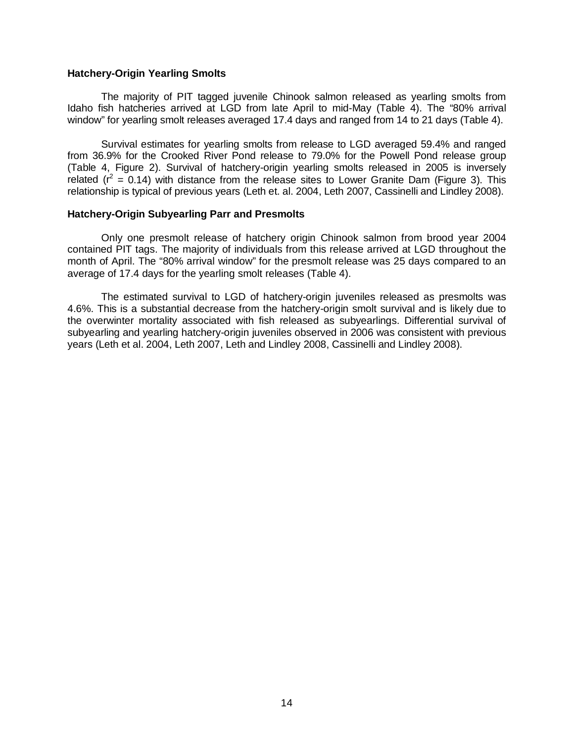### Hatchery-Origin Yearling Smolts

The majority of PIT tagged juvenile Chinook salmon released as yearling smolts from Idaho fish hatcheries arrived at LGD from late April to mid-May (Table 4). The "80% arrival window" for yearling smolt releases averaged 17.4 days and ranged from 14 to 21 days (Table 4).

Survival estimates for yearling smolts from release to LGD averaged 59.4% and ranged from 36.9% for the Crooked River Pond release to 79.0% for the Powell Pond release group (Table 4, Figure 2). Survival of hatchery-origin yearling smolts released in 2005 is inversely related ($r^2$ = 0.14) with distance from the release sites to Lower Granite Dam (Figure 3). This relationship is typical of previous years (Leth et. al. 2004, Leth 2007, Cassinelli and Lindley 2008).

### Hatchery-Origin Subyearling Parr and Presmolts

Only one presmolt release of hatchery origin Chinook salmon from brood year 2004 contained PIT tags. The majority of individuals from this release arrived at LGD throughout the month of April. The "80% arrival window" for the presmolt release was 25 days compared to an average of 17.4 days for the yearling smolt releases (Table 4).

The estimated survival to LGD of hatchery-origin juveniles released as presmolts was 4.6%. This is a substantial decrease from the hatchery-origin smolt survival and is likely due to the overwinter mortality associated with fish released as subyearlings. Differential survival of subyearling and yearling hatchery-origin juveniles observed in 2006 was consistent with previous years (Leth et al. 2004, Leth 2007, Leth and Lindley 2008, Cassinelli and Lindley 2008).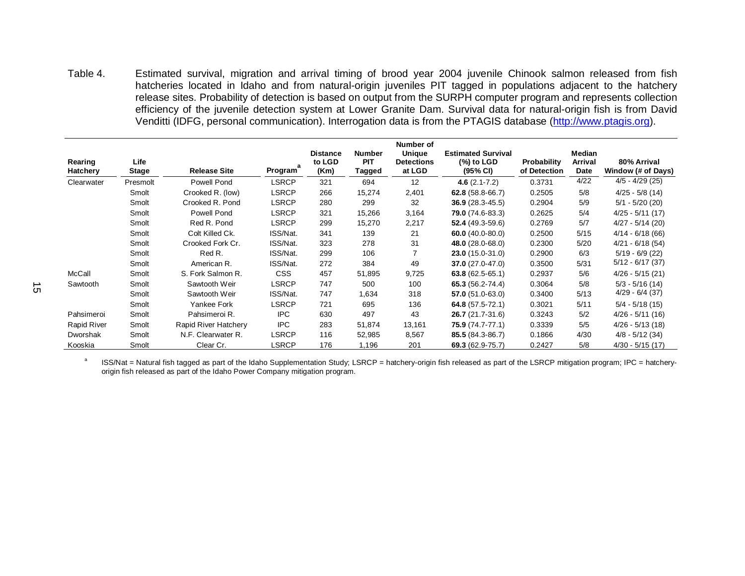Table 4. Estimated survival, migration and arrival timing of brood year 2004 juvenile Chinook salmon released from fish hatcheries located in Idaho and from natural-origin juveniles PIT tagged in populations adjacent to the hatchery release sites. Probability of detection is based on output from the SURPH computer program and represents collection efficiency of the juvenile detection system at Lower Granite Dam. Survival data for natural-origin fish is from David Venditti (IDFG, personal communication). Interrogation data is from the PTAGIS database (http://www.ptagis.org).

| Rearing Hatchery | Life Stage | Release Site | Program[a] | Distance to LGD (Km) | Number PIT Tagged | Number of Unique Detections at LGD | Estimated Survival (%) to LGD (95% CI) | Probability of Detection | Median Arrival Date | 80% Arrival Window (# of Days) |
|---|---|---|---|---|---|---|---|---|---|---|
| Clearwater | Presmolt | Powell Pond | LSRCP | 321 | 694 | 12 | **4.6** (2.1-7.2) | 0.3731 | 4/22 | 4/5 - 4/29 (25) |
| | Smolt | Crooked R. (low) | LSRCP | 266 | 15,274 | 2,401 | **62.8** (58.8-66.7) | 0.2505 | 5/8 | 4/25 - 5/8 (14) |
| | Smolt | Crooked R. Pond | LSRCP | 280 | 299 | 32 | **36.9** (28.3-45.5) | 0.2904 | 5/9 | 5/1 - 5/20 (20) |
| | Smolt | Powell Pond | LSRCP | 321 | 15,266 | 3,164 | **79.0** (74.6-83.3) | 0.2625 | 5/4 | 4/25 - 5/11 (17) |
| | Smolt | Red R. Pond | LSRCP | 299 | 15,270 | 2,217 | **52.4** (49.3-59.6) | 0.2769 | 5/7 | 4/27 - 5/14 (20) |
| | Smolt | Colt Killed Ck. | ISS/Nat. | 341 | 139 | 21 | **60.0** (40.0-80.0) | 0.2500 | 5/15 | 4/14 - 6/18 (66) |
| | Smolt | Crooked Fork Cr. | ISS/Nat. | 323 | 278 | 31 | **48.0** (28.0-68.0) | 0.2300 | 5/20 | 4/21 - 6/18 (54) |
| | Smolt | Red R. | ISS/Nat. | 299 | 106 | 7 | **23.0** (15.0-31.0) | 0.2900 | 6/3 | 5/19 - 6/9 (22) |
| | Smolt | American R. | ISS/Nat. | 272 | 384 | 49 | **37.0** (27.0-47.0) | 0.3500 | 5/31 | 5/12 - 6/17 (37) |
| McCall | Smolt | S. Fork Salmon R. | CSS | 457 | 51,895 | 9,725 | **63.8** (62.5-65.1) | 0.2937 | 5/6 | 4/26 - 5/15 (21) |
| Sawtooth | Smolt | Sawtooth Weir | LSRCP | 747 | 500 | 100 | **65.3** (56.2-74.4) | 0.3064 | 5/8 | 5/3 - 5/16 (14) |
| | Smolt | Sawtooth Weir | ISS/Nat. | 747 | 1,634 | 318 | **57.0** (51.0-63.0) | 0.3400 | 5/13 | 4/29 - 6/4 (37) |
| | Smolt | Yankee Fork | LSRCP | 721 | 695 | 136 | **64.8** (57.5-72.1) | 0.3021 | 5/11 | 5/4 - 5/18 (15) |
| Pahsimeroi | Smolt | Pahsimeroi R. | IPC | 630 | 497 | 43 | **26.7** (21.7-31.6) | 0.3243 | 5/2 | 4/26 - 5/11 (16) |
| Rapid River | Smolt | Rapid River Hatchery | IPC | 283 | 51,874 | 13,161 | **75.9** (74.7-77.1) | 0.3339 | 5/5 | 4/26 - 5/13 (18) |
| Dworshak | Smolt | N.F. Clearwater R. | LSRCP | 116 | 52,985 | 8,567 | **85.5** (84.3-86.7) | 0.1866 | 4/30 | 4/8 - 5/12 (34) |
| Kooskia | Smolt | Clear Cr. | LSRCP | 176 | 1,196 | 201 | **69.3** (62.9-75.7) | 0.2427 | 5/8 | 4/30 - 5/15 (17) |

[a] ISS/Nat = Natural fish tagged as part of the Idaho Supplementation Study; LSRCP = hatchery-origin fish released as part of the LSRCP mitigation program; IPC = hatchery-origin fish released as part of the Idaho Power Company mitigation program.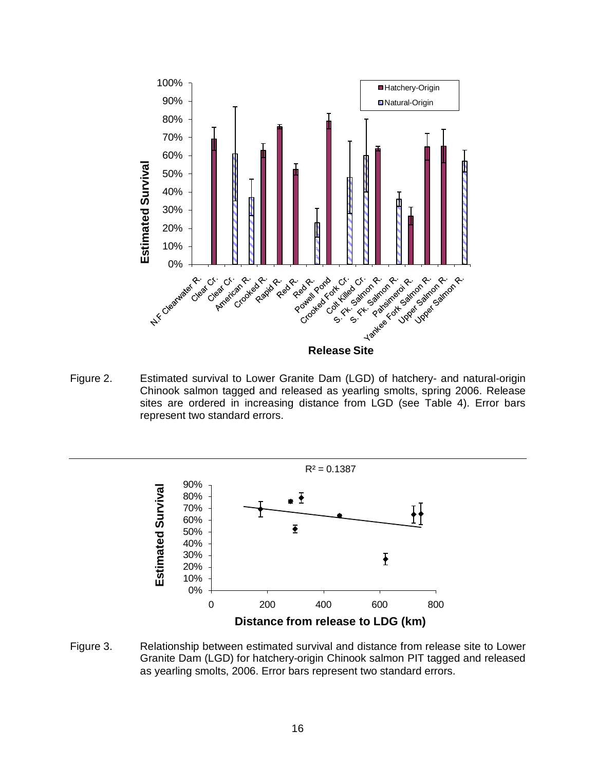Figure 2. Estimated survival to Lower Granite Dam (LGD) of hatchery- and natural-origin Chinook salmon tagged and released as yearling smolts, spring 2006. Release sites are ordered in increasing distance from LGD (see Table 4). Error bars represent two standard errors.

Figure 3. Relationship between estimated survival and distance from release site to Lower Granite Dam (LGD) for hatchery-origin Chinook salmon PIT tagged and released as yearling smolts, 2006. Error bars represent two standard errors.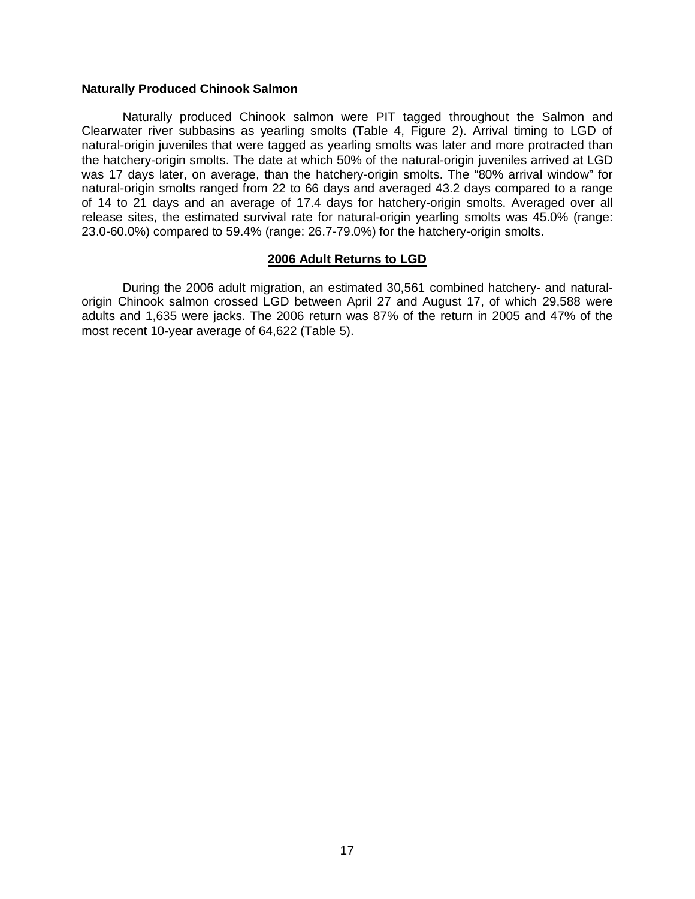**Naturally Produced Chinook Salmon**

Naturally produced Chinook salmon were PIT tagged throughout the Salmon and Clearwater river subbasins as yearling smolts (Table 4, Figure 2). Arrival timing to LGD of natural-origin juveniles that were tagged as yearling smolts was later and more protracted than the hatchery-origin smolts. The date at which 50% of the natural-origin juveniles arrived at LGD was 17 days later, on average, than the hatchery-origin smolts. The "80% arrival window" for natural-origin smolts ranged from 22 to 66 days and averaged 43.2 days compared to a range of 14 to 21 days and an average of 17.4 days for hatchery-origin smolts. Averaged over all release sites, the estimated survival rate for natural-origin yearling smolts was 45.0% (range: 23.0-60.0%) compared to 59.4% (range: 26.7-79.0%) for the hatchery-origin smolts.

## 2006 Adult Returns to LGD

During the 2006 adult migration, an estimated 30,561 combined hatchery- and natural-origin Chinook salmon crossed LGD between April 27 and August 17, of which 29,588 were adults and 1,635 were jacks. The 2006 return was 87% of the return in 2005 and 47% of the most recent 10-year average of 64,622 (Table 5).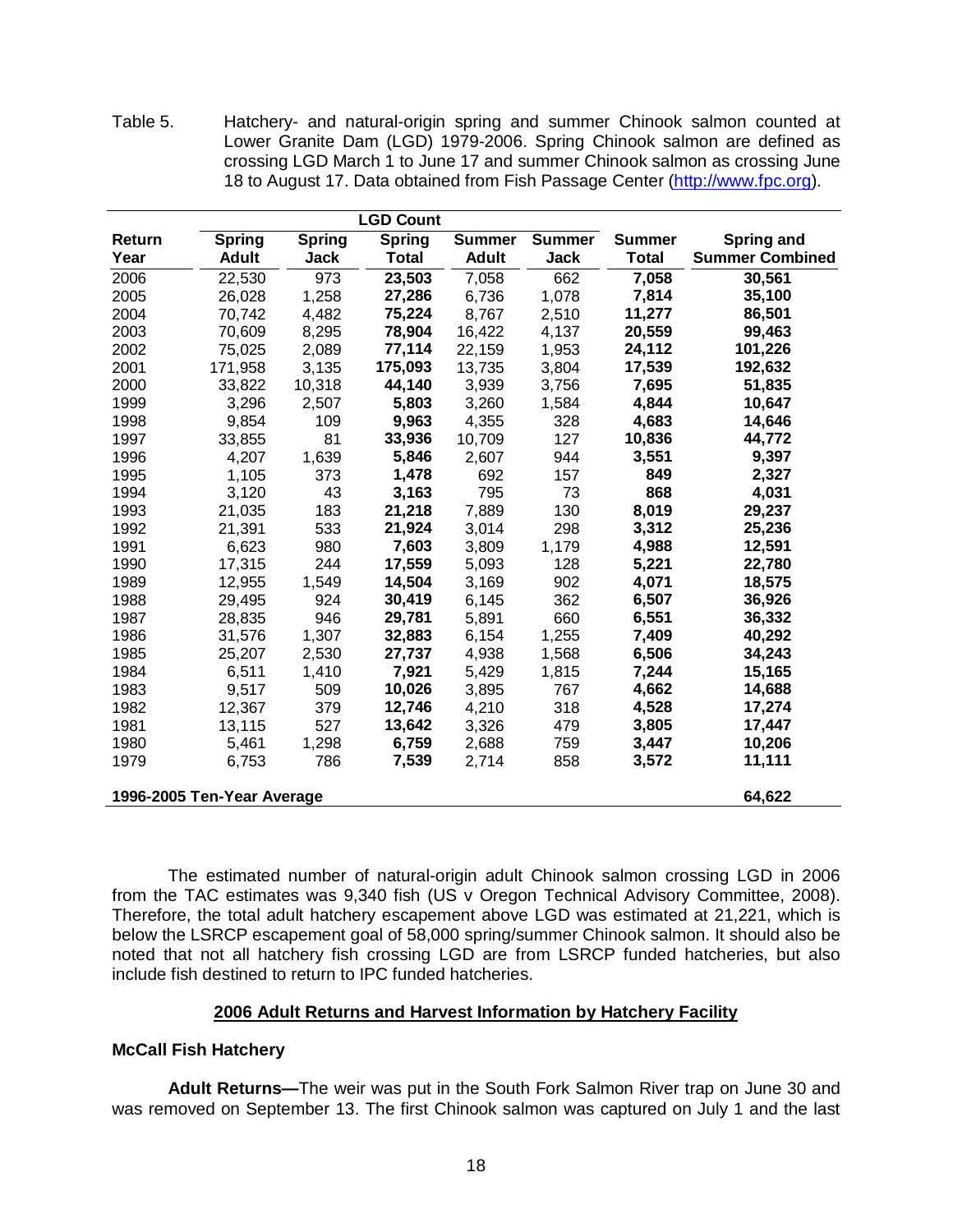Table 5. Hatchery- and natural-origin spring and summer Chinook salmon counted at Lower Granite Dam (LGD) 1979-2006. Spring Chinook salmon are defined as crossing LGD March 1 to June 17 and summer Chinook salmon as crossing June 18 to August 17. Data obtained from Fish Passage Center (http://www.fpc.org).

| | LGD Count | | | | | | |
|---|---|---|---|---|---|---|---|
| **Return Year** | **Spring Adult** | **Spring Jack** | **Spring Total** | **Summer Adult** | **Summer Jack** | **Summer Total** | **Spring and Summer Combined** |
| 2006 | 22,530 | 973 | **23,503** | 7,058 | 662 | **7,058** | **30,561** |
| 2005 | 26,028 | 1,258 | **27,286** | 6,736 | 1,078 | **7,814** | **35,100** |
| 2004 | 70,742 | 4,482 | **75,224** | 8,767 | 2,510 | **11,277** | **86,501** |
| 2003 | 70,609 | 8,295 | **78,904** | 16,422 | 4,137 | **20,559** | **99,463** |
| 2002 | 75,025 | 2,089 | **77,114** | 22,159 | 1,953 | **24,112** | **101,226** |
| 2001 | 171,958 | 3,135 | **175,093** | 13,735 | 3,804 | **17,539** | **192,632** |
| 2000 | 33,822 | 10,318 | **44,140** | 3,939 | 3,756 | **7,695** | **51,835** |
| 1999 | 3,296 | 2,507 | **5,803** | 3,260 | 1,584 | **4,844** | **10,647** |
| 1998 | 9,854 | 109 | **9,963** | 4,355 | 328 | **4,683** | **14,646** |
| 1997 | 33,855 | 81 | **33,936** | 10,709 | 127 | **10,836** | **44,772** |
| 1996 | 4,207 | 1,639 | **5,846** | 2,607 | 944 | **3,551** | **9,397** |
| 1995 | 1,105 | 373 | **1,478** | 692 | 157 | **849** | **2,327** |
| 1994 | 3,120 | 43 | **3,163** | 795 | 73 | **868** | **4,031** |
| 1993 | 21,035 | 183 | **21,218** | 7,889 | 130 | **8,019** | **29,237** |
| 1992 | 21,391 | 533 | **21,924** | 3,014 | 298 | **3,312** | **25,236** |
| 1991 | 6,623 | 980 | **7,603** | 3,809 | 1,179 | **4,988** | **12,591** |
| 1990 | 17,315 | 244 | **17,559** | 5,093 | 128 | **5,221** | **22,780** |
| 1989 | 12,955 | 1,549 | **14,504** | 3,169 | 902 | **4,071** | **18,575** |
| 1988 | 29,495 | 924 | **30,419** | 6,145 | 362 | **6,507** | **36,926** |
| 1987 | 28,835 | 946 | **29,781** | 5,891 | 660 | **6,551** | **36,332** |
| 1986 | 31,576 | 1,307 | **32,883** | 6,154 | 1,255 | **7,409** | **40,292** |
| 1985 | 25,207 | 2,530 | **27,737** | 4,938 | 1,568 | **6,506** | **34,243** |
| 1984 | 6,511 | 1,410 | **7,921** | 5,429 | 1,815 | **7,244** | **15,165** |
| 1983 | 9,517 | 509 | **10,026** | 3,895 | 767 | **4,662** | **14,688** |
| 1982 | 12,367 | 379 | **12,746** | 4,210 | 318 | **4,528** | **17,274** |
| 1981 | 13,115 | 527 | **13,642** | 3,326 | 479 | **3,805** | **17,447** |
| 1980 | 5,461 | 1,298 | **6,759** | 2,688 | 759 | **3,447** | **10,206** |
| 1979 | 6,753 | 786 | **7,539** | 2,714 | 858 | **3,572** | **11,111** |
| **1996-2005 Ten-Year Average** | | | | | | | **64,622** |

The estimated number of natural-origin adult Chinook salmon crossing LGD in 2006 from the TAC estimates was 9,340 fish (US v Oregon Technical Advisory Committee, 2008). Therefore, the total adult hatchery escapement above LGD was estimated at 21,221, which is below the LSRCP escapement goal of 58,000 spring/summer Chinook salmon. It should also be noted that not all hatchery fish crossing LGD are from LSRCP funded hatcheries, but also include fish destined to return to IPC funded hatcheries.

## 2006 Adult Returns and Harvest Information by Hatchery Facility

### McCall Fish Hatchery

**Adult Returns—**The weir was put in the South Fork Salmon River trap on June 30 and was removed on September 13. The first Chinook salmon was captured on July 1 and the last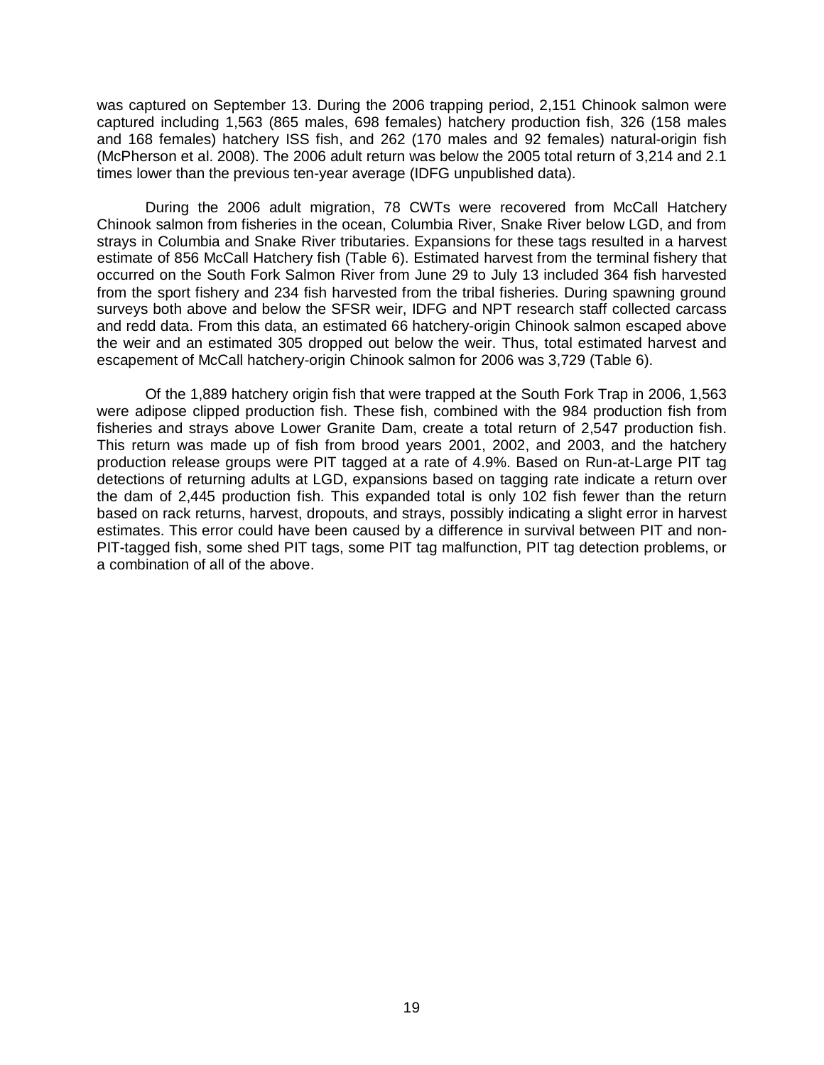was captured on September 13. During the 2006 trapping period, 2,151 Chinook salmon were captured including 1,563 (865 males, 698 females) hatchery production fish, 326 (158 males and 168 females) hatchery ISS fish, and 262 (170 males and 92 females) natural-origin fish (McPherson et al. 2008). The 2006 adult return was below the 2005 total return of 3,214 and 2.1 times lower than the previous ten-year average (IDFG unpublished data).

During the 2006 adult migration, 78 CWTs were recovered from McCall Hatchery Chinook salmon from fisheries in the ocean, Columbia River, Snake River below LGD, and from strays in Columbia and Snake River tributaries. Expansions for these tags resulted in a harvest estimate of 856 McCall Hatchery fish (Table 6). Estimated harvest from the terminal fishery that occurred on the South Fork Salmon River from June 29 to July 13 included 364 fish harvested from the sport fishery and 234 fish harvested from the tribal fisheries. During spawning ground surveys both above and below the SFSR weir, IDFG and NPT research staff collected carcass and redd data. From this data, an estimated 66 hatchery-origin Chinook salmon escaped above the weir and an estimated 305 dropped out below the weir. Thus, total estimated harvest and escapement of McCall hatchery-origin Chinook salmon for 2006 was 3,729 (Table 6).

Of the 1,889 hatchery origin fish that were trapped at the South Fork Trap in 2006, 1,563 were adipose clipped production fish. These fish, combined with the 984 production fish from fisheries and strays above Lower Granite Dam, create a total return of 2,547 production fish. This return was made up of fish from brood years 2001, 2002, and 2003, and the hatchery production release groups were PIT tagged at a rate of 4.9%. Based on Run-at-Large PIT tag detections of returning adults at LGD, expansions based on tagging rate indicate a return over the dam of 2,445 production fish. This expanded total is only 102 fish fewer than the return based on rack returns, harvest, dropouts, and strays, possibly indicating a slight error in harvest estimates. This error could have been caused by a difference in survival between PIT and non-PIT-tagged fish, some shed PIT tags, some PIT tag malfunction, PIT tag detection problems, or a combination of all of the above.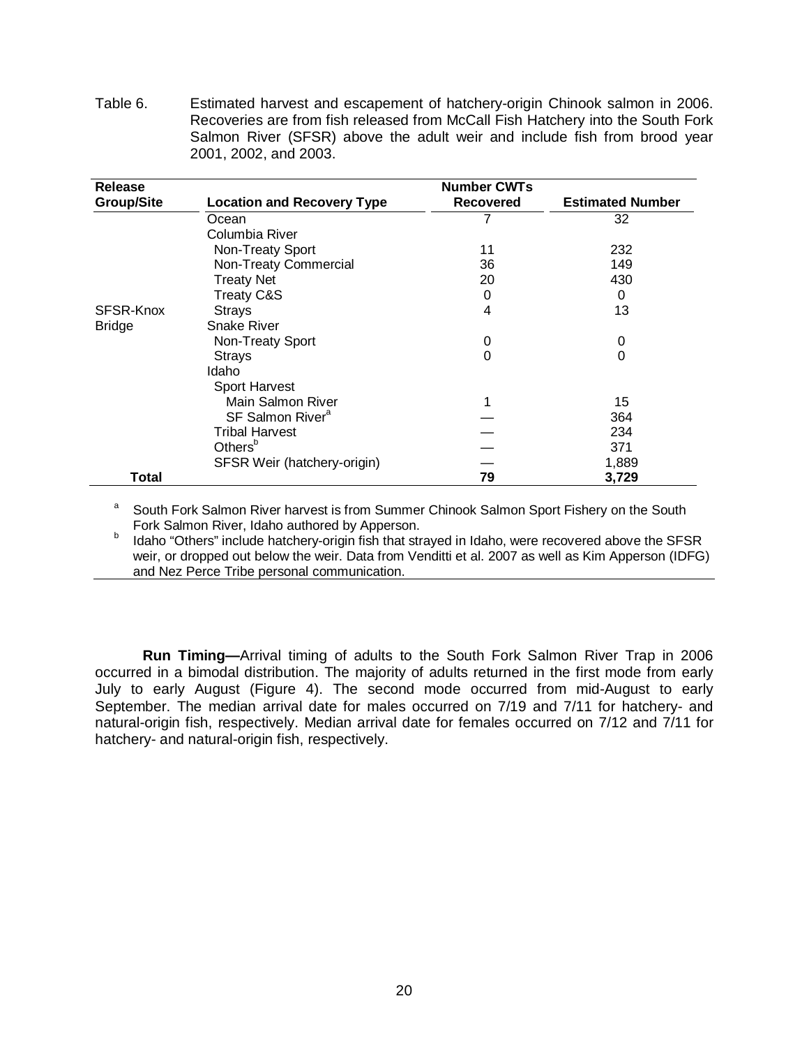Table 6. Estimated harvest and escapement of hatchery-origin Chinook salmon in 2006. Recoveries are from fish released from McCall Fish Hatchery into the South Fork Salmon River (SFSR) above the adult weir and include fish from brood year 2001, 2002, and 2003.

| Release Group/Site | Location and Recovery Type | Number CWTs Recovered | Estimated Number |
|---|---|---|---|
| | Ocean | 7 | 32 |
| | Columbia River | | |
| | Non-Treaty Sport | 11 | 232 |
| | Non-Treaty Commercial | 36 | 149 |
| | Treaty Net | 20 | 430 |
| | Treaty C&S | 0 | 0 |
| SFSR-Knox | Strays | 4 | 13 |
| Bridge | Snake River | | |
| | Non-Treaty Sport | 0 | 0 |
| | Strays | 0 | 0 |
| | Idaho | | |
| | Sport Harvest | | |
| | Main Salmon River | 1 | 15 |
| | SF Salmon River[a] | — | 364 |
| | Tribal Harvest | — | 234 |
| | Others[b] | — | 371 |
| | SFSR Weir (hatchery-origin) | — | 1,889 |
| **Total** | | **79** | **3,729** |

[a] South Fork Salmon River harvest is from Summer Chinook Salmon Sport Fishery on the South Fork Salmon River, Idaho authored by Apperson.

[b] Idaho "Others" include hatchery-origin fish that strayed in Idaho, were recovered above the SFSR weir, or dropped out below the weir. Data from Venditti et al. 2007 as well as Kim Apperson (IDFG) and Nez Perce Tribe personal communication.

**Run Timing—**Arrival timing of adults to the South Fork Salmon River Trap in 2006 occurred in a bimodal distribution. The majority of adults returned in the first mode from early July to early August (Figure 4). The second mode occurred from mid-August to early September. The median arrival date for males occurred on 7/19 and 7/11 for hatchery- and natural-origin fish, respectively. Median arrival date for females occurred on 7/12 and 7/11 for hatchery- and natural-origin fish, respectively.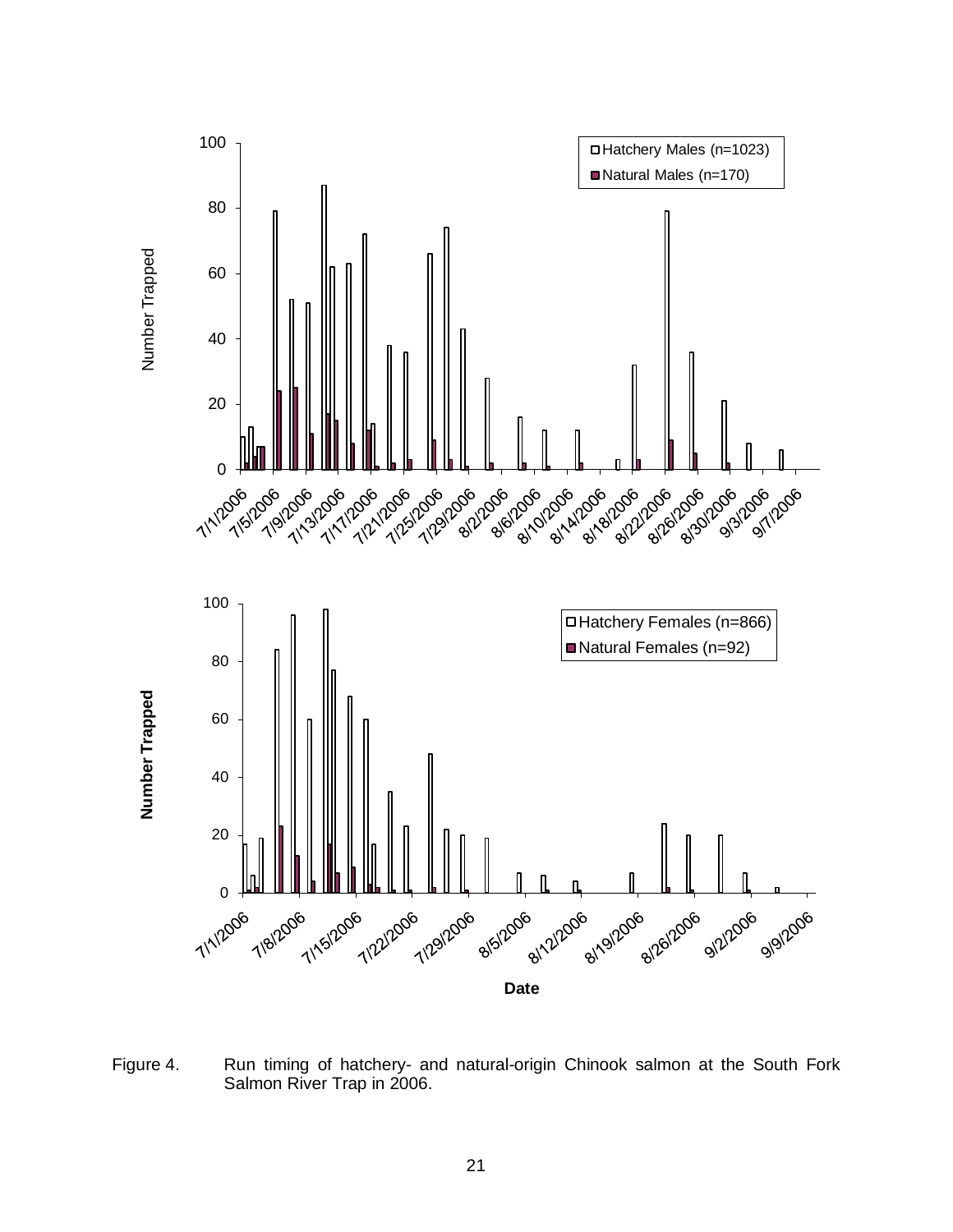Figure 4. Run timing of hatchery- and natural-origin Chinook salmon at the South Fork Salmon River Trap in 2006.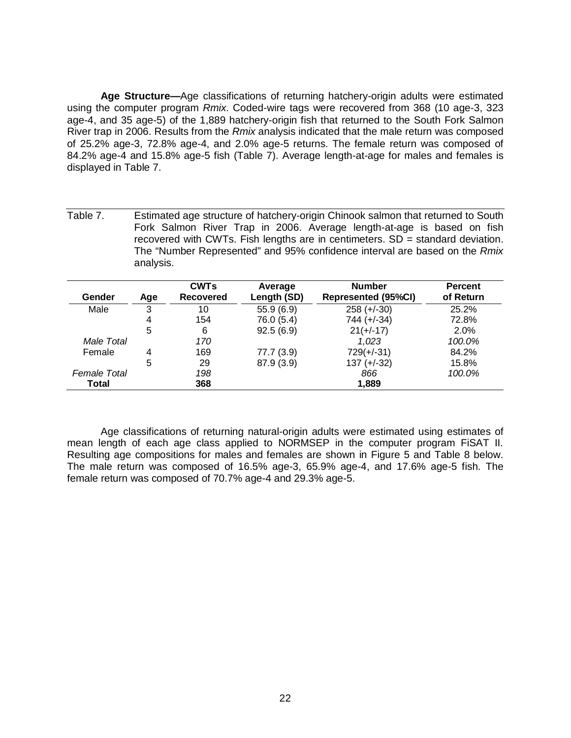**Age Structure—**Age classifications of returning hatchery-origin adults were estimated using the computer program *Rmix*. Coded-wire tags were recovered from 368 (10 age-3, 323 age-4, and 35 age-5) of the 1,889 hatchery-origin fish that returned to the South Fork Salmon River trap in 2006. Results from the *Rmix* analysis indicated that the male return was composed of 25.2% age-3, 72.8% age-4, and 2.0% age-5 returns. The female return was composed of 84.2% age-4 and 15.8% age-5 fish (Table 7). Average length-at-age for males and females is displayed in Table 7.

Table 7. Estimated age structure of hatchery-origin Chinook salmon that returned to South Fork Salmon River Trap in 2006. Average length-at-age is based on fish recovered with CWTs. Fish lengths are in centimeters. SD = standard deviation. The "Number Represented" and 95% confidence interval are based on the *Rmix* analysis.

| Gender | Age | CWTs Recovered | Average Length (SD) | Number Represented (95%CI) | Percent of Return |
|---|---|---|---|---|---|
| Male | 3 | 10 | 55.9 (6.9) | 258 (+/-30) | 25.2% |
| | 4 | 154 | 76.0 (5.4) | 744 (+/-34) | 72.8% |
| | 5 | 6 | 92.5 (6.9) | 21(+/-17) | 2.0% |
| *Male Total* | | *170* | | *1,023* | *100.0%* |
| Female | 4 | 169 | 77.7 (3.9) | 729(+/-31) | 84.2% |
| | 5 | 29 | 87.9 (3.9) | 137 (+/-32) | 15.8% |
| *Female Total* | | *198* | | *866* | *100.0%* |
| **Total** | | **368** | | **1,889** | |

Age classifications of returning natural-origin adults were estimated using estimates of mean length of each age class applied to NORMSEP in the computer program FiSAT II. Resulting age compositions for males and females are shown in Figure 5 and Table 8 below. The male return was composed of 16.5% age-3, 65.9% age-4, and 17.6% age-5 fish. The female return was composed of 70.7% age-4 and 29.3% age-5.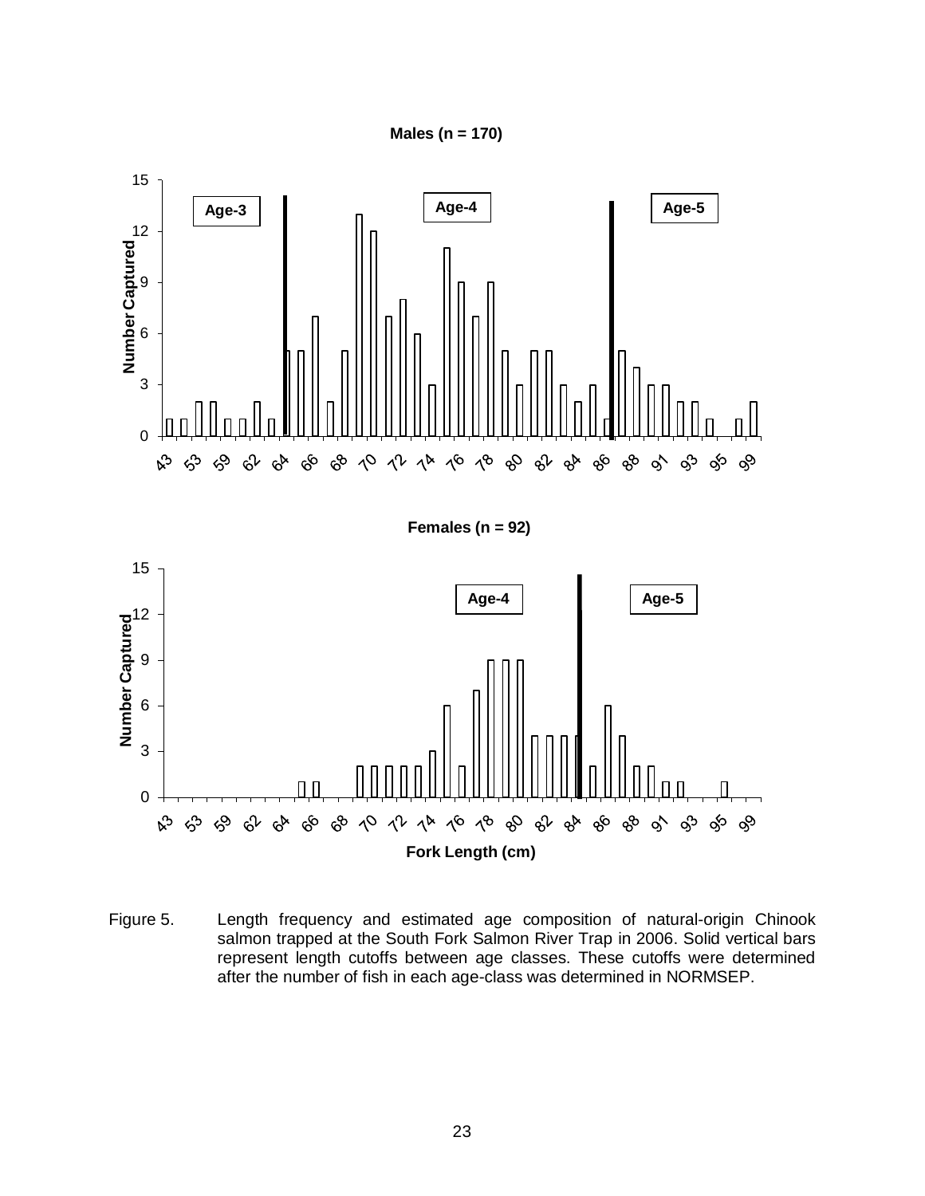Males (n = 170)

Females (n = 92)

Figure 5. Length frequency and estimated age composition of natural-origin Chinook salmon trapped at the South Fork Salmon River Trap in 2006. Solid vertical bars represent length cutoffs between age classes. These cutoffs were determined after the number of fish in each age-class was determined in NORMSEP.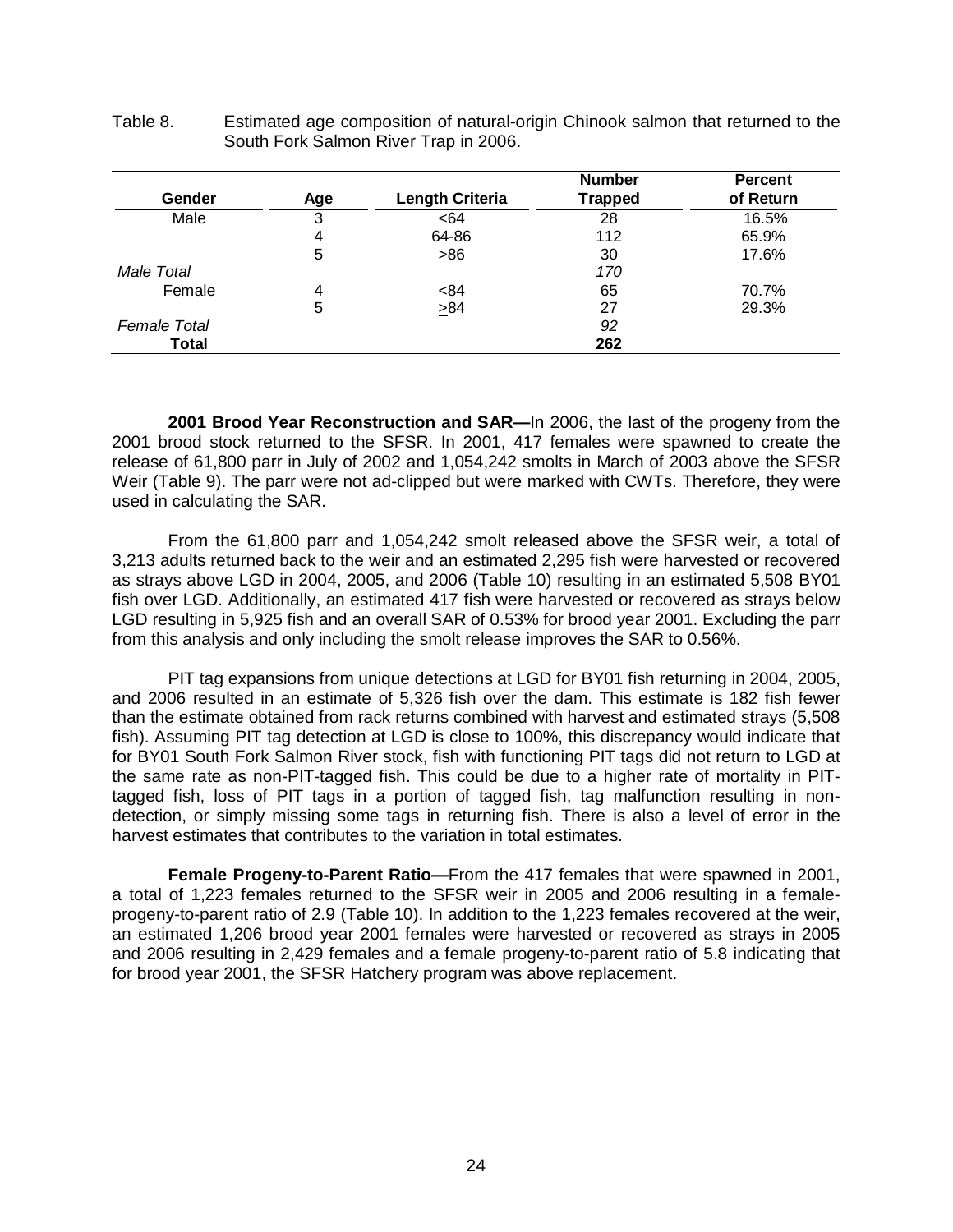Table 8. Estimated age composition of natural-origin Chinook salmon that returned to the South Fork Salmon River Trap in 2006.

| Gender | Age | Length Criteria | Number Trapped | Percent of Return |
|---|---|---|---|---|
| Male | 3 | <64 | 28 | 16.5% |
| | 4 | 64-86 | 112 | 65.9% |
| | 5 | >86 | 30 | 17.6% |
| *Male Total* | | | *170* | |
| Female | 4 | <84 | 65 | 70.7% |
| | 5 | ≥84 | 27 | 29.3% |
| *Female Total* | | | *92* | |
| **Total** | | | **262** | |

**2001 Brood Year Reconstruction and SAR—**In 2006, the last of the progeny from the 2001 brood stock returned to the SFSR. In 2001, 417 females were spawned to create the release of 61,800 parr in July of 2002 and 1,054,242 smolts in March of 2003 above the SFSR Weir (Table 9). The parr were not ad-clipped but were marked with CWTs. Therefore, they were used in calculating the SAR.

From the 61,800 parr and 1,054,242 smolt released above the SFSR weir, a total of 3,213 adults returned back to the weir and an estimated 2,295 fish were harvested or recovered as strays above LGD in 2004, 2005, and 2006 (Table 10) resulting in an estimated 5,508 BY01 fish over LGD. Additionally, an estimated 417 fish were harvested or recovered as strays below LGD resulting in 5,925 fish and an overall SAR of 0.53% for brood year 2001. Excluding the parr from this analysis and only including the smolt release improves the SAR to 0.56%.

PIT tag expansions from unique detections at LGD for BY01 fish returning in 2004, 2005, and 2006 resulted in an estimate of 5,326 fish over the dam. This estimate is 182 fish fewer than the estimate obtained from rack returns combined with harvest and estimated strays (5,508 fish). Assuming PIT tag detection at LGD is close to 100%, this discrepancy would indicate that for BY01 South Fork Salmon River stock, fish with functioning PIT tags did not return to LGD at the same rate as non-PIT-tagged fish. This could be due to a higher rate of mortality in PIT-tagged fish, loss of PIT tags in a portion of tagged fish, tag malfunction resulting in non-detection, or simply missing some tags in returning fish. There is also a level of error in the harvest estimates that contributes to the variation in total estimates.

**Female Progeny-to-Parent Ratio—**From the 417 females that were spawned in 2001, a total of 1,223 females returned to the SFSR weir in 2005 and 2006 resulting in a female-progeny-to-parent ratio of 2.9 (Table 10). In addition to the 1,223 females recovered at the weir, an estimated 1,206 brood year 2001 females were harvested or recovered as strays in 2005 and 2006 resulting in 2,429 females and a female progeny-to-parent ratio of 5.8 indicating that for brood year 2001, the SFSR Hatchery program was above replacement.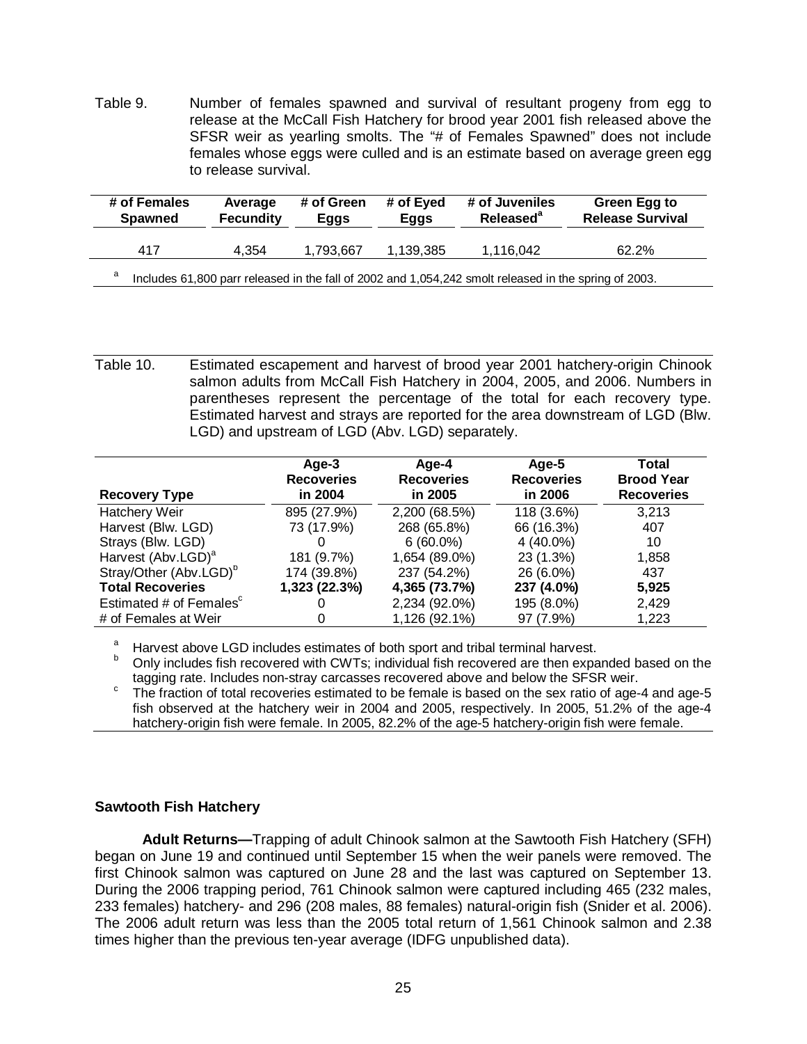Table 9. Number of females spawned and survival of resultant progeny from egg to release at the McCall Fish Hatchery for brood year 2001 fish released above the SFSR weir as yearling smolts. The "# of Females Spawned" does not include females whose eggs were culled and is an estimate based on average green egg to release survival.

| # of Females Spawned | Average Fecundity | # of Green Eggs | # of Eyed Eggs | # of Juveniles Released[a] | Green Egg to Release Survival |
|---|---|---|---|---|---|
| 417 | 4,354 | 1,793,667 | 1,139,385 | 1,116,042 | 62.2% |

[a] Includes 61,800 parr released in the fall of 2002 and 1,054,242 smolt released in the spring of 2003.

Table 10. Estimated escapement and harvest of brood year 2001 hatchery-origin Chinook salmon adults from McCall Fish Hatchery in 2004, 2005, and 2006. Numbers in parentheses represent the percentage of the total for each recovery type. Estimated harvest and strays are reported for the area downstream of LGD (Blw. LGD) and upstream of LGD (Abv. LGD) separately.

| Recovery Type | Age-3 Recoveries in 2004 | Age-4 Recoveries in 2005 | Age-5 Recoveries in 2006 | Total Brood Year Recoveries |
|---|---|---|---|---|
| Hatchery Weir | 895 (27.9%) | 2,200 (68.5%) | 118 (3.6%) | 3,213 |
| Harvest (Blw. LGD) | 73 (17.9%) | 268 (65.8%) | 66 (16.3%) | 407 |
| Strays (Blw. LGD) | 0 | 6 (60.0%) | 4 (40.0%) | 10 |
| Harvest (Abv.LGD)[a] | 181 (9.7%) | 1,654 (89.0%) | 23 (1.3%) | 1,858 |
| Stray/Other (Abv.LGD)[b] | 174 (39.8%) | 237 (54.2%) | 26 (6.0%) | 437 |
| **Total Recoveries** | **1,323 (22.3%)** | **4,365 (73.7%)** | **237 (4.0%)** | **5,925** |
| Estimated # of Females[c] | 0 | 2,234 (92.0%) | 195 (8.0%) | 2,429 |
| # of Females at Weir | 0 | 1,126 (92.1%) | 97 (7.9%) | 1,223 |

[a] Harvest above LGD includes estimates of both sport and tribal terminal harvest.
[b] Only includes fish recovered with CWTs; individual fish recovered are then expanded based on the tagging rate. Includes non-stray carcasses recovered above and below the SFSR weir.
[c] The fraction of total recoveries estimated to be female is based on the sex ratio of age-4 and age-5 fish observed at the hatchery weir in 2004 and 2005, respectively. In 2005, 51.2% of the age-4 hatchery-origin fish were female. In 2005, 82.2% of the age-5 hatchery-origin fish were female.

### Sawtooth Fish Hatchery

**Adult Returns—**Trapping of adult Chinook salmon at the Sawtooth Fish Hatchery (SFH) began on June 19 and continued until September 15 when the weir panels were removed. The first Chinook salmon was captured on June 28 and the last was captured on September 13. During the 2006 trapping period, 761 Chinook salmon were captured including 465 (232 males, 233 females) hatchery- and 296 (208 males, 88 females) natural-origin fish (Snider et al. 2006). The 2006 adult return was less than the 2005 total return of 1,561 Chinook salmon and 2.38 times higher than the previous ten-year average (IDFG unpublished data).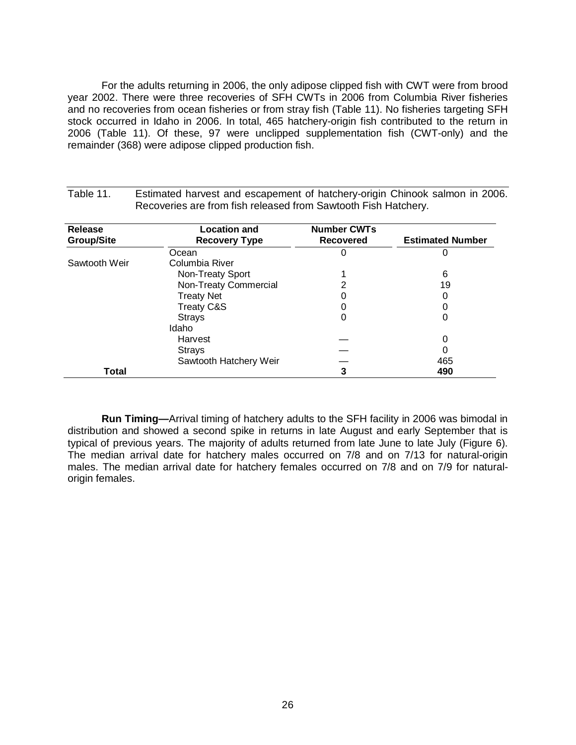For the adults returning in 2006, the only adipose clipped fish with CWT were from brood year 2002. There were three recoveries of SFH CWTs in 2006 from Columbia River fisheries and no recoveries from ocean fisheries or from stray fish (Table 11). No fisheries targeting SFH stock occurred in Idaho in 2006. In total, 465 hatchery-origin fish contributed to the return in 2006 (Table 11). Of these, 97 were unclipped supplementation fish (CWT-only) and the remainder (368) were adipose clipped production fish.

Table 11. Estimated harvest and escapement of hatchery-origin Chinook salmon in 2006. Recoveries are from fish released from Sawtooth Fish Hatchery.

| Release Group/Site | Location and Recovery Type | Number CWTs Recovered | Estimated Number |
|---|---|---|---|
| | Ocean | 0 | 0 |
| Sawtooth Weir | Columbia River | | |
| | Non-Treaty Sport | 1 | 6 |
| | Non-Treaty Commercial | 2 | 19 |
| | Treaty Net | 0 | 0 |
| | Treaty C&S | 0 | 0 |
| | Strays | 0 | 0 |
| | Idaho | | |
| | Harvest | — | 0 |
| | Strays | — | 0 |
| | Sawtooth Hatchery Weir | — | 465 |
| **Total** | | **3** | **490** |

**Run Timing—**Arrival timing of hatchery adults to the SFH facility in 2006 was bimodal in distribution and showed a second spike in returns in late August and early September that is typical of previous years. The majority of adults returned from late June to late July (Figure 6). The median arrival date for hatchery males occurred on 7/8 and on 7/13 for natural-origin males. The median arrival date for hatchery females occurred on 7/8 and on 7/9 for natural-origin females.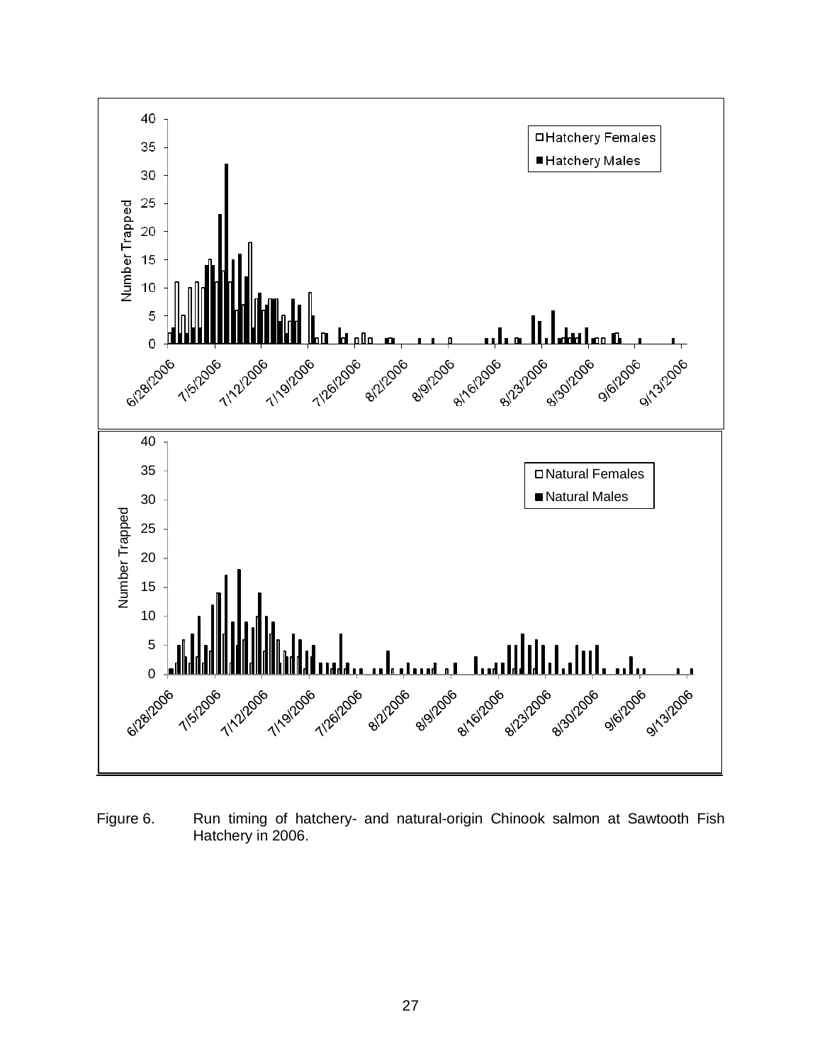Figure 6. Run timing of hatchery- and natural-origin Chinook salmon at Sawtooth Fish Hatchery in 2006.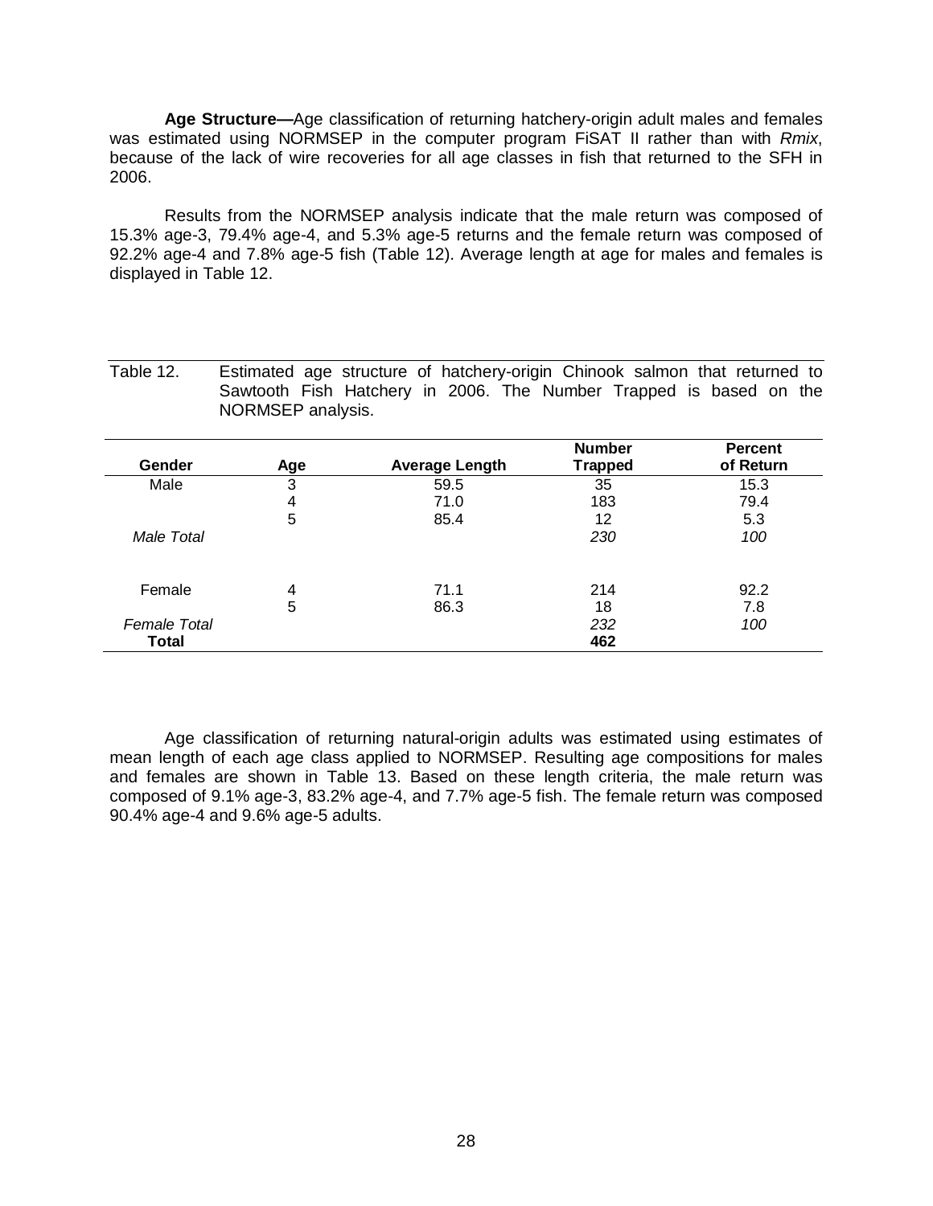**Age Structure—**Age classification of returning hatchery-origin adult males and females was estimated using NORMSEP in the computer program FiSAT II rather than with *Rmix*, because of the lack of wire recoveries for all age classes in fish that returned to the SFH in 2006.

Results from the NORMSEP analysis indicate that the male return was composed of 15.3% age-3, 79.4% age-4, and 5.3% age-5 returns and the female return was composed of 92.2% age-4 and 7.8% age-5 fish (Table 12). Average length at age for males and females is displayed in Table 12.

Table 12. Estimated age structure of hatchery-origin Chinook salmon that returned to Sawtooth Fish Hatchery in 2006. The Number Trapped is based on the NORMSEP analysis.

| Gender | Age | Average Length | Number Trapped | Percent of Return |
|---|---|---|---|---|
| Male | 3 | 59.5 | 35 | 15.3 |
| | 4 | 71.0 | 183 | 79.4 |
| | 5 | 85.4 | 12 | 5.3 |
| *Male Total* | | | *230* | *100* |
| Female | 4 | 71.1 | 214 | 92.2 |
| | 5 | 86.3 | 18 | 7.8 |
| *Female Total* | | | *232* | *100* |
| **Total** | | | **462** | |

Age classification of returning natural-origin adults was estimated using estimates of mean length of each age class applied to NORMSEP. Resulting age compositions for males and females are shown in Table 13. Based on these length criteria, the male return was composed of 9.1% age-3, 83.2% age-4, and 7.7% age-5 fish. The female return was composed 90.4% age-4 and 9.6% age-5 adults.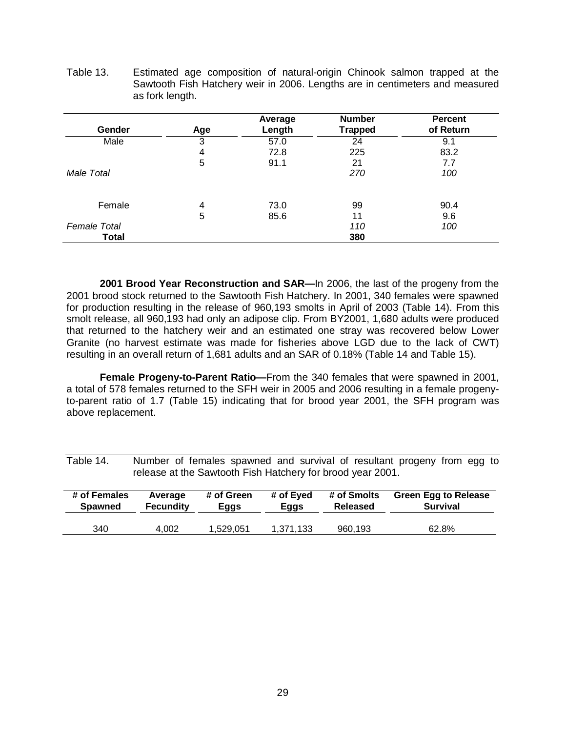Table 13. Estimated age composition of natural-origin Chinook salmon trapped at the Sawtooth Fish Hatchery weir in 2006. Lengths are in centimeters and measured as fork length.

| Gender | Age | Average Length | Number Trapped | Percent of Return |
|---|---|---|---|---|
| Male | 3 | 57.0 | 24 | 9.1 |
| | 4 | 72.8 | 225 | 83.2 |
| | 5 | 91.1 | 21 | 7.7 |
| *Male Total* | | | *270* | *100* |
| Female | 4 | 73.0 | 99 | 90.4 |
| | 5 | 85.6 | 11 | 9.6 |
| *Female Total* | | | *110* | *100* |
| **Total** | | | **380** | |

**2001 Brood Year Reconstruction and SAR—**In 2006, the last of the progeny from the 2001 brood stock returned to the Sawtooth Fish Hatchery. In 2001, 340 females were spawned for production resulting in the release of 960,193 smolts in April of 2003 (Table 14). From this smolt release, all 960,193 had only an adipose clip. From BY2001, 1,680 adults were produced that returned to the hatchery weir and an estimated one stray was recovered below Lower Granite (no harvest estimate was made for fisheries above LGD due to the lack of CWT) resulting in an overall return of 1,681 adults and an SAR of 0.18% (Table 14 and Table 15).

**Female Progeny-to-Parent Ratio—**From the 340 females that were spawned in 2001, a total of 578 females returned to the SFH weir in 2005 and 2006 resulting in a female progeny-to-parent ratio of 1.7 (Table 15) indicating that for brood year 2001, the SFH program was above replacement.

Table 14. Number of females spawned and survival of resultant progeny from egg to release at the Sawtooth Fish Hatchery for brood year 2001.

| # of Females Spawned | Average Fecundity | # of Green Eggs | # of Eyed Eggs | # of Smolts Released | Green Egg to Release Survival |
|---|---|---|---|---|---|
| 340 | 4,002 | 1,529,051 | 1,371,133 | 960,193 | 62.8% |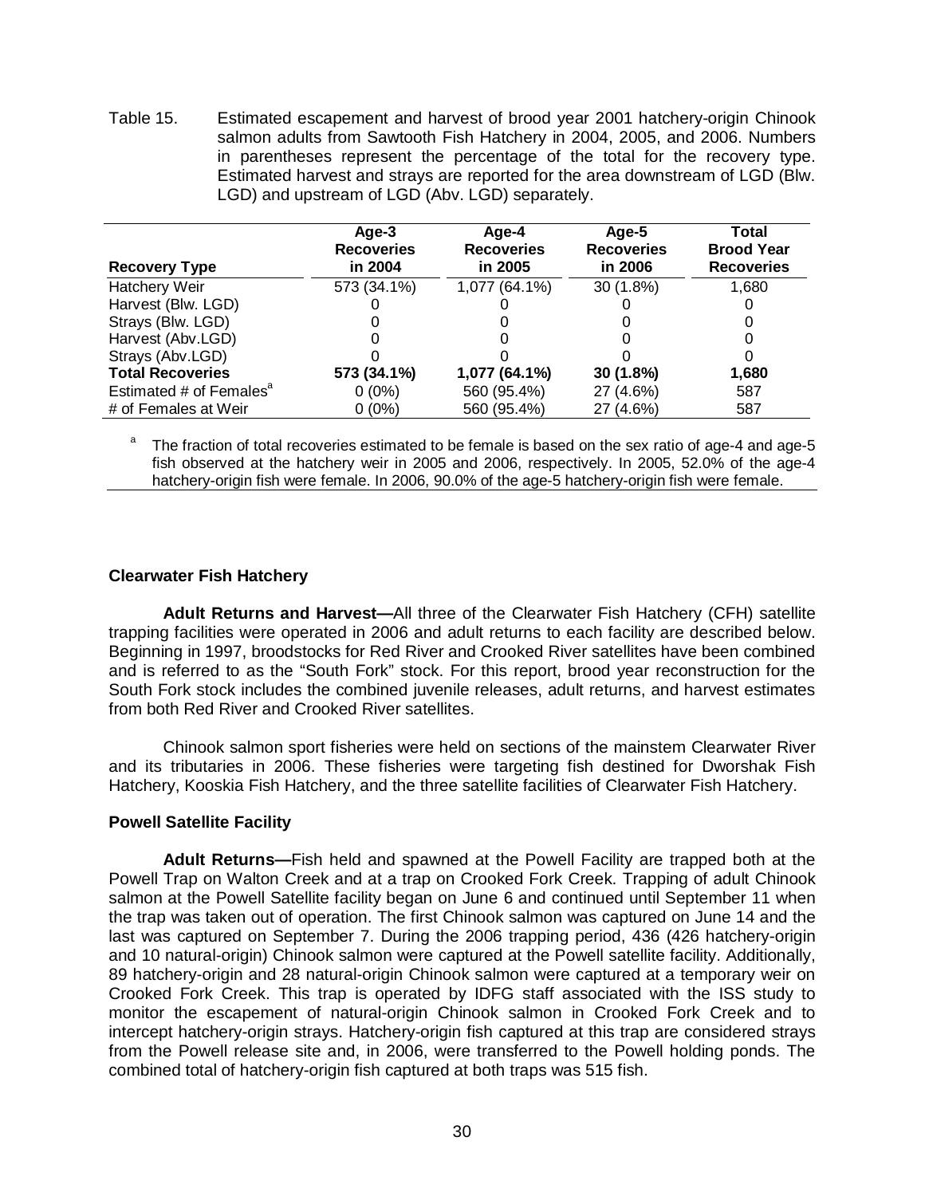Table 15. Estimated escapement and harvest of brood year 2001 hatchery-origin Chinook salmon adults from Sawtooth Fish Hatchery in 2004, 2005, and 2006. Numbers in parentheses represent the percentage of the total for the recovery type. Estimated harvest and strays are reported for the area downstream of LGD (Blw. LGD) and upstream of LGD (Abv. LGD) separately.

| Recovery Type | Age-3 Recoveries in 2004 | Age-4 Recoveries in 2005 | Age-5 Recoveries in 2006 | Total Brood Year Recoveries |
|---|---|---|---|---|
| Hatchery Weir | 573 (34.1%) | 1,077 (64.1%) | 30 (1.8%) | 1,680 |
| Harvest (Blw. LGD) | 0 | 0 | 0 | 0 |
| Strays (Blw. LGD) | 0 | 0 | 0 | 0 |
| Harvest (Abv.LGD) | 0 | 0 | 0 | 0 |
| Strays (Abv.LGD) | 0 | 0 | 0 | 0 |
| **Total Recoveries** | **573 (34.1%)** | **1,077 (64.1%)** | **30 (1.8%)** | **1,680** |
| Estimated # of Females[a] | 0 (0%) | 560 (95.4%) | 27 (4.6%) | 587 |
| # of Females at Weir | 0 (0%) | 560 (95.4%) | 27 (4.6%) | 587 |

[a] The fraction of total recoveries estimated to be female is based on the sex ratio of age-4 and age-5 fish observed at the hatchery weir in 2005 and 2006, respectively. In 2005, 52.0% of the age-4 hatchery-origin fish were female. In 2006, 90.0% of the age-5 hatchery-origin fish were female.

### Clearwater Fish Hatchery

**Adult Returns and Harvest—**All three of the Clearwater Fish Hatchery (CFH) satellite trapping facilities were operated in 2006 and adult returns to each facility are described below. Beginning in 1997, broodstocks for Red River and Crooked River satellites have been combined and is referred to as the "South Fork" stock. For this report, brood year reconstruction for the South Fork stock includes the combined juvenile releases, adult returns, and harvest estimates from both Red River and Crooked River satellites.

Chinook salmon sport fisheries were held on sections of the mainstem Clearwater River and its tributaries in 2006. These fisheries were targeting fish destined for Dworshak Fish Hatchery, Kooskia Fish Hatchery, and the three satellite facilities of Clearwater Fish Hatchery.

### Powell Satellite Facility

**Adult Returns—**Fish held and spawned at the Powell Facility are trapped both at the Powell Trap on Walton Creek and at a trap on Crooked Fork Creek. Trapping of adult Chinook salmon at the Powell Satellite facility began on June 6 and continued until September 11 when the trap was taken out of operation. The first Chinook salmon was captured on June 14 and the last was captured on September 7. During the 2006 trapping period, 436 (426 hatchery-origin and 10 natural-origin) Chinook salmon were captured at the Powell satellite facility. Additionally, 89 hatchery-origin and 28 natural-origin Chinook salmon were captured at a temporary weir on Crooked Fork Creek. This trap is operated by IDFG staff associated with the ISS study to monitor the escapement of natural-origin Chinook salmon in Crooked Fork Creek and to intercept hatchery-origin strays. Hatchery-origin fish captured at this trap are considered strays from the Powell release site and, in 2006, were transferred to the Powell holding ponds. The combined total of hatchery-origin fish captured at both traps was 515 fish.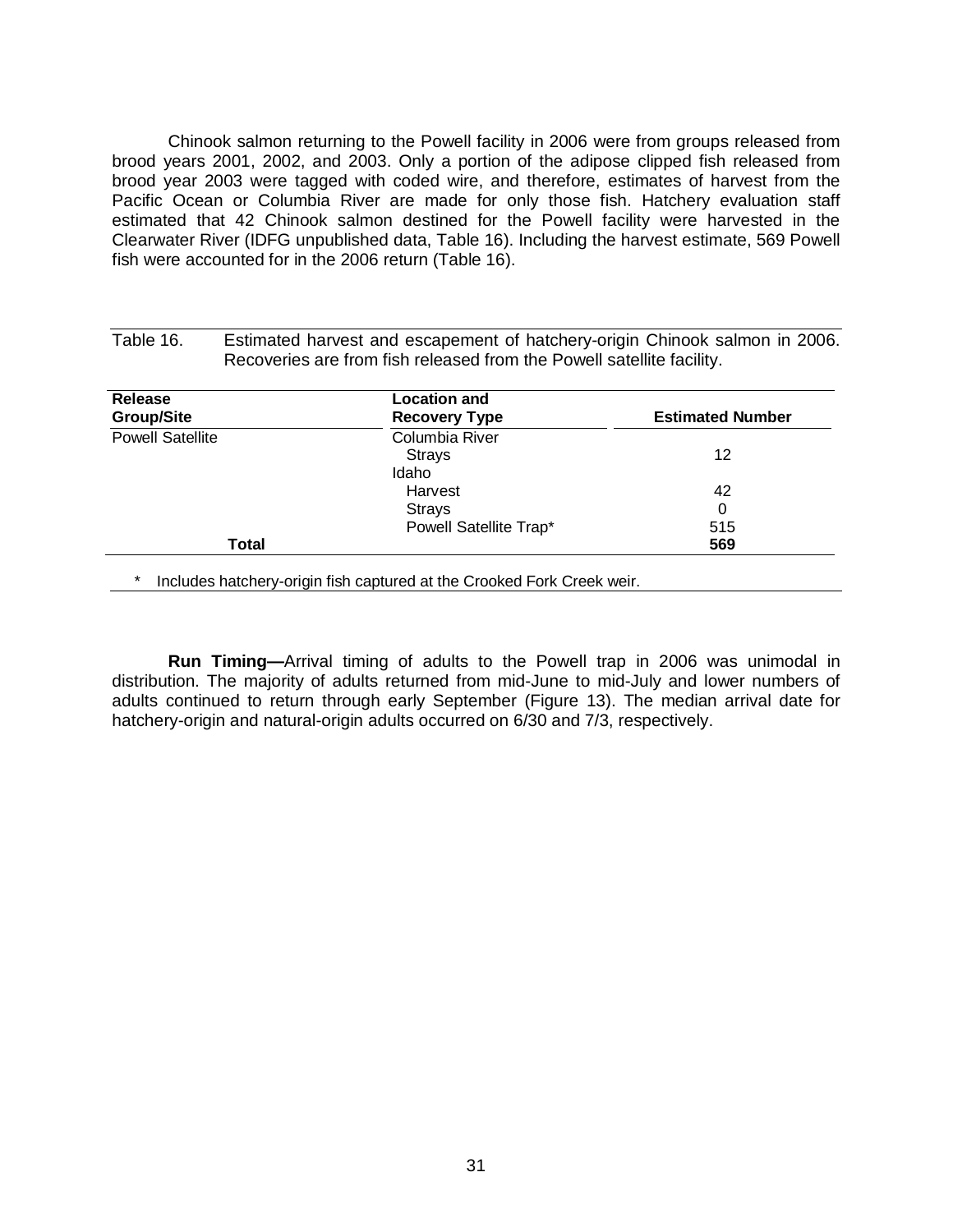Chinook salmon returning to the Powell facility in 2006 were from groups released from brood years 2001, 2002, and 2003. Only a portion of the adipose clipped fish released from brood year 2003 were tagged with coded wire, and therefore, estimates of harvest from the Pacific Ocean or Columbia River are made for only those fish. Hatchery evaluation staff estimated that 42 Chinook salmon destined for the Powell facility were harvested in the Clearwater River (IDFG unpublished data, Table 16). Including the harvest estimate, 569 Powell fish were accounted for in the 2006 return (Table 16).

Table 16. Estimated harvest and escapement of hatchery-origin Chinook salmon in 2006. Recoveries are from fish released from the Powell satellite facility.

| Release Group/Site | Location and Recovery Type | Estimated Number |
|---|---|---|
| Powell Satellite | Columbia River | |
| | Strays | 12 |
| | Idaho | |
| | Harvest | 42 |
| | Strays | 0 |
| | Powell Satellite Trap* | 515 |
| **Total** | | **569** |

\* Includes hatchery-origin fish captured at the Crooked Fork Creek weir.

**Run Timing—**Arrival timing of adults to the Powell trap in 2006 was unimodal in distribution. The majority of adults returned from mid-June to mid-July and lower numbers of adults continued to return through early September (Figure 13). The median arrival date for hatchery-origin and natural-origin adults occurred on 6/30 and 7/3, respectively.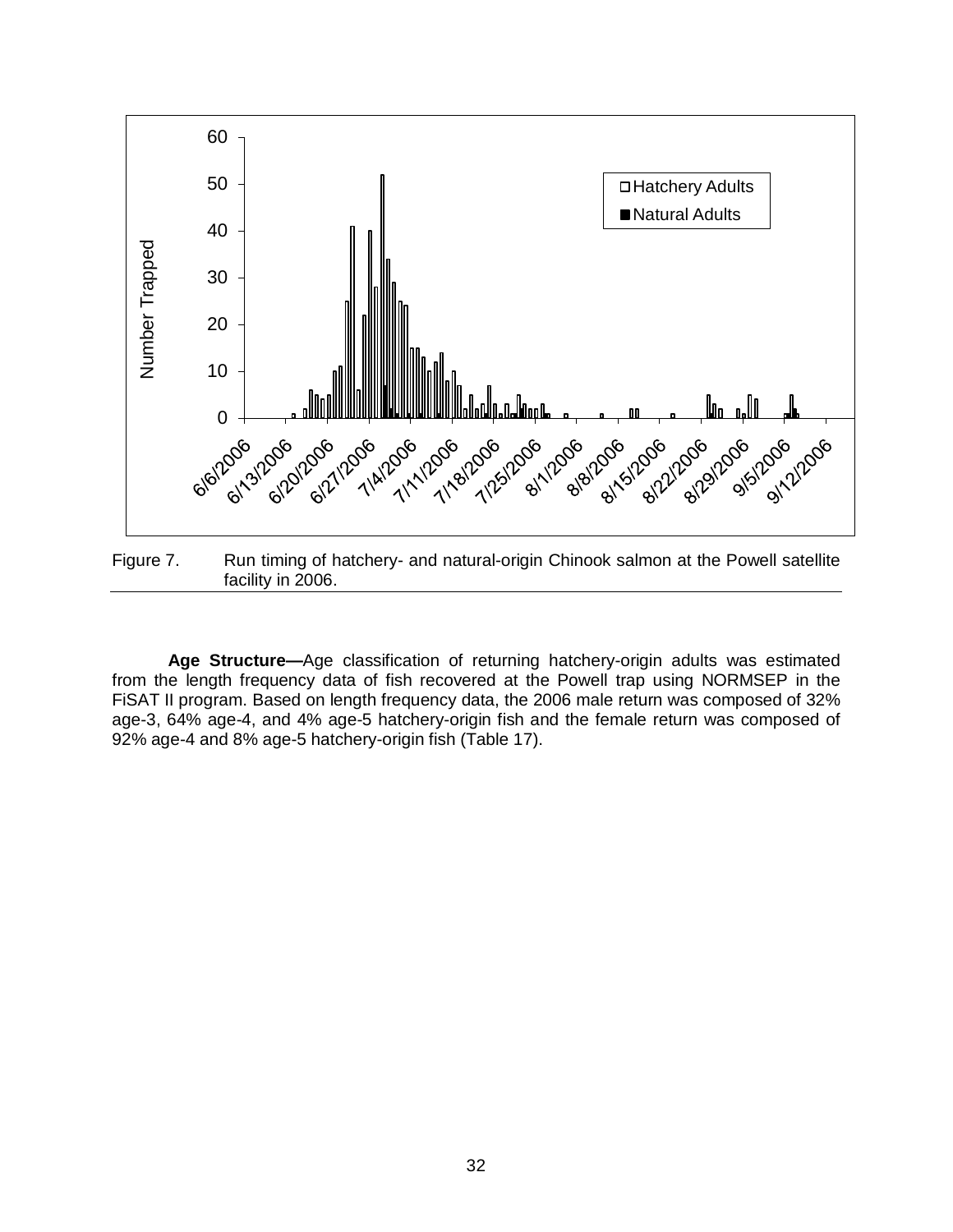Figure 7. Run timing of hatchery- and natural-origin Chinook salmon at the Powell satellite facility in 2006.

**Age Structure—**Age classification of returning hatchery-origin adults was estimated from the length frequency data of fish recovered at the Powell trap using NORMSEP in the FiSAT II program. Based on length frequency data, the 2006 male return was composed of 32% age-3, 64% age-4, and 4% age-5 hatchery-origin fish and the female return was composed of 92% age-4 and 8% age-5 hatchery-origin fish (Table 17).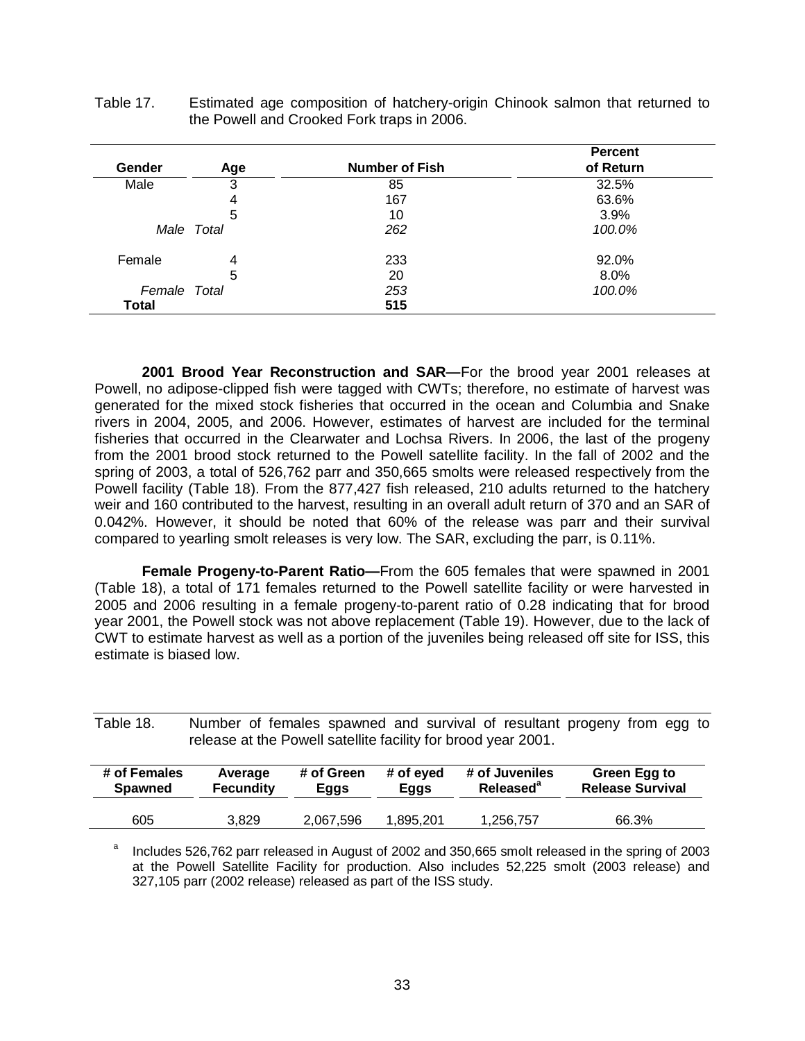Table 17. Estimated age composition of hatchery-origin Chinook salmon that returned to the Powell and Crooked Fork traps in 2006.

| Gender | Age | Number of Fish | Percent of Return |
|---|---|---|---|
| Male | 3 | 85 | 32.5% |
| | 4 | 167 | 63.6% |
| | 5 | 10 | 3.9% |
| *Male Total* | | *262* | *100.0%* |
| Female | 4 | 233 | 92.0% |
| | 5 | 20 | 8.0% |
| *Female Total* | | *253* | *100.0%* |
| **Total** | | **515** | |

**2001 Brood Year Reconstruction and SAR—**For the brood year 2001 releases at Powell, no adipose-clipped fish were tagged with CWTs; therefore, no estimate of harvest was generated for the mixed stock fisheries that occurred in the ocean and Columbia and Snake rivers in 2004, 2005, and 2006. However, estimates of harvest are included for the terminal fisheries that occurred in the Clearwater and Lochsa Rivers. In 2006, the last of the progeny from the 2001 brood stock returned to the Powell satellite facility. In the fall of 2002 and the spring of 2003, a total of 526,762 parr and 350,665 smolts were released respectively from the Powell facility (Table 18). From the 877,427 fish released, 210 adults returned to the hatchery weir and 160 contributed to the harvest, resulting in an overall adult return of 370 and an SAR of 0.042%. However, it should be noted that 60% of the release was parr and their survival compared to yearling smolt releases is very low. The SAR, excluding the parr, is 0.11%.

**Female Progeny-to-Parent Ratio—**From the 605 females that were spawned in 2001 (Table 18), a total of 171 females returned to the Powell satellite facility or were harvested in 2005 and 2006 resulting in a female progeny-to-parent ratio of 0.28 indicating that for brood year 2001, the Powell stock was not above replacement (Table 19). However, due to the lack of CWT to estimate harvest as well as a portion of the juveniles being released off site for ISS, this estimate is biased low.

Table 18. Number of females spawned and survival of resultant progeny from egg to release at the Powell satellite facility for brood year 2001.

| # of Females Spawned | Average Fecundity | # of Green Eggs | # of eyed Eggs | # of Juveniles Released[a] | Green Egg to Release Survival |
|---|---|---|---|---|---|
| 605 | 3,829 | 2,067,596 | 1,895,201 | 1,256,757 | 66.3% |

[a] Includes 526,762 parr released in August of 2002 and 350,665 smolt released in the spring of 2003 at the Powell Satellite Facility for production. Also includes 52,225 smolt (2003 release) and 327,105 parr (2002 release) released as part of the ISS study.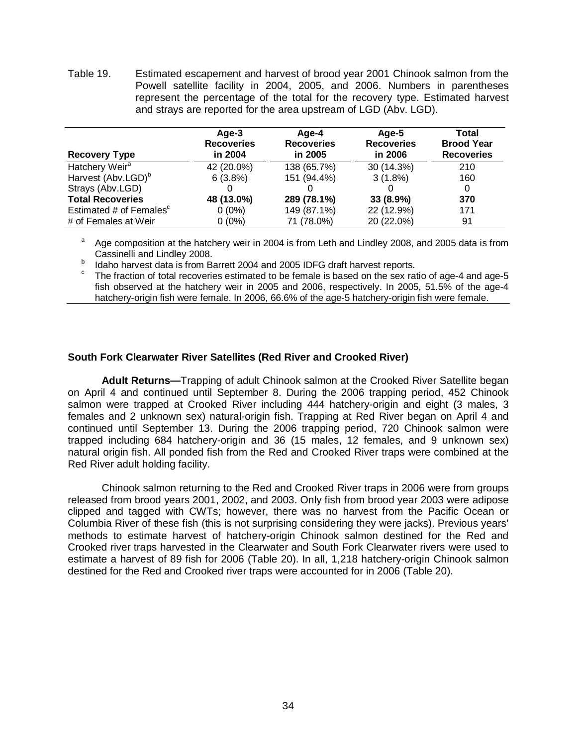Table 19. Estimated escapement and harvest of brood year 2001 Chinook salmon from the Powell satellite facility in 2004, 2005, and 2006. Numbers in parentheses represent the percentage of the total for the recovery type. Estimated harvest and strays are reported for the area upstream of LGD (Abv. LGD).

| Recovery Type | Age-3 Recoveries in 2004 | Age-4 Recoveries in 2005 | Age-5 Recoveries in 2006 | Total Brood Year Recoveries |
|---|---|---|---|---|
| Hatchery Weir[a] | 42 (20.0%) | 138 (65.7%) | 30 (14.3%) | 210 |
| Harvest (Abv.LGD)[b] | 6 (3.8%) | 151 (94.4%) | 3 (1.8%) | 160 |
| Strays (Abv.LGD) | 0 | 0 | 0 | 0 |
| **Total Recoveries** | **48 (13.0%)** | **289 (78.1%)** | **33 (8.9%)** | **370** |
| Estimated # of Females[c] | 0 (0%) | 149 (87.1%) | 22 (12.9%) | 171 |
| # of Females at Weir | 0 (0%) | 71 (78.0%) | 20 (22.0%) | 91 |

[a] Age composition at the hatchery weir in 2004 is from Leth and Lindley 2008, and 2005 data is from Cassinelli and Lindley 2008.

[b] Idaho harvest data is from Barrett 2004 and 2005 IDFG draft harvest reports.

[c] The fraction of total recoveries estimated to be female is based on the sex ratio of age-4 and age-5 fish observed at the hatchery weir in 2005 and 2006, respectively. In 2005, 51.5% of the age-4 hatchery-origin fish were female. In 2006, 66.6% of the age-5 hatchery-origin fish were female.

### South Fork Clearwater River Satellites (Red River and Crooked River)

**Adult Returns—**Trapping of adult Chinook salmon at the Crooked River Satellite began on April 4 and continued until September 8. During the 2006 trapping period, 452 Chinook salmon were trapped at Crooked River including 444 hatchery-origin and eight (3 males, 3 females and 2 unknown sex) natural-origin fish. Trapping at Red River began on April 4 and continued until September 13. During the 2006 trapping period, 720 Chinook salmon were trapped including 684 hatchery-origin and 36 (15 males, 12 females, and 9 unknown sex) natural origin fish. All ponded fish from the Red and Crooked River traps were combined at the Red River adult holding facility.

Chinook salmon returning to the Red and Crooked River traps in 2006 were from groups released from brood years 2001, 2002, and 2003. Only fish from brood year 2003 were adipose clipped and tagged with CWTs; however, there was no harvest from the Pacific Ocean or Columbia River of these fish (this is not surprising considering they were jacks). Previous years' methods to estimate harvest of hatchery-origin Chinook salmon destined for the Red and Crooked river traps harvested in the Clearwater and South Fork Clearwater rivers were used to estimate a harvest of 89 fish for 2006 (Table 20). In all, 1,218 hatchery-origin Chinook salmon destined for the Red and Crooked river traps were accounted for in 2006 (Table 20).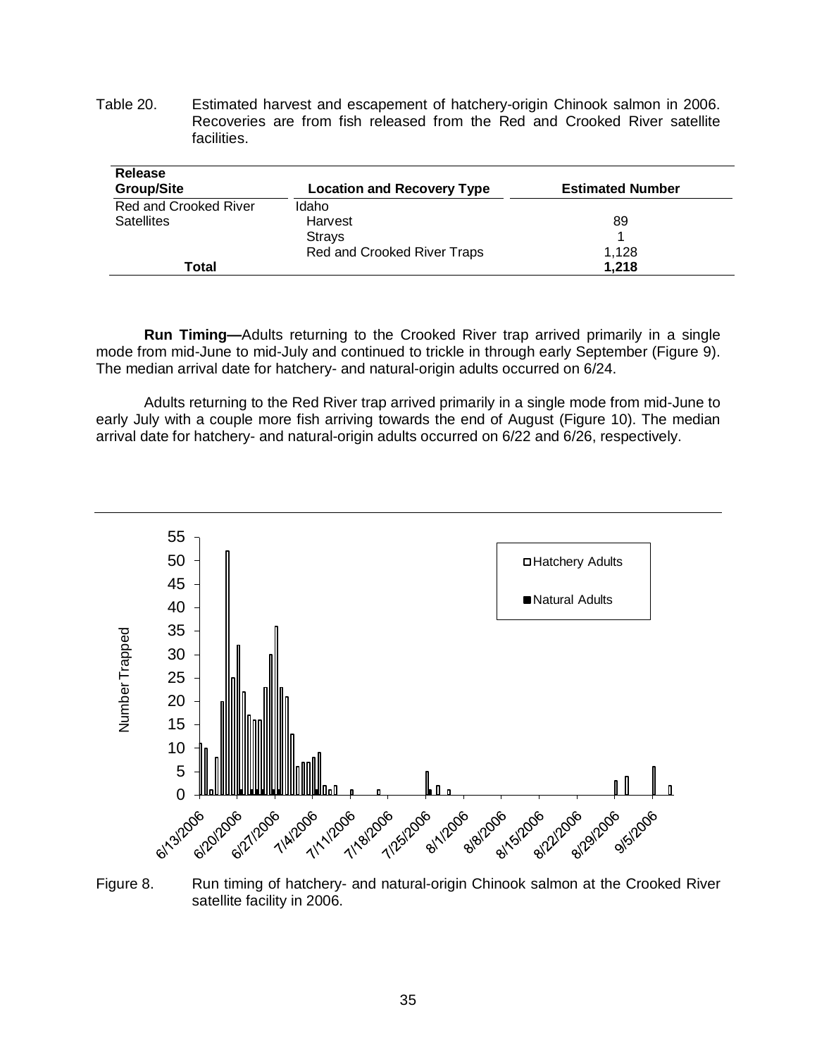Table 20. Estimated harvest and escapement of hatchery-origin Chinook salmon in 2006. Recoveries are from fish released from the Red and Crooked River satellite facilities.

| Release Group/Site | Location and Recovery Type | Estimated Number |
|---|---|---|
| Red and Crooked River Satellites | Idaho | |
| | Harvest | 89 |
| | Strays | 1 |
| | Red and Crooked River Traps | 1,128 |
| **Total** | | **1,218** |

**Run Timing—**Adults returning to the Crooked River trap arrived primarily in a single mode from mid-June to mid-July and continued to trickle in through early September (Figure 9). The median arrival date for hatchery- and natural-origin adults occurred on 6/24.

Adults returning to the Red River trap arrived primarily in a single mode from mid-June to early July with a couple more fish arriving towards the end of August (Figure 10). The median arrival date for hatchery- and natural-origin adults occurred on 6/22 and 6/26, respectively.

Figure 8. Run timing of hatchery- and natural-origin Chinook salmon at the Crooked River satellite facility in 2006.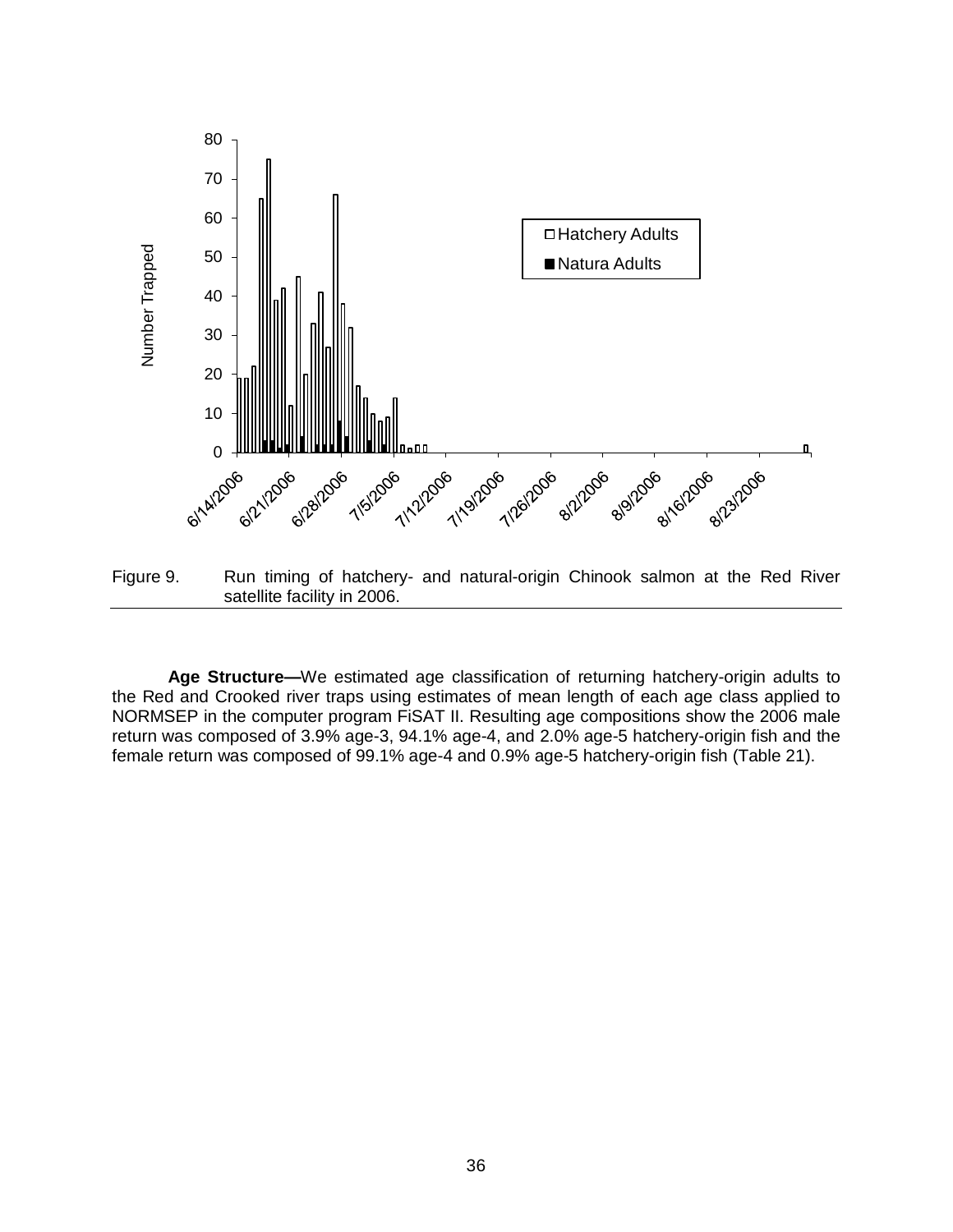Figure 9. Run timing of hatchery- and natural-origin Chinook salmon at the Red River satellite facility in 2006.

**Age Structure—**We estimated age classification of returning hatchery-origin adults to the Red and Crooked river traps using estimates of mean length of each age class applied to NORMSEP in the computer program FiSAT II. Resulting age compositions show the 2006 male return was composed of 3.9% age-3, 94.1% age-4, and 2.0% age-5 hatchery-origin fish and the female return was composed of 99.1% age-4 and 0.9% age-5 hatchery-origin fish (Table 21).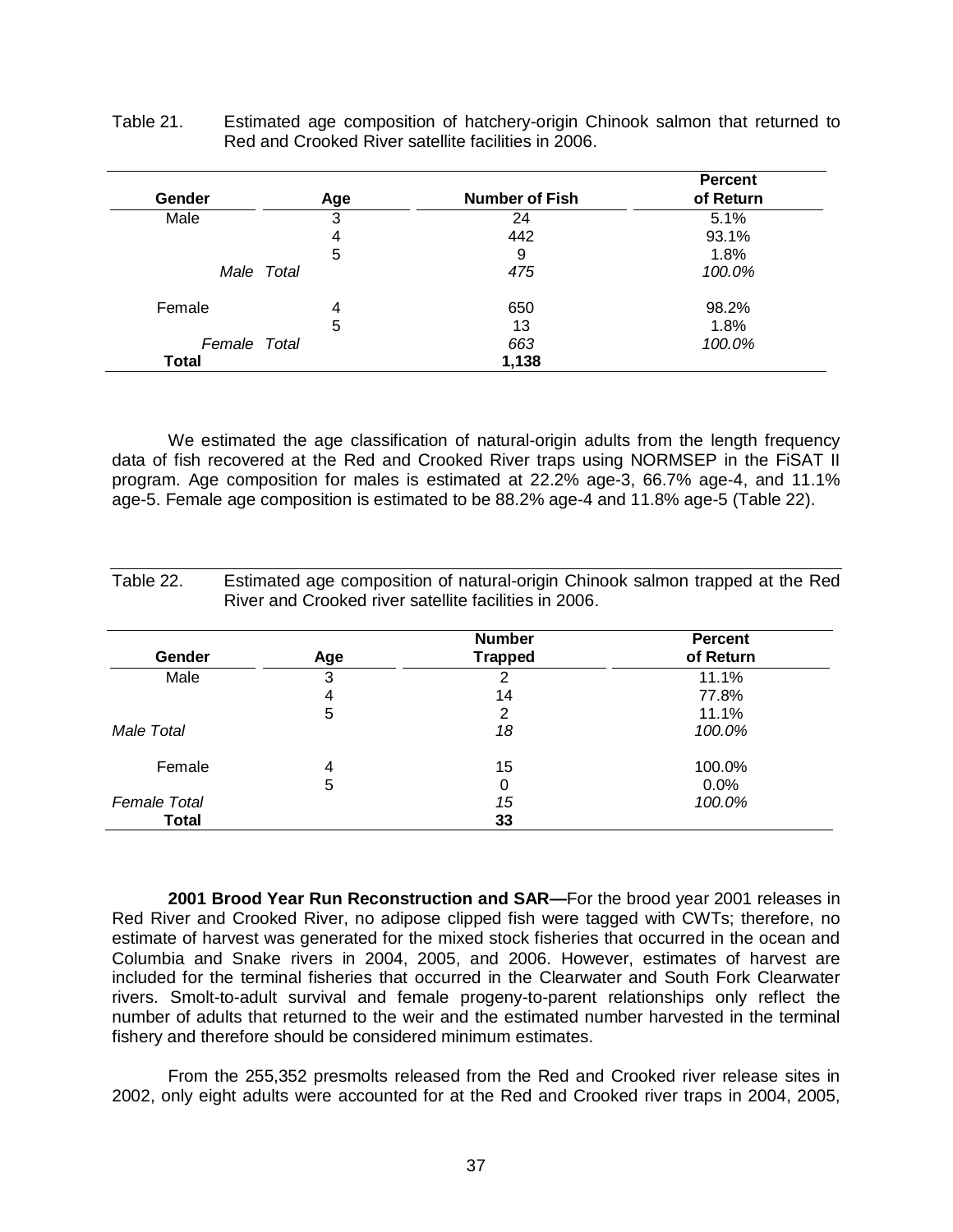Table 21. Estimated age composition of hatchery-origin Chinook salmon that returned to Red and Crooked River satellite facilities in 2006.

| Gender | Age | Number of Fish | Percent of Return |
|---|---|---|---|
| Male | 3 | 24 | 5.1% |
| | 4 | 442 | 93.1% |
| | 5 | 9 | 1.8% |
| *Male Total* | | *475* | *100.0%* |
| Female | 4 | 650 | 98.2% |
| | 5 | 13 | 1.8% |
| *Female Total* | | *663* | *100.0%* |
| **Total** | | **1,138** | |

We estimated the age classification of natural-origin adults from the length frequency data of fish recovered at the Red and Crooked River traps using NORMSEP in the FiSAT II program. Age composition for males is estimated at 22.2% age-3, 66.7% age-4, and 11.1% age-5. Female age composition is estimated to be 88.2% age-4 and 11.8% age-5 (Table 22).

Table 22. Estimated age composition of natural-origin Chinook salmon trapped at the Red River and Crooked river satellite facilities in 2006.

| Gender | Age | Number Trapped | Percent of Return |
|---|---|---|---|
| Male | 3 | 2 | 11.1% |
| | 4 | 14 | 77.8% |
| | 5 | 2 | 11.1% |
| *Male Total* | | *18* | *100.0%* |
| Female | 4 | 15 | 100.0% |
| | 5 | 0 | 0.0% |
| *Female Total* | | *15* | *100.0%* |
| **Total** | | **33** | |

**2001 Brood Year Run Reconstruction and SAR—**For the brood year 2001 releases in Red River and Crooked River, no adipose clipped fish were tagged with CWTs; therefore, no estimate of harvest was generated for the mixed stock fisheries that occurred in the ocean and Columbia and Snake rivers in 2004, 2005, and 2006. However, estimates of harvest are included for the terminal fisheries that occurred in the Clearwater and South Fork Clearwater rivers. Smolt-to-adult survival and female progeny-to-parent relationships only reflect the number of adults that returned to the weir and the estimated number harvested in the terminal fishery and therefore should be considered minimum estimates.

From the 255,352 presmolts released from the Red and Crooked river release sites in 2002, only eight adults were accounted for at the Red and Crooked river traps in 2004, 2005,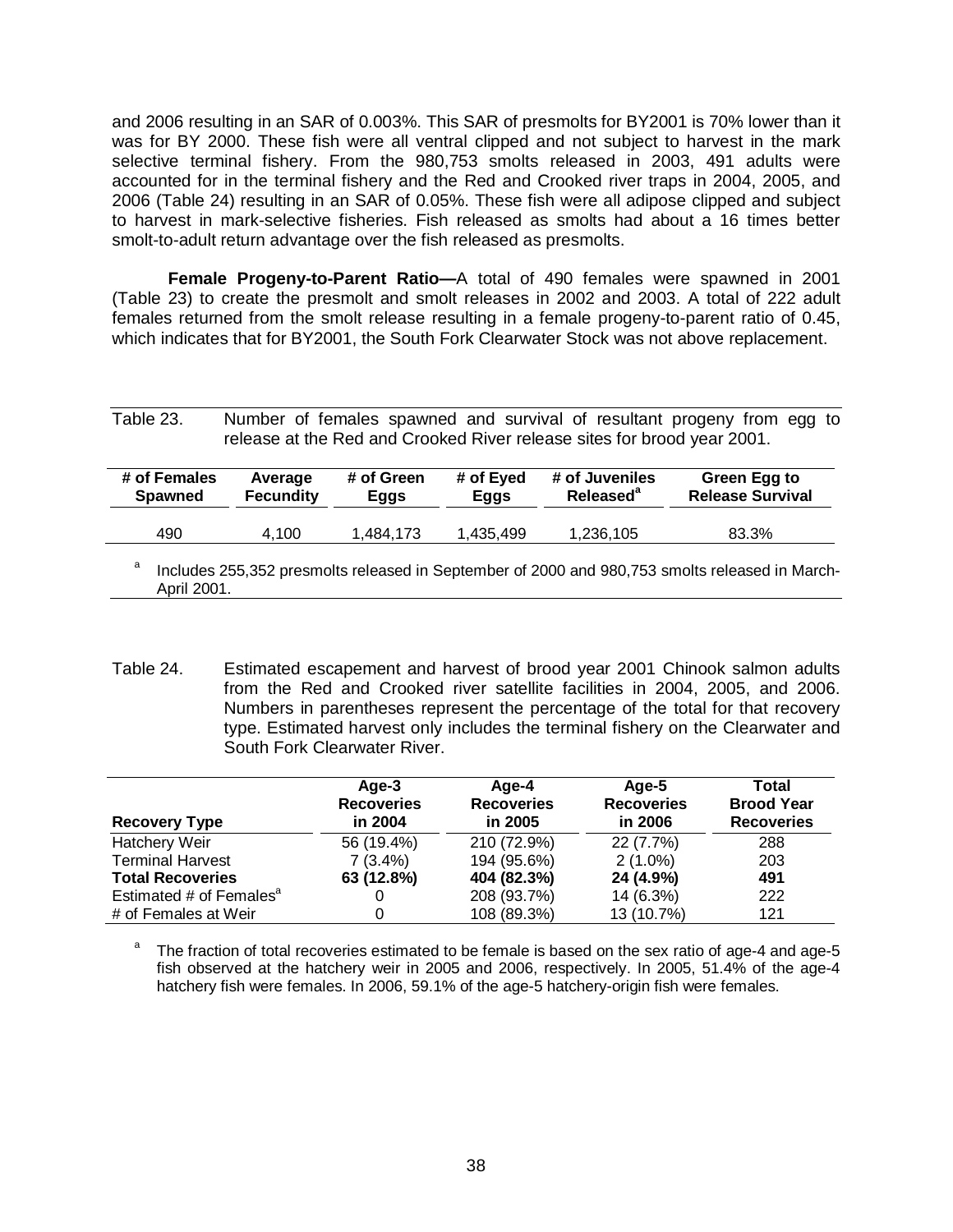and 2006 resulting in an SAR of 0.003%. This SAR of presmolts for BY2001 is 70% lower than it was for BY 2000. These fish were all ventral clipped and not subject to harvest in the mark selective terminal fishery. From the 980,753 smolts released in 2003, 491 adults were accounted for in the terminal fishery and the Red and Crooked river traps in 2004, 2005, and 2006 (Table 24) resulting in an SAR of 0.05%. These fish were all adipose clipped and subject to harvest in mark-selective fisheries. Fish released as smolts had about a 16 times better smolt-to-adult return advantage over the fish released as presmolts.

**Female Progeny-to-Parent Ratio—**A total of 490 females were spawned in 2001 (Table 23) to create the presmolt and smolt releases in 2002 and 2003. A total of 222 adult females returned from the smolt release resulting in a female progeny-to-parent ratio of 0.45, which indicates that for BY2001, the South Fork Clearwater Stock was not above replacement.

Table 23. Number of females spawned and survival of resultant progeny from egg to release at the Red and Crooked River release sites for brood year 2001.

| # of Females Spawned | Average Fecundity | # of Green Eggs | # of Eyed Eggs | # of Juveniles Released[a] | Green Egg to Release Survival |
|---|---|---|---|---|---|
| 490 | 4,100 | 1,484,173 | 1,435,499 | 1,236,105 | 83.3% |

[a] Includes 255,352 presmolts released in September of 2000 and 980,753 smolts released in March-April 2001.

Table 24. Estimated escapement and harvest of brood year 2001 Chinook salmon adults from the Red and Crooked river satellite facilities in 2004, 2005, and 2006. Numbers in parentheses represent the percentage of the total for that recovery type. Estimated harvest only includes the terminal fishery on the Clearwater and South Fork Clearwater River.

| Recovery Type | Age-3 Recoveries in 2004 | Age-4 Recoveries in 2005 | Age-5 Recoveries in 2006 | Total Brood Year Recoveries |
|---|---|---|---|---|
| Hatchery Weir | 56 (19.4%) | 210 (72.9%) | 22 (7.7%) | 288 |
| Terminal Harvest | 7 (3.4%) | 194 (95.6%) | 2 (1.0%) | 203 |
| **Total Recoveries** | **63 (12.8%)** | **404 (82.3%)** | **24 (4.9%)** | **491** |
| Estimated # of Females[a] | 0 | 208 (93.7%) | 14 (6.3%) | 222 |
| # of Females at Weir | 0 | 108 (89.3%) | 13 (10.7%) | 121 |

[a] The fraction of total recoveries estimated to be female is based on the sex ratio of age-4 and age-5 fish observed at the hatchery weir in 2005 and 2006, respectively. In 2005, 51.4% of the age-4 hatchery fish were females. In 2006, 59.1% of the age-5 hatchery-origin fish were females.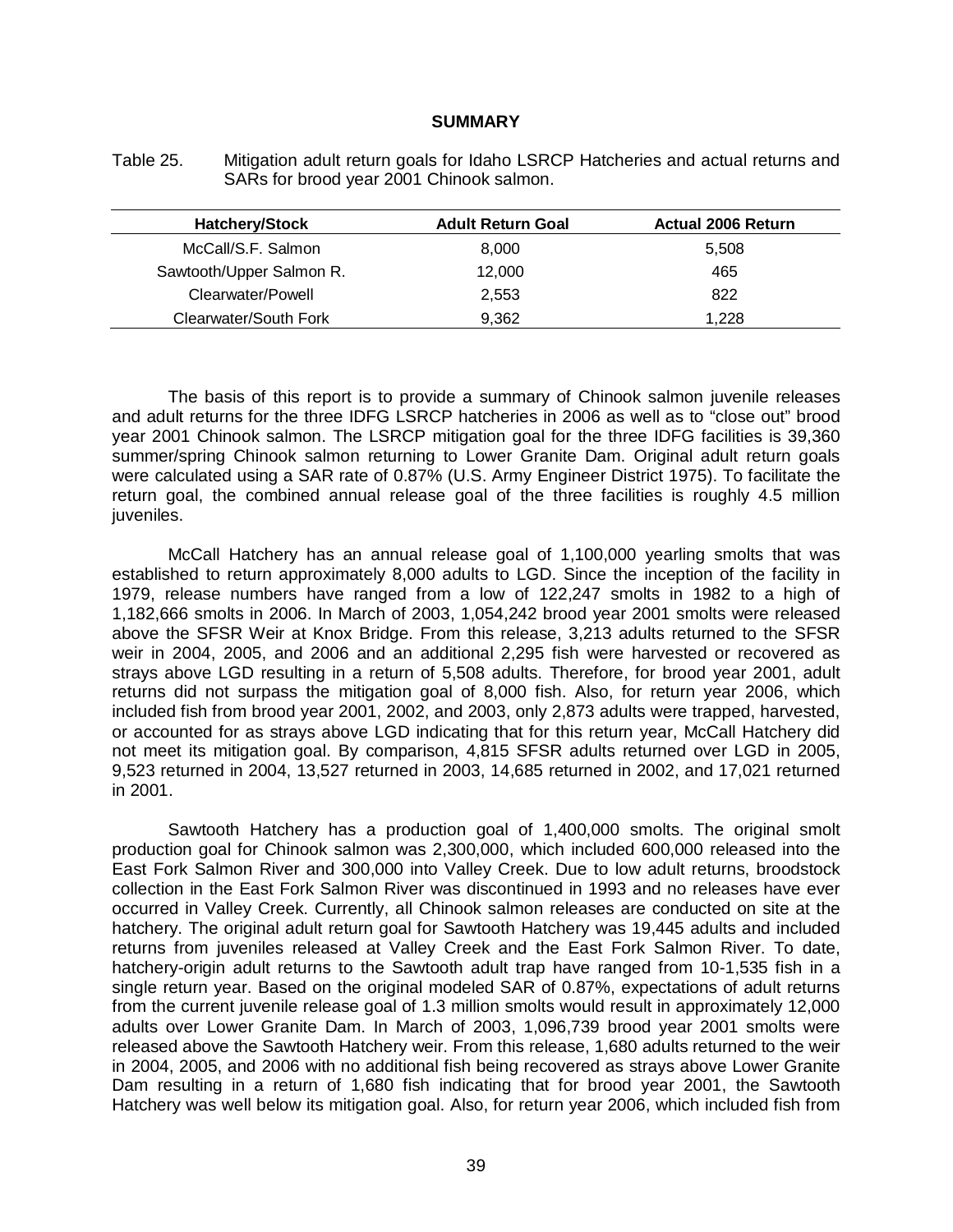## SUMMARY

Table 25. Mitigation adult return goals for Idaho LSRCP Hatcheries and actual returns and SARs for brood year 2001 Chinook salmon.

| Hatchery/Stock | Adult Return Goal | Actual 2006 Return |
|---|---|---|
| McCall/S.F. Salmon | 8,000 | 5,508 |
| Sawtooth/Upper Salmon R. | 12,000 | 465 |
| Clearwater/Powell | 2,553 | 822 |
| Clearwater/South Fork | 9,362 | 1,228 |

The basis of this report is to provide a summary of Chinook salmon juvenile releases and adult returns for the three IDFG LSRCP hatcheries in 2006 as well as to "close out" brood year 2001 Chinook salmon. The LSRCP mitigation goal for the three IDFG facilities is 39,360 summer/spring Chinook salmon returning to Lower Granite Dam. Original adult return goals were calculated using a SAR rate of 0.87% (U.S. Army Engineer District 1975). To facilitate the return goal, the combined annual release goal of the three facilities is roughly 4.5 million juveniles.

McCall Hatchery has an annual release goal of 1,100,000 yearling smolts that was established to return approximately 8,000 adults to LGD. Since the inception of the facility in 1979, release numbers have ranged from a low of 122,247 smolts in 1982 to a high of 1,182,666 smolts in 2006. In March of 2003, 1,054,242 brood year 2001 smolts were released above the SFSR Weir at Knox Bridge. From this release, 3,213 adults returned to the SFSR weir in 2004, 2005, and 2006 and an additional 2,295 fish were harvested or recovered as strays above LGD resulting in a return of 5,508 adults. Therefore, for brood year 2001, adult returns did not surpass the mitigation goal of 8,000 fish. Also, for return year 2006, which included fish from brood year 2001, 2002, and 2003, only 2,873 adults were trapped, harvested, or accounted for as strays above LGD indicating that for this return year, McCall Hatchery did not meet its mitigation goal. By comparison, 4,815 SFSR adults returned over LGD in 2005, 9,523 returned in 2004, 13,527 returned in 2003, 14,685 returned in 2002, and 17,021 returned in 2001.

Sawtooth Hatchery has a production goal of 1,400,000 smolts. The original smolt production goal for Chinook salmon was 2,300,000, which included 600,000 released into the East Fork Salmon River and 300,000 into Valley Creek. Due to low adult returns, broodstock collection in the East Fork Salmon River was discontinued in 1993 and no releases have ever occurred in Valley Creek. Currently, all Chinook salmon releases are conducted on site at the hatchery. The original adult return goal for Sawtooth Hatchery was 19,445 adults and included returns from juveniles released at Valley Creek and the East Fork Salmon River. To date, hatchery-origin adult returns to the Sawtooth adult trap have ranged from 10-1,535 fish in a single return year. Based on the original modeled SAR of 0.87%, expectations of adult returns from the current juvenile release goal of 1.3 million smolts would result in approximately 12,000 adults over Lower Granite Dam. In March of 2003, 1,096,739 brood year 2001 smolts were released above the Sawtooth Hatchery weir. From this release, 1,680 adults returned to the weir in 2004, 2005, and 2006 with no additional fish being recovered as strays above Lower Granite Dam resulting in a return of 1,680 fish indicating that for brood year 2001, the Sawtooth Hatchery was well below its mitigation goal. Also, for return year 2006, which included fish from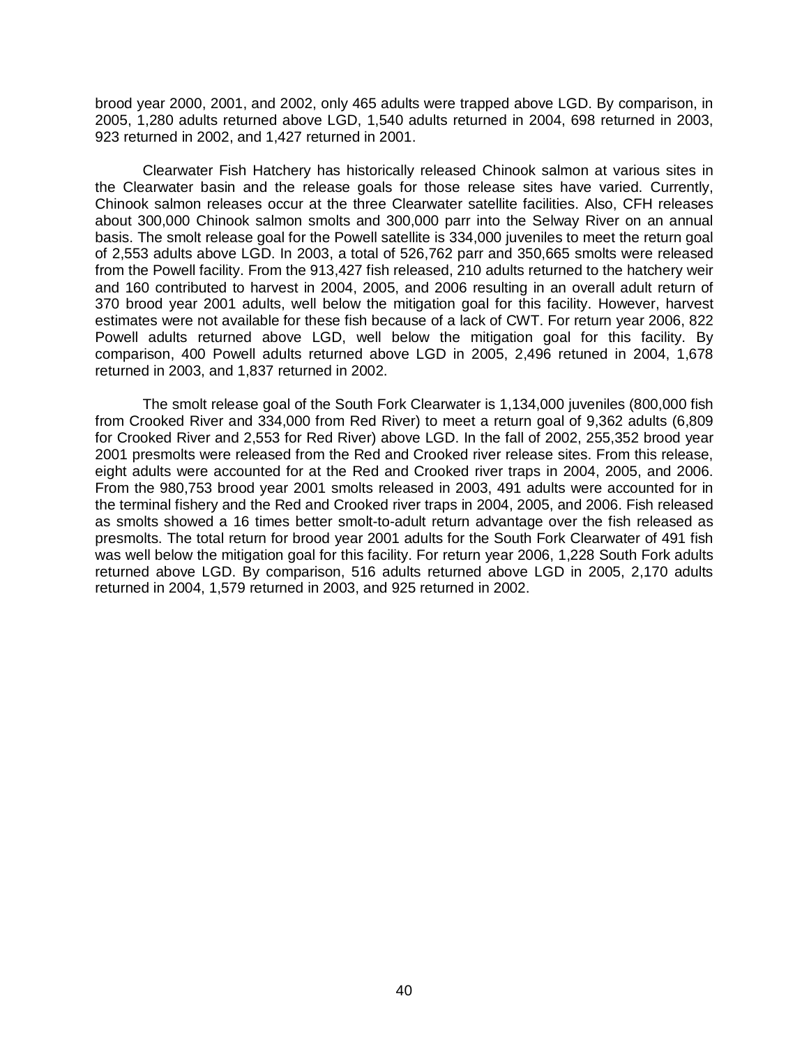brood year 2000, 2001, and 2002, only 465 adults were trapped above LGD. By comparison, in 2005, 1,280 adults returned above LGD, 1,540 adults returned in 2004, 698 returned in 2003, 923 returned in 2002, and 1,427 returned in 2001.

Clearwater Fish Hatchery has historically released Chinook salmon at various sites in the Clearwater basin and the release goals for those release sites have varied. Currently, Chinook salmon releases occur at the three Clearwater satellite facilities. Also, CFH releases about 300,000 Chinook salmon smolts and 300,000 parr into the Selway River on an annual basis. The smolt release goal for the Powell satellite is 334,000 juveniles to meet the return goal of 2,553 adults above LGD. In 2003, a total of 526,762 parr and 350,665 smolts were released from the Powell facility. From the 913,427 fish released, 210 adults returned to the hatchery weir and 160 contributed to harvest in 2004, 2005, and 2006 resulting in an overall adult return of 370 brood year 2001 adults, well below the mitigation goal for this facility. However, harvest estimates were not available for these fish because of a lack of CWT. For return year 2006, 822 Powell adults returned above LGD, well below the mitigation goal for this facility. By comparison, 400 Powell adults returned above LGD in 2005, 2,496 retuned in 2004, 1,678 returned in 2003, and 1,837 returned in 2002.

The smolt release goal of the South Fork Clearwater is 1,134,000 juveniles (800,000 fish from Crooked River and 334,000 from Red River) to meet a return goal of 9,362 adults (6,809 for Crooked River and 2,553 for Red River) above LGD. In the fall of 2002, 255,352 brood year 2001 presmolts were released from the Red and Crooked river release sites. From this release, eight adults were accounted for at the Red and Crooked river traps in 2004, 2005, and 2006. From the 980,753 brood year 2001 smolts released in 2003, 491 adults were accounted for in the terminal fishery and the Red and Crooked river traps in 2004, 2005, and 2006. Fish released as smolts showed a 16 times better smolt-to-adult return advantage over the fish released as presmolts. The total return for brood year 2001 adults for the South Fork Clearwater of 491 fish was well below the mitigation goal for this facility. For return year 2006, 1,228 South Fork adults returned above LGD. By comparison, 516 adults returned above LGD in 2005, 2,170 adults returned in 2004, 1,579 returned in 2003, and 925 returned in 2002.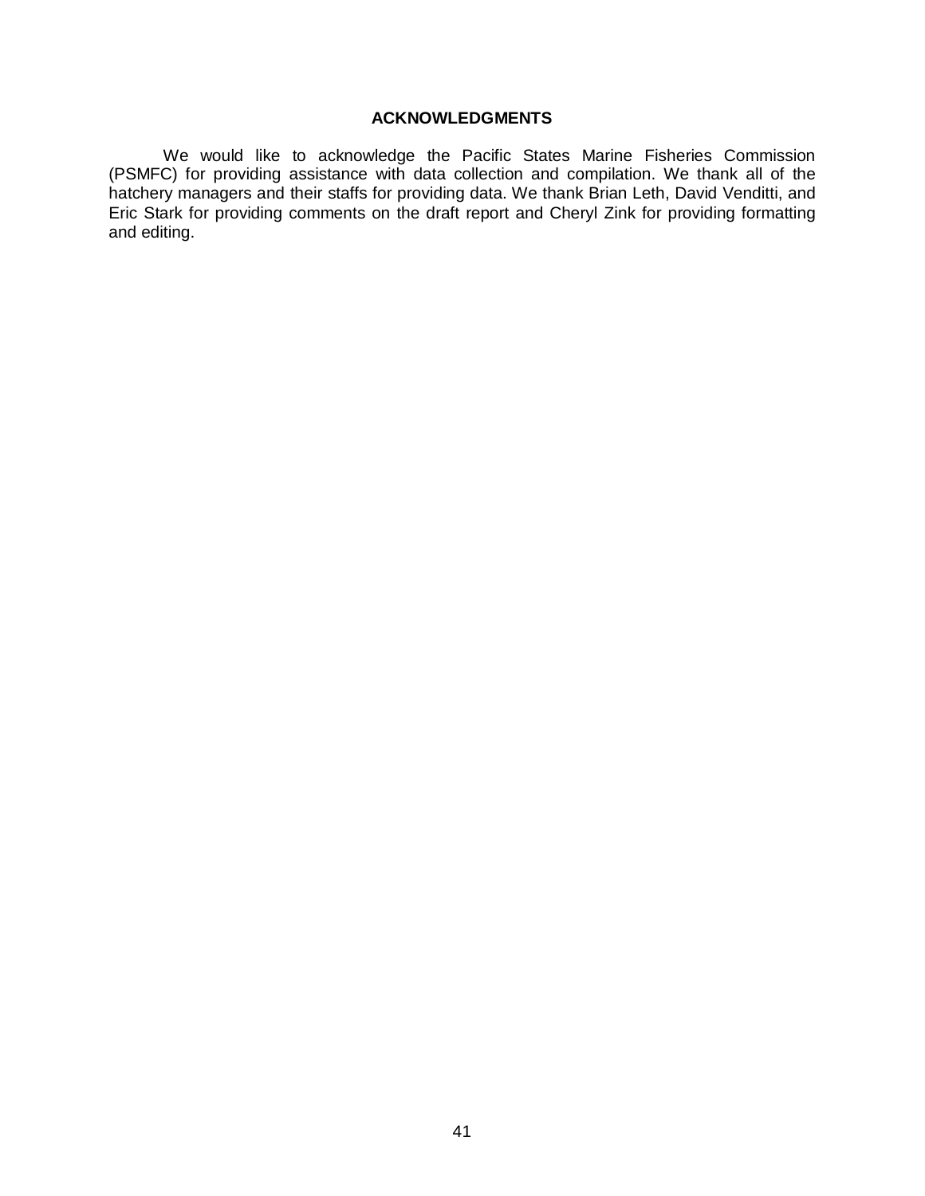## ACKNOWLEDGMENTS

We would like to acknowledge the Pacific States Marine Fisheries Commission (PSMFC) for providing assistance with data collection and compilation. We thank all of the hatchery managers and their staffs for providing data. We thank Brian Leth, David Venditti, and Eric Stark for providing comments on the draft report and Cheryl Zink for providing formatting and editing.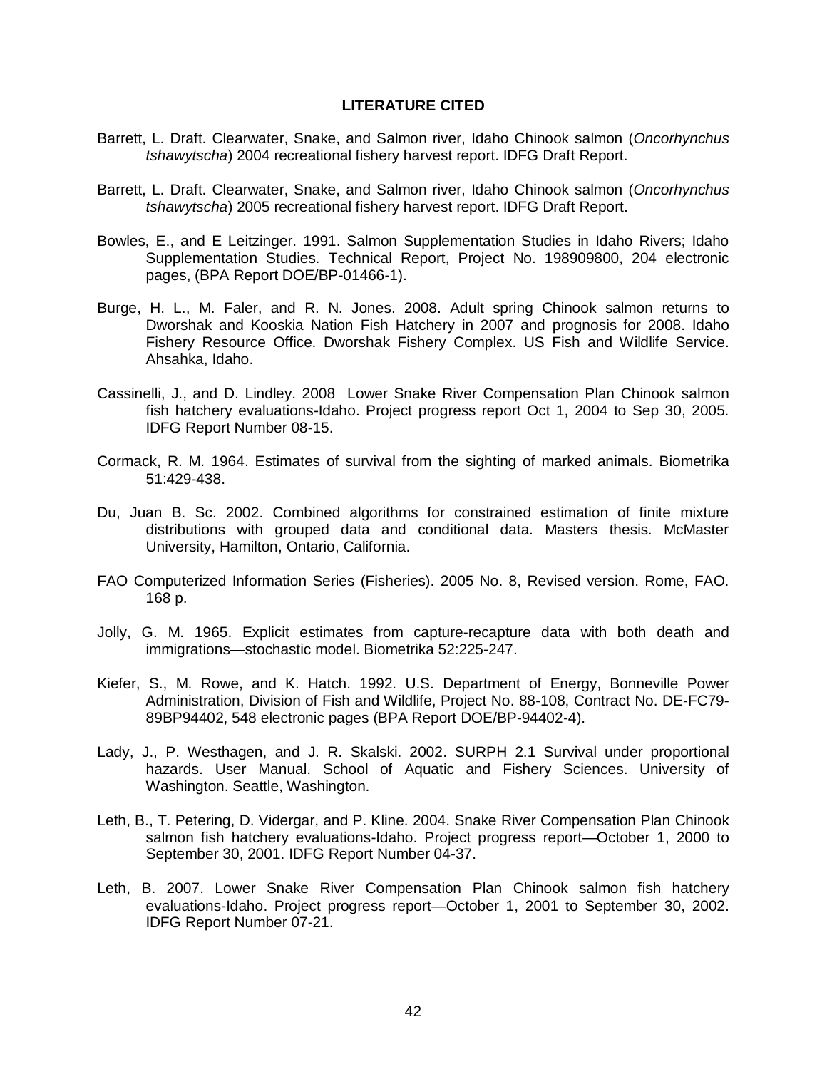## LITERATURE CITED

Barrett, L. Draft. Clearwater, Snake, and Salmon river, Idaho Chinook salmon (*Oncorhynchus tshawytscha*) 2004 recreational fishery harvest report. IDFG Draft Report.

Barrett, L. Draft. Clearwater, Snake, and Salmon river, Idaho Chinook salmon (*Oncorhynchus tshawytscha*) 2005 recreational fishery harvest report. IDFG Draft Report.

Bowles, E., and E Leitzinger. 1991. Salmon Supplementation Studies in Idaho Rivers; Idaho Supplementation Studies. Technical Report, Project No. 198909800, 204 electronic pages, (BPA Report DOE/BP-01466-1).

Burge, H. L., M. Faler, and R. N. Jones. 2008. Adult spring Chinook salmon returns to Dworshak and Kooskia Nation Fish Hatchery in 2007 and prognosis for 2008. Idaho Fishery Resource Office. Dworshak Fishery Complex. US Fish and Wildlife Service. Ahsahka, Idaho.

Cassinelli, J., and D. Lindley. 2008 Lower Snake River Compensation Plan Chinook salmon fish hatchery evaluations-Idaho. Project progress report Oct 1, 2004 to Sep 30, 2005. IDFG Report Number 08-15.

Cormack, R. M. 1964. Estimates of survival from the sighting of marked animals. Biometrika 51:429-438.

Du, Juan B. Sc. 2002. Combined algorithms for constrained estimation of finite mixture distributions with grouped data and conditional data. Masters thesis. McMaster University, Hamilton, Ontario, California.

FAO Computerized Information Series (Fisheries). 2005 No. 8, Revised version. Rome, FAO. 168 p.

Jolly, G. M. 1965. Explicit estimates from capture-recapture data with both death and immigrations—stochastic model. Biometrika 52:225-247.

Kiefer, S., M. Rowe, and K. Hatch. 1992. U.S. Department of Energy, Bonneville Power Administration, Division of Fish and Wildlife, Project No. 88-108, Contract No. DE-FC79-89BP94402, 548 electronic pages (BPA Report DOE/BP-94402-4).

Lady, J., P. Westhagen, and J. R. Skalski. 2002. SURPH 2.1 Survival under proportional hazards. User Manual. School of Aquatic and Fishery Sciences. University of Washington. Seattle, Washington.

Leth, B., T. Petering, D. Vidergar, and P. Kline. 2004. Snake River Compensation Plan Chinook salmon fish hatchery evaluations-Idaho. Project progress report—October 1, 2000 to September 30, 2001. IDFG Report Number 04-37.

Leth, B. 2007. Lower Snake River Compensation Plan Chinook salmon fish hatchery evaluations-Idaho. Project progress report—October 1, 2001 to September 30, 2002. IDFG Report Number 07-21.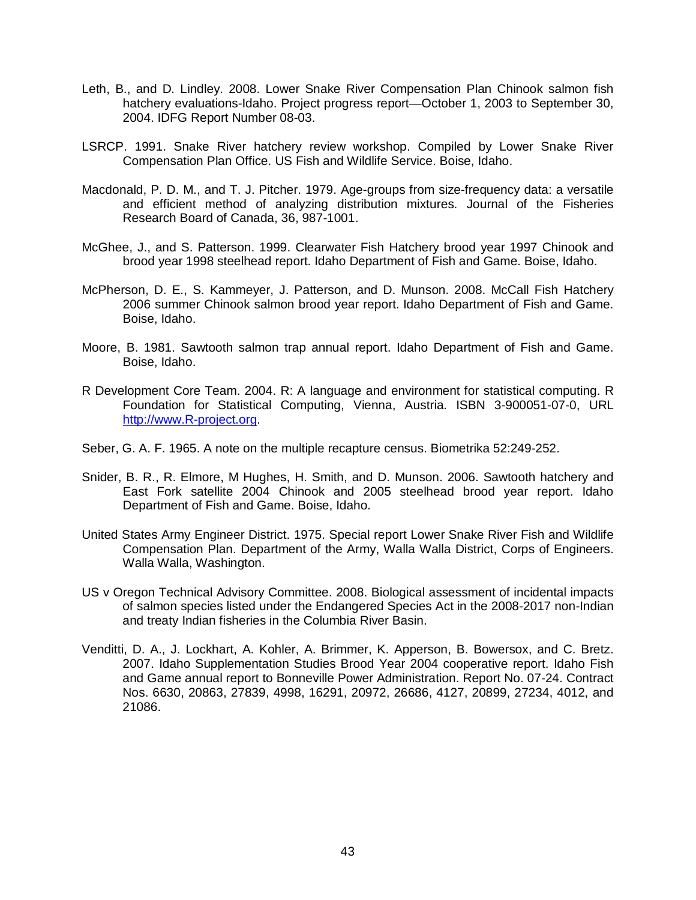Leth, B., and D. Lindley. 2008. Lower Snake River Compensation Plan Chinook salmon fish hatchery evaluations-Idaho. Project progress report—October 1, 2003 to September 30, 2004. IDFG Report Number 08-03.

LSRCP. 1991. Snake River hatchery review workshop. Compiled by Lower Snake River Compensation Plan Office. US Fish and Wildlife Service. Boise, Idaho.

Macdonald, P. D. M., and T. J. Pitcher. 1979. Age-groups from size-frequency data: a versatile and efficient method of analyzing distribution mixtures. Journal of the Fisheries Research Board of Canada, 36, 987-1001.

McGhee, J., and S. Patterson. 1999. Clearwater Fish Hatchery brood year 1997 Chinook and brood year 1998 steelhead report. Idaho Department of Fish and Game. Boise, Idaho.

McPherson, D. E., S. Kammeyer, J. Patterson, and D. Munson. 2008. McCall Fish Hatchery 2006 summer Chinook salmon brood year report. Idaho Department of Fish and Game. Boise, Idaho.

Moore, B. 1981. Sawtooth salmon trap annual report. Idaho Department of Fish and Game. Boise, Idaho.

R Development Core Team. 2004. R: A language and environment for statistical computing. R Foundation for Statistical Computing, Vienna, Austria. ISBN 3-900051-07-0, URL http://www.R-project.org.

Seber, G. A. F. 1965. A note on the multiple recapture census. Biometrika 52:249-252.

Snider, B. R., R. Elmore, M Hughes, H. Smith, and D. Munson. 2006. Sawtooth hatchery and East Fork satellite 2004 Chinook and 2005 steelhead brood year report. Idaho Department of Fish and Game. Boise, Idaho.

United States Army Engineer District. 1975. Special report Lower Snake River Fish and Wildlife Compensation Plan. Department of the Army, Walla Walla District, Corps of Engineers. Walla Walla, Washington.

US v Oregon Technical Advisory Committee. 2008. Biological assessment of incidental impacts of salmon species listed under the Endangered Species Act in the 2008-2017 non-Indian and treaty Indian fisheries in the Columbia River Basin.

Venditti, D. A., J. Lockhart, A. Kohler, A. Brimmer, K. Apperson, B. Bowersox, and C. Bretz. 2007. Idaho Supplementation Studies Brood Year 2004 cooperative report. Idaho Fish and Game annual report to Bonneville Power Administration. Report No. 07-24. Contract Nos. 6630, 20863, 27839, 4998, 16291, 20972, 26686, 4127, 20899, 27234, 4012, and 21086.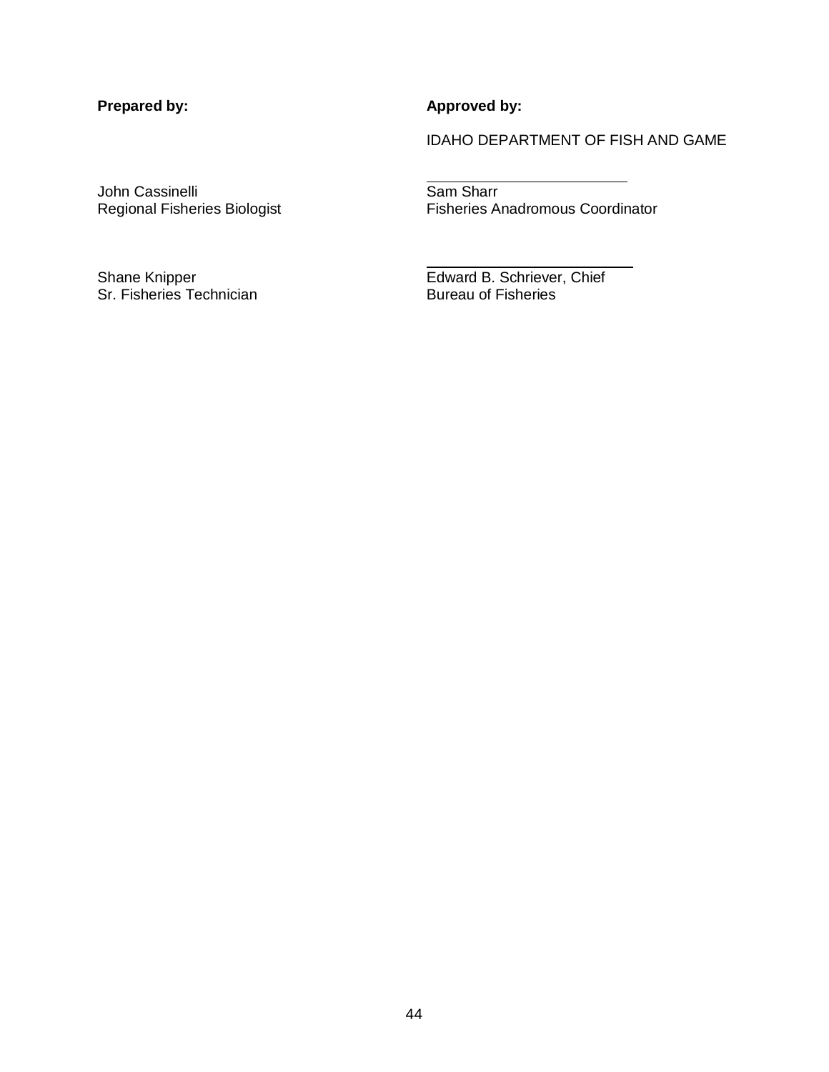**Prepared by:**

John Cassinelli
Regional Fisheries Biologist

Shane Knipper
Sr. Fisheries Technician

**Approved by:**

IDAHO DEPARTMENT OF FISH AND GAME

Sam Sharr
Fisheries Anadromous Coordinator

Edward B. Schriever, Chief
Bureau of Fisheries